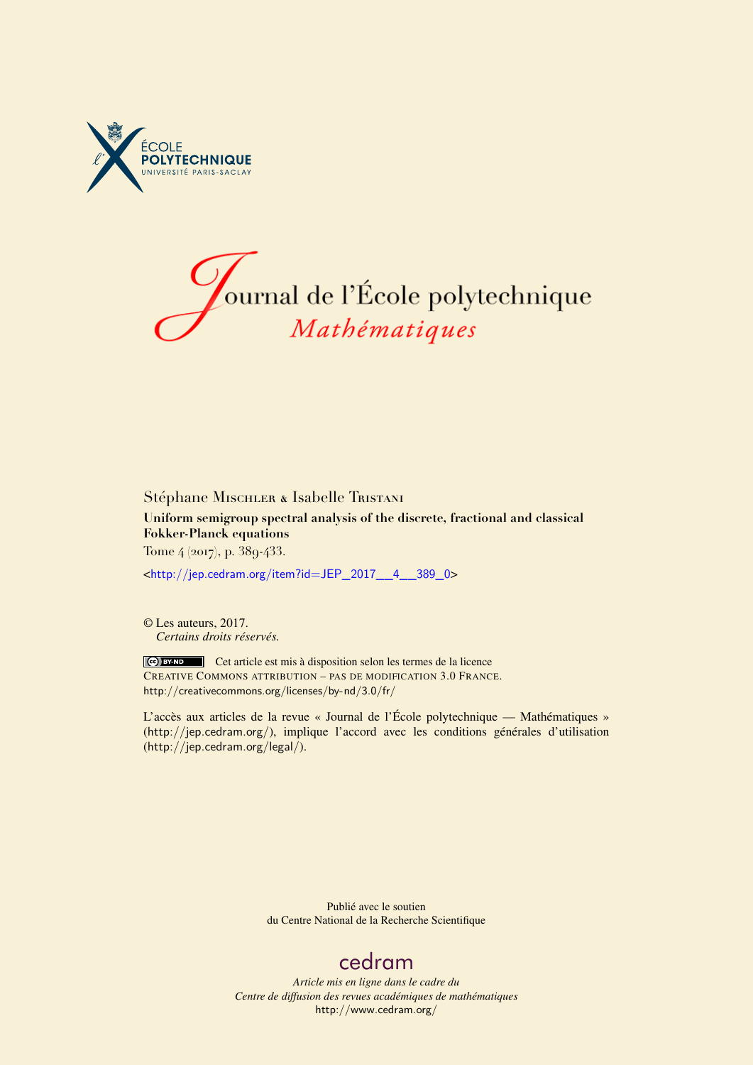# Journal de l'École polytechnique
## *Mathématiques*

Stéphane Mischler & Isabelle Tristani

**Uniform semigroup spectral analysis of the discrete, fractional and classical Fokker-Planck equations**

Tome 4 (2017), p. 389-433.

<http://jep.cedram.org/item?id=JEP_2017__4__389_0>

© Les auteurs, 2017.
*Certains droits réservés.*

Cet article est mis à disposition selon les termes de la licence
Creative Commons attribution – pas de modification 3.0 France.
http://creativecommons.org/licenses/by-nd/3.0/fr/

L'accès aux articles de la revue « Journal de l'École polytechnique — Mathématiques » (http://jep.cedram.org/), implique l'accord avec les conditions générales d'utilisation (http://jep.cedram.org/legal/).

Publié avec le soutien
du Centre National de la Recherche Scientifique

cedram

*Article mis en ligne dans le cadre du*
*Centre de diffusion des revues académiques de mathématiques*
http://www.cedram.org/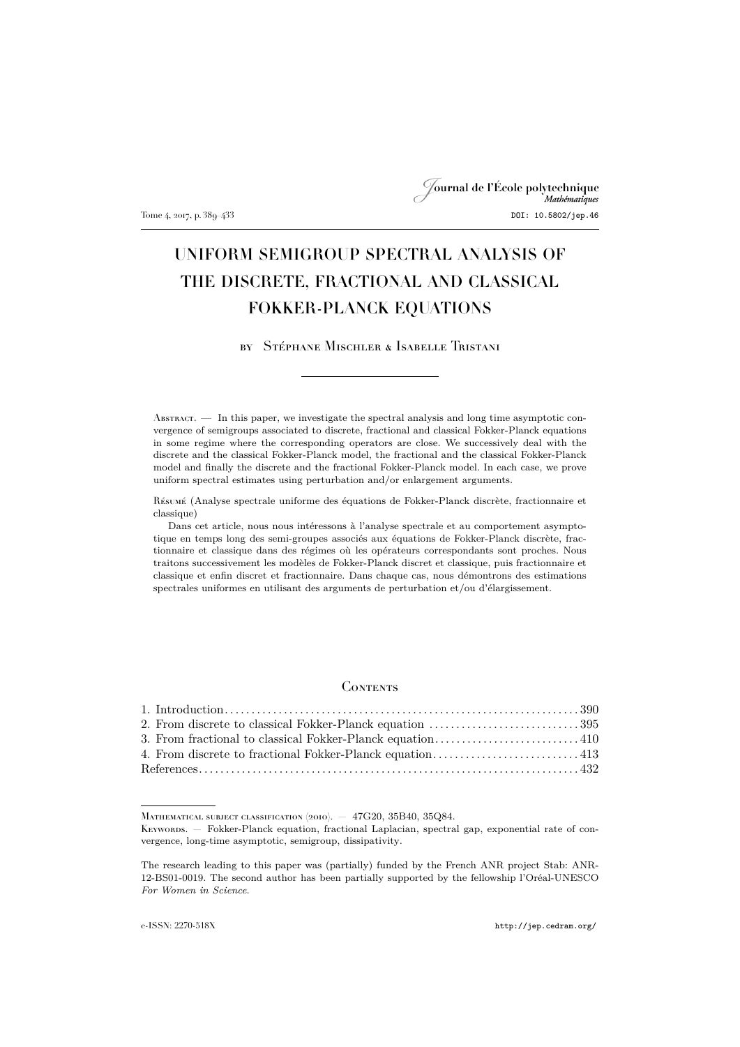# UNIFORM SEMIGROUP SPECTRAL ANALYSIS OF THE DISCRETE, FRACTIONAL AND CLASSICAL FOKKER-PLANCK EQUATIONS

by Stéphane Mischler & Isabelle Tristani

---

Abstract. — In this paper, we investigate the spectral analysis and long time asymptotic convergence of semigroups associated to discrete, fractional and classical Fokker-Planck equations in some regime where the corresponding operators are close. We successively deal with the discrete and the classical Fokker-Planck model, the fractional and the classical Fokker-Planck model and finally the discrete and the fractional Fokker-Planck model. In each case, we prove uniform spectral estimates using perturbation and/or enlargement arguments.

Résumé (Analyse spectrale uniforme des équations de Fokker-Planck discrète, fractionnaire et classique)

Dans cet article, nous nous intéressons à l'analyse spectrale et au comportement asymptotique en temps long des semi-groupes associés aux équations de Fokker-Planck discrète, fractionnaire et classique dans des régimes où les opérateurs correspondants sont proches. Nous traitons successivement les modèles de Fokker-Planck discret et classique, puis fractionnaire et classique et enfin discret et fractionnaire. Dans chaque cas, nous démontrons des estimations spectrales uniformes en utilisant des arguments de perturbation et/ou d'élargissement.

## Contents

1. Introduction .......... 390
2. From discrete to classical Fokker-Planck equation .......... 395
3. From fractional to classical Fokker-Planck equation .......... 410
4. From discrete to fractional Fokker-Planck equation .......... 413

References .......... 432

---

Mathematical subject classification (2010). — 47G20, 35B40, 35Q84.

Keywords. — Fokker-Planck equation, fractional Laplacian, spectral gap, exponential rate of convergence, long-time asymptotic, semigroup, dissipativity.

The research leading to this paper was (partially) funded by the French ANR project Stab: ANR-12-BS01-0019. The second author has been partially supported by the fellowship l'Oréal-UNESCO *For Women in Science*.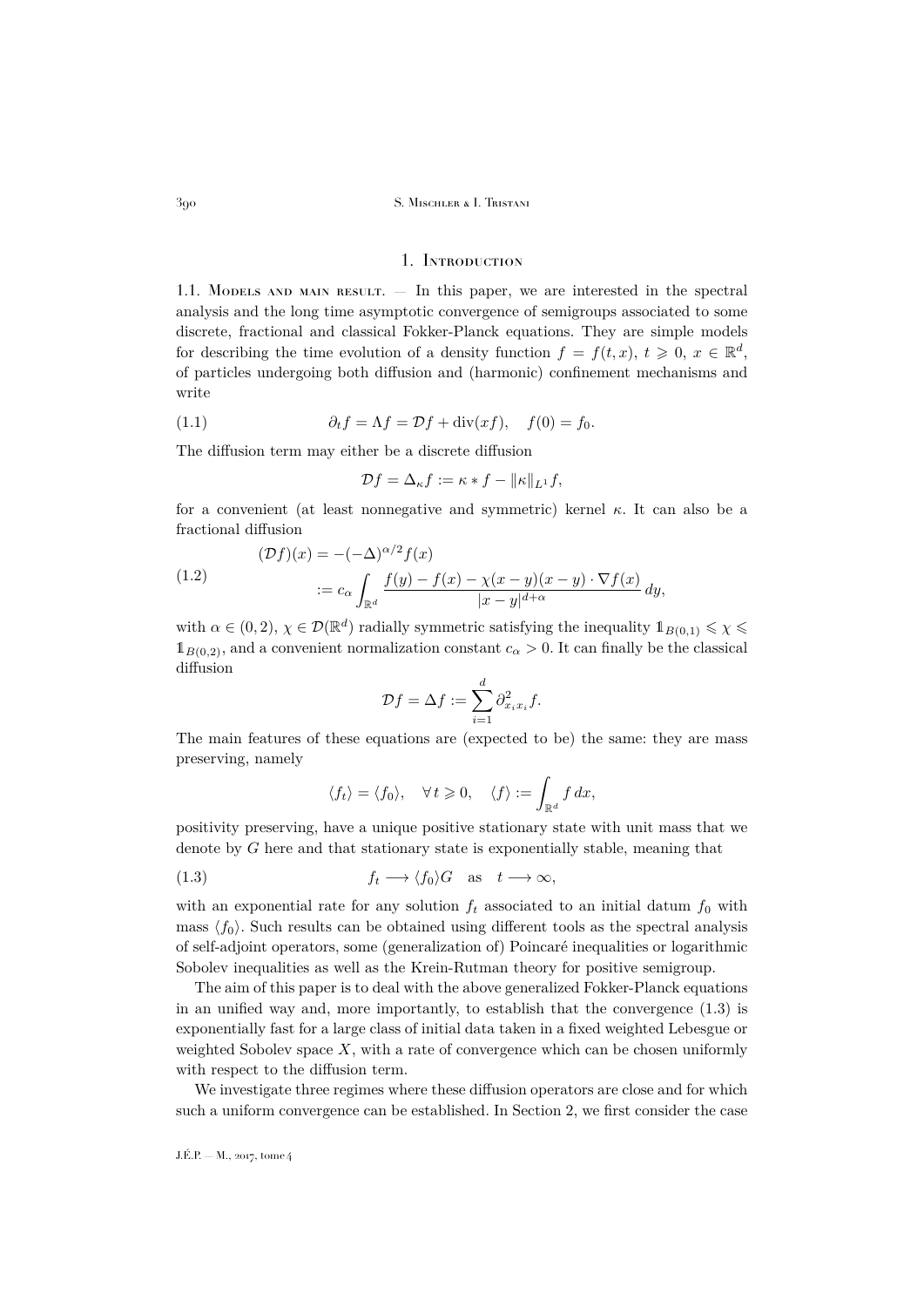## 1. Introduction

1.1. Models and main result. — In this paper, we are interested in the spectral analysis and the long time asymptotic convergence of semigroups associated to some discrete, fractional and classical Fokker-Planck equations. They are simple models for describing the time evolution of a density function $f = f(t, x)$, $t \geqslant 0$, $x \in \mathbb{R}^d$, of particles undergoing both diffusion and (harmonic) confinement mechanisms and write

$$
\partial_t f = \Lambda f = \mathcal{D} f + \operatorname{div}(xf), \quad f(0) = f_0. \tag{1.1}
$$

The diffusion term may either be a discrete diffusion

$$
\mathcal{D} f = \Delta_\kappa f := \kappa * f - \|\kappa\|_{L^1} f,
$$

for a convenient (at least nonnegative and symmetric) kernel $\kappa$. It can also be a fractional diffusion

$$
\begin{aligned}
(\mathcal{D} f)(x) &= -(-\Delta)^{\alpha/2} f(x) \\
&:= c_\alpha \int_{\mathbb{R}^d} \frac{f(y) - f(x) - \chi(x-y)(x-y) \cdot \nabla f(x)}{|x-y|^{d+\alpha}} \, dy,
\end{aligned} \tag{1.2}
$$

with $\alpha \in (0, 2)$, $\chi \in \mathcal{D}(\mathbb{R}^d)$ radially symmetric satisfying the inequality $\mathbb{1}_{B(0,1)} \leqslant \chi \leqslant \mathbb{1}_{B(0,2)}$, and a convenient normalization constant $c_\alpha > 0$. It can finally be the classical diffusion

$$
\mathcal{D} f = \Delta f := \sum_{i=1}^d \partial^2_{x_i x_i} f.
$$

The main features of these equations are (expected to be) the same: they are mass preserving, namely

$$
\langle f_t \rangle = \langle f_0 \rangle, \quad \forall\, t \geqslant 0, \quad \langle f \rangle := \int_{\mathbb{R}^d} f \, dx,
$$

positivity preserving, have a unique positive stationary state with unit mass that we denote by $G$ here and that stationary state is exponentially stable, meaning that

$$
f_t \longrightarrow \langle f_0 \rangle G \quad \text{as} \quad t \longrightarrow \infty, \tag{1.3}
$$

with an exponential rate for any solution $f_t$ associated to an initial datum $f_0$ with mass $\langle f_0 \rangle$. Such results can be obtained using different tools as the spectral analysis of self-adjoint operators, some (generalization of) Poincaré inequalities or logarithmic Sobolev inequalities as well as the Krein-Rutman theory for positive semigroup.

The aim of this paper is to deal with the above generalized Fokker-Planck equations in an unified way and, more importantly, to establish that the convergence (1.3) is exponentially fast for a large class of initial data taken in a fixed weighted Lebesgue or weighted Sobolev space $X$, with a rate of convergence which can be chosen uniformly with respect to the diffusion term.

We investigate three regimes where these diffusion operators are close and for which such a uniform convergence can be established. In Section 2, we first consider the case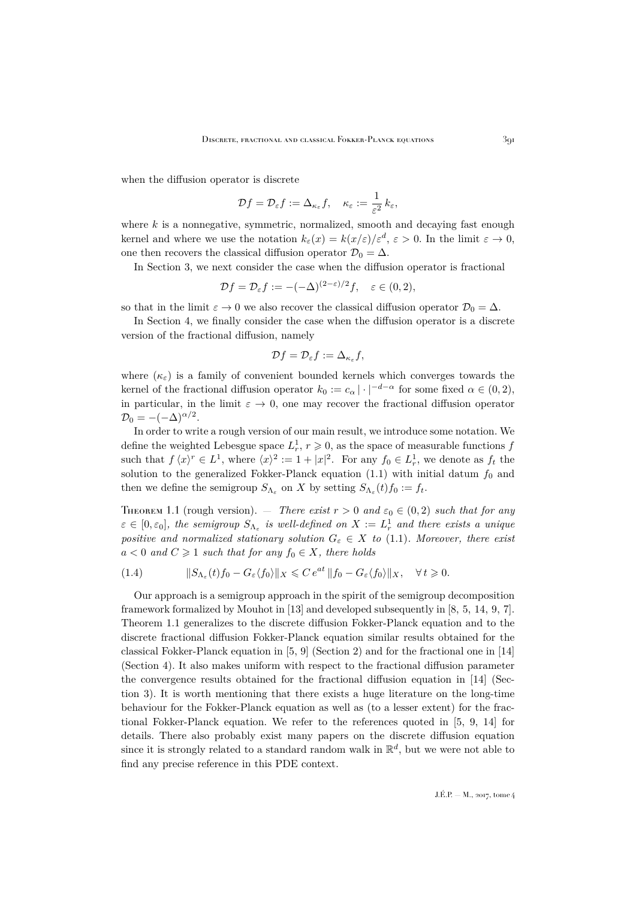when the diffusion operator is discrete

$$\mathcal{D}f = \mathcal{D}_\varepsilon f := \Delta_{\kappa_\varepsilon} f, \quad \kappa_\varepsilon := \frac{1}{\varepsilon^2}\, k_\varepsilon,$$

where $k$ is a nonnegative, symmetric, normalized, smooth and decaying fast enough kernel and where we use the notation $k_\varepsilon(x) = k(x/\varepsilon)/\varepsilon^d$, $\varepsilon > 0$. In the limit $\varepsilon \to 0$, one then recovers the classical diffusion operator $\mathcal{D}_0 = \Delta$.

In Section 3, we next consider the case when the diffusion operator is fractional

$$\mathcal{D}f = \mathcal{D}_\varepsilon f := -(-\Delta)^{(2-\varepsilon)/2} f, \quad \varepsilon \in (0, 2),$$

so that in the limit $\varepsilon \to 0$ we also recover the classical diffusion operator $\mathcal{D}_0 = \Delta$.

In Section 4, we finally consider the case when the diffusion operator is a discrete version of the fractional diffusion, namely

$$\mathcal{D}f = \mathcal{D}_\varepsilon f := \Delta_{\kappa_\varepsilon} f,$$

where $(\kappa_\varepsilon)$ is a family of convenient bounded kernels which converges towards the kernel of the fractional diffusion operator $k_0 := c_\alpha |\cdot|^{-d-\alpha}$ for some fixed $\alpha \in (0, 2)$, in particular, in the limit $\varepsilon \to 0$, one may recover the fractional diffusion operator $\mathcal{D}_0 = -(-\Delta)^{\alpha/2}$.

In order to write a rough version of our main result, we introduce some notation. We define the weighted Lebesgue space $L^1_r$, $r \geqslant 0$, as the space of measurable functions $f$ such that $f\,\langle x\rangle^r \in L^1$, where $\langle x\rangle^2 := 1 + |x|^2$. For any $f_0 \in L^1_r$, we denote as $f_t$ the solution to the generalized Fokker-Planck equation (1.1) with initial datum $f_0$ and then we define the semigroup $S_{\Lambda_\varepsilon}$ on $X$ by setting $S_{\Lambda_\varepsilon}(t) f_0 := f_t$.

**Theorem 1.1** (rough version). — *There exist $r > 0$ and $\varepsilon_0 \in (0, 2)$ such that for any $\varepsilon \in [0, \varepsilon_0]$, the semigroup $S_{\Lambda_\varepsilon}$ is well-defined on $X := L^1_r$ and there exists a unique positive and normalized stationary solution $G_\varepsilon \in X$ to* (1.1). *Moreover, there exist $a < 0$ and $C \geqslant 1$ such that for any $f_0 \in X$, there holds*

$$\|S_{\Lambda_\varepsilon}(t) f_0 - G_\varepsilon\langle f_0\rangle\|_X \leqslant C\, e^{at}\, \|f_0 - G_\varepsilon\langle f_0\rangle\|_X, \quad \forall\, t \geqslant 0. \tag{1.4}$$

Our approach is a semigroup approach in the spirit of the semigroup decomposition framework formalized by Mouhot in [13] and developed subsequently in [8, 5, 14, 9, 7]. Theorem 1.1 generalizes to the discrete diffusion Fokker-Planck equation and to the discrete fractional diffusion Fokker-Planck equation similar results obtained for the classical Fokker-Planck equation in [5, 9] (Section 2) and for the fractional one in [14] (Section 4). It also makes uniform with respect to the fractional diffusion parameter the convergence results obtained for the fractional diffusion equation in [14] (Section 3). It is worth mentioning that there exists a huge literature on the long-time behaviour for the Fokker-Planck equation as well as (to a lesser extent) for the fractional Fokker-Planck equation. We refer to the references quoted in [5, 9, 14] for details. There also probably exist many papers on the discrete diffusion equation since it is strongly related to a standard random walk in $\mathbb{R}^d$, but we were not able to find any precise reference in this PDE context.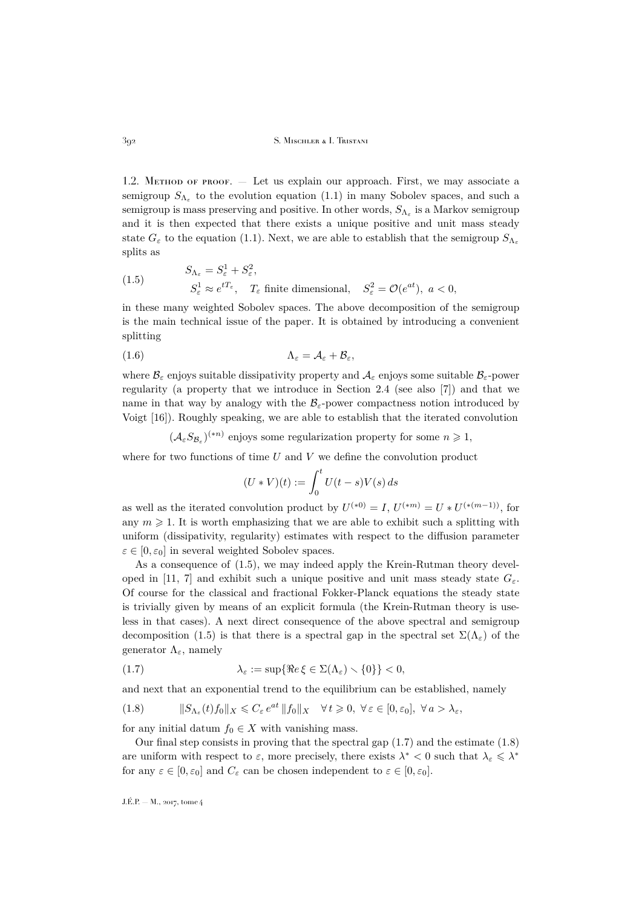### 1.2. Method of proof.

— Let us explain our approach. First, we may associate a semigroup $S_{\Lambda_\varepsilon}$ to the evolution equation (1.1) in many Sobolev spaces, and such a semigroup is mass preserving and positive. In other words, $S_{\Lambda_\varepsilon}$ is a Markov semigroup and it is then expected that there exists a unique positive and unit mass steady state $G_\varepsilon$ to the equation (1.1). Next, we are able to establish that the semigroup $S_{\Lambda_\varepsilon}$ splits as

$$
\begin{aligned}
&S_{\Lambda_\varepsilon} = S^1_\varepsilon + S^2_\varepsilon, \\
&S^1_\varepsilon \approx e^{tT_\varepsilon}, \quad T_\varepsilon \text{ finite dimensional}, \quad S^2_\varepsilon = \mathcal{O}(e^{at}),\ a<0,
\end{aligned}
\tag{1.5}
$$

in these many weighted Sobolev spaces. The above decomposition of the semigroup is the main technical issue of the paper. It is obtained by introducing a convenient splitting

$$
\Lambda_\varepsilon = \mathcal{A}_\varepsilon + \mathcal{B}_\varepsilon,
\tag{1.6}
$$

where $\mathcal{B}_\varepsilon$ enjoys suitable dissipativity property and $\mathcal{A}_\varepsilon$ enjoys some suitable $\mathcal{B}_\varepsilon$-power regularity (a property that we introduce in Section 2.4 (see also [7]) and that we name in that way by analogy with the $\mathcal{B}_\varepsilon$-power compactness notion introduced by Voigt [16]). Roughly speaking, we are able to establish that the iterated convolution

$$
(\mathcal{A}_\varepsilon S_{\mathcal{B}_\varepsilon})^{(*n)} \text{ enjoys some regularization property for some } n \geqslant 1,
$$

where for two functions of time $U$ and $V$ we define the convolution product

$$
(U * V)(t) := \int_0^t U(t-s)V(s)\, ds
$$

as well as the iterated convolution product by $U^{(*0)} = I$, $U^{(*m)} = U * U^{(*(m-1))}$, for any $m \geqslant 1$. It is worth emphasizing that we are able to exhibit such a splitting with uniform (dissipativity, regularity) estimates with respect to the diffusion parameter $\varepsilon \in [0, \varepsilon_0]$ in several weighted Sobolev spaces.

As a consequence of (1.5), we may indeed apply the Krein-Rutman theory developed in [11, 7] and exhibit such a unique positive and unit mass steady state $G_\varepsilon$. Of course for the classical and fractional Fokker-Planck equations the steady state is trivially given by means of an explicit formula (the Krein-Rutman theory is useless in that cases). A next direct consequence of the above spectral and semigroup decomposition (1.5) is that there is a spectral gap in the spectral set $\Sigma(\Lambda_\varepsilon)$ of the generator $\Lambda_\varepsilon$, namely

$$
\lambda_\varepsilon := \sup\{\Re e\, \xi \in \Sigma(\Lambda_\varepsilon) \smallsetminus \{0\}\} < 0,
\tag{1.7}
$$

and next that an exponential trend to the equilibrium can be established, namely

$$
\|S_{\Lambda_\varepsilon}(t) f_0\|_X \leqslant C_\varepsilon\, e^{at}\, \|f_0\|_X \quad \forall\, t \geqslant 0,\ \forall\, \varepsilon \in [0, \varepsilon_0],\ \forall\, a > \lambda_\varepsilon,
\tag{1.8}
$$

for any initial datum $f_0 \in X$ with vanishing mass.

Our final step consists in proving that the spectral gap (1.7) and the estimate (1.8) are uniform with respect to $\varepsilon$, more precisely, there exists $\lambda^* < 0$ such that $\lambda_\varepsilon \leqslant \lambda^*$ for any $\varepsilon \in [0, \varepsilon_0]$ and $C_\varepsilon$ can be chosen independent to $\varepsilon \in [0, \varepsilon_0]$.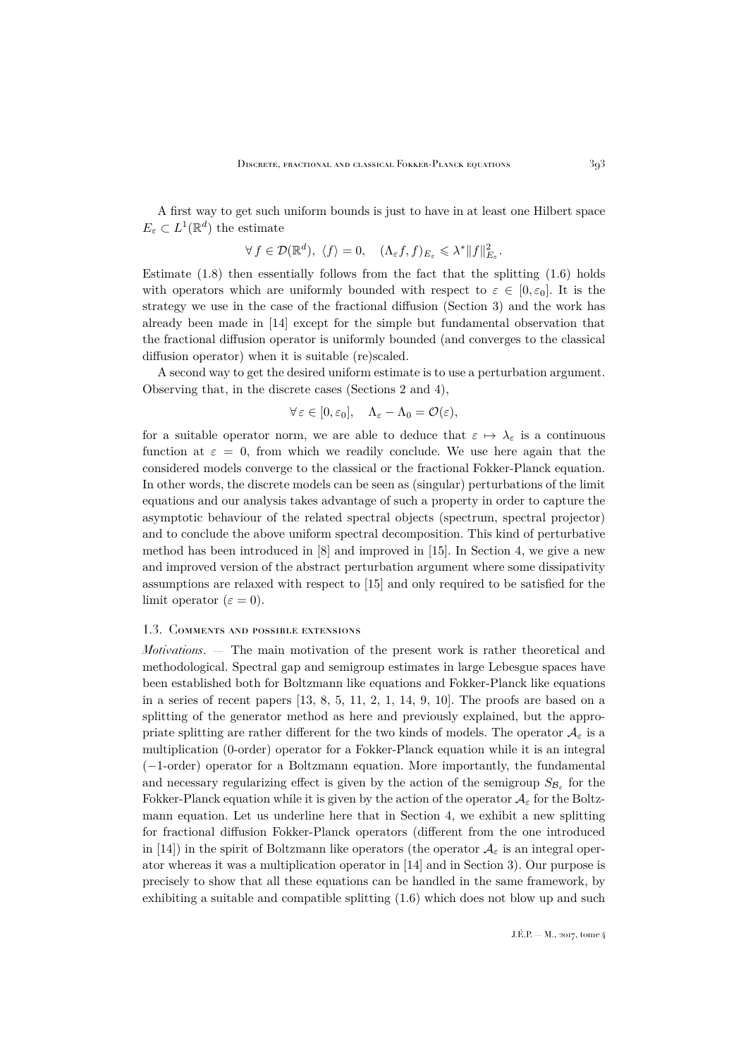A first way to get such uniform bounds is just to have in at least one Hilbert space $E_\varepsilon \subset L^1(\mathbb{R}^d)$ the estimate

$$\forall f \in \mathcal{D}(\mathbb{R}^d),\ \langle f \rangle = 0, \quad (\Lambda_\varepsilon f, f)_{E_\varepsilon} \leqslant \lambda^* \|f\|^2_{E_\varepsilon}.$$

Estimate (1.8) then essentially follows from the fact that the splitting (1.6) holds with operators which are uniformly bounded with respect to $\varepsilon \in [0, \varepsilon_0]$. It is the strategy we use in the case of the fractional diffusion (Section 3) and the work has already been made in [14] except for the simple but fundamental observation that the fractional diffusion operator is uniformly bounded (and converges to the classical diffusion operator) when it is suitable (re)scaled.

A second way to get the desired uniform estimate is to use a perturbation argument. Observing that, in the discrete cases (Sections 2 and 4),

$$\forall \varepsilon \in [0, \varepsilon_0], \quad \Lambda_\varepsilon - \Lambda_0 = \mathcal{O}(\varepsilon),$$

for a suitable operator norm, we are able to deduce that $\varepsilon \mapsto \lambda_\varepsilon$ is a continuous function at $\varepsilon = 0$, from which we readily conclude. We use here again that the considered models converge to the classical or the fractional Fokker-Planck equation. In other words, the discrete models can be seen as (singular) perturbations of the limit equations and our analysis takes advantage of such a property in order to capture the asymptotic behaviour of the related spectral objects (spectrum, spectral projector) and to conclude the above uniform spectral decomposition. This kind of perturbative method has been introduced in [8] and improved in [15]. In Section 4, we give a new and improved version of the abstract perturbation argument where some dissipativity assumptions are relaxed with respect to [15] and only required to be satisfied for the limit operator ($\varepsilon = 0$).

### 1.3. Comments and possible extensions

*Motivations*. — The main motivation of the present work is rather theoretical and methodological. Spectral gap and semigroup estimates in large Lebesgue spaces have been established both for Boltzmann like equations and Fokker-Planck like equations in a series of recent papers [13, 8, 5, 11, 2, 1, 14, 9, 10]. The proofs are based on a splitting of the generator method as here and previously explained, but the appropriate splitting are rather different for the two kinds of models. The operator $\mathcal{A}_\varepsilon$ is a multiplication (0-order) operator for a Fokker-Planck equation while it is an integral ($-1$-order) operator for a Boltzmann equation. More importantly, the fundamental and necessary regularizing effect is given by the action of the semigroup $S_{\mathcal{B}_\varepsilon}$ for the Fokker-Planck equation while it is given by the action of the operator $\mathcal{A}_\varepsilon$ for the Boltzmann equation. Let us underline here that in Section 4, we exhibit a new splitting for fractional diffusion Fokker-Planck operators (different from the one introduced in [14]) in the spirit of Boltzmann like operators (the operator $\mathcal{A}_\varepsilon$ is an integral operator whereas it was a multiplication operator in [14] and in Section 3). Our purpose is precisely to show that all these equations can be handled in the same framework, by exhibiting a suitable and compatible splitting (1.6) which does not blow up and such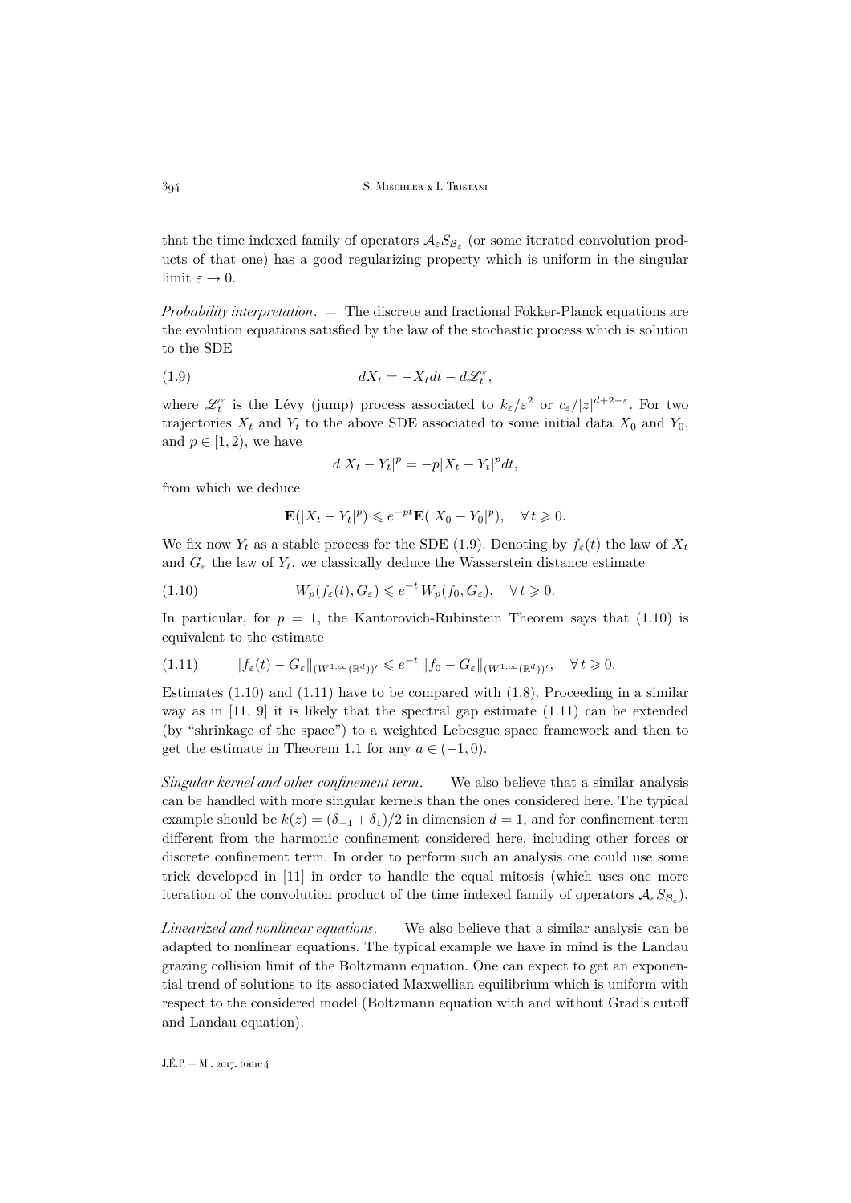that the time indexed family of operators $\mathcal{A}_\varepsilon S_{\mathcal{B}_\varepsilon}$ (or some iterated convolution products of that one) has a good regularizing property which is uniform in the singular limit $\varepsilon \to 0$.

*Probability interpretation*. — The discrete and fractional Fokker-Planck equations are the evolution equations satisfied by the law of the stochastic process which is solution to the SDE

$$dX_t = -X_t dt - d\mathscr{L}_t^\varepsilon, \tag{1.9}$$

where $\mathscr{L}_t^\varepsilon$ is the Lévy (jump) process associated to $k_\varepsilon/\varepsilon^2$ or $c_\varepsilon/|z|^{d+2-\varepsilon}$. For two trajectories $X_t$ and $Y_t$ to the above SDE associated to some initial data $X_0$ and $Y_0$, and $p \in [1,2)$, we have

$$d|X_t - Y_t|^p = -p|X_t - Y_t|^p dt,$$

from which we deduce

$$\mathbf{E}(|X_t - Y_t|^p) \leqslant e^{-pt}\mathbf{E}(|X_0 - Y_0|^p), \quad \forall\, t \geqslant 0.$$

We fix now $Y_t$ as a stable process for the SDE (1.9). Denoting by $f_\varepsilon(t)$ the law of $X_t$ and $G_\varepsilon$ the law of $Y_t$, we classically deduce the Wasserstein distance estimate

$$W_p(f_\varepsilon(t), G_\varepsilon) \leqslant e^{-t}\, W_p(f_0, G_\varepsilon), \quad \forall\, t \geqslant 0. \tag{1.10}$$

In particular, for $p = 1$, the Kantorovich-Rubinstein Theorem says that (1.10) is equivalent to the estimate

$$\|f_\varepsilon(t) - G_\varepsilon\|_{(W^{1,\infty}(\mathbb{R}^d))'} \leqslant e^{-t}\, \|f_0 - G_\varepsilon\|_{(W^{1,\infty}(\mathbb{R}^d))'}, \quad \forall\, t \geqslant 0. \tag{1.11}$$

Estimates (1.10) and (1.11) have to be compared with (1.8). Proceeding in a similar way as in [11, 9] it is likely that the spectral gap estimate (1.11) can be extended (by "shrinkage of the space") to a weighted Lebesgue space framework and then to get the estimate in Theorem 1.1 for any $a \in (-1, 0)$.

*Singular kernel and other confinement term*. — We also believe that a similar analysis can be handled with more singular kernels than the ones considered here. The typical example should be $k(z) = (\delta_{-1} + \delta_1)/2$ in dimension $d = 1$, and for confinement term different from the harmonic confinement considered here, including other forces or discrete confinement term. In order to perform such an analysis one could use some trick developed in [11] in order to handle the equal mitosis (which uses one more iteration of the convolution product of the time indexed family of operators $\mathcal{A}_\varepsilon S_{\mathcal{B}_\varepsilon}$).

*Linearized and nonlinear equations*. — We also believe that a similar analysis can be adapted to nonlinear equations. The typical example we have in mind is the Landau grazing collision limit of the Boltzmann equation. One can expect to get an exponential trend of solutions to its associated Maxwellian equilibrium which is uniform with respect to the considered model (Boltzmann equation with and without Grad's cutoff and Landau equation).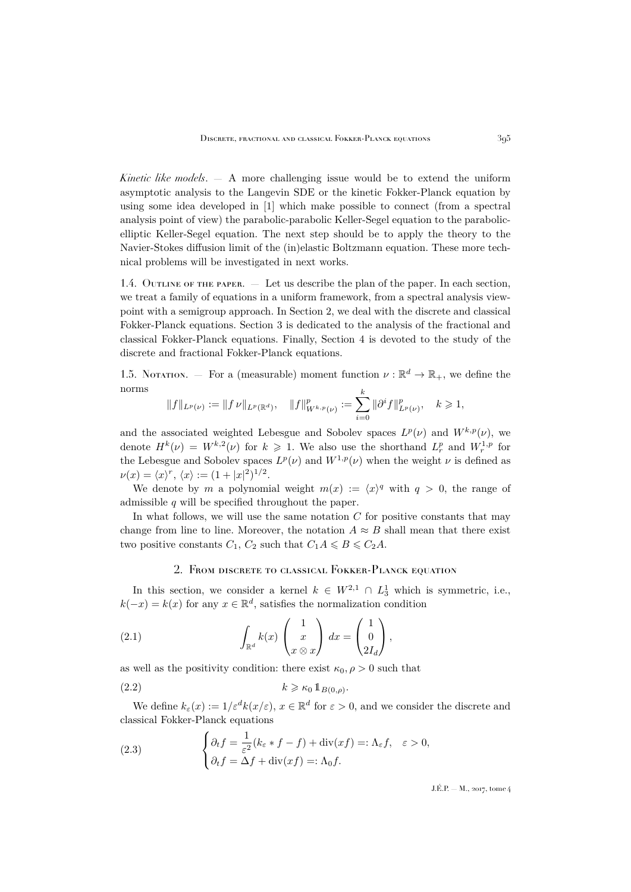*Kinetic like models*. — A more challenging issue would be to extend the uniform asymptotic analysis to the Langevin SDE or the kinetic Fokker-Planck equation by using some idea developed in [1] which make possible to connect (from a spectral analysis point of view) the parabolic-parabolic Keller-Segel equation to the parabolic-elliptic Keller-Segel equation. The next step should be to apply the theory to the Navier-Stokes diffusion limit of the (in)elastic Boltzmann equation. These more technical problems will be investigated in next works.

1.4. Outline of the paper. — Let us describe the plan of the paper. In each section, we treat a family of equations in a uniform framework, from a spectral analysis viewpoint with a semigroup approach. In Section 2, we deal with the discrete and classical Fokker-Planck equations. Section 3 is dedicated to the analysis of the fractional and classical Fokker-Planck equations. Finally, Section 4 is devoted to the study of the discrete and fractional Fokker-Planck equations.

1.5. Notation. — For a (measurable) moment function $\nu : \mathbb{R}^d \to \mathbb{R}_+$, we define the norms

$$\|f\|_{L^p(\nu)} := \|f\,\nu\|_{L^p(\mathbb{R}^d)}, \quad \|f\|^p_{W^{k,p}(\nu)} := \sum_{i=0}^{k} \|\partial^i f\|^p_{L^p(\nu)}, \quad k \geqslant 1,$$

and the associated weighted Lebesgue and Sobolev spaces $L^p(\nu)$ and $W^{k,p}(\nu)$, we denote $H^k(\nu) = W^{k,2}(\nu)$ for $k \geqslant 1$. We also use the shorthand $L^p_r$ and $W^{1,p}_r$ for the Lebesgue and Sobolev spaces $L^p(\nu)$ and $W^{1,p}(\nu)$ when the weight $\nu$ is defined as $\nu(x) = \langle x\rangle^r$, $\langle x\rangle := (1+|x|^2)^{1/2}$.

We denote by $m$ a polynomial weight $m(x) := \langle x\rangle^q$ with $q > 0$, the range of admissible $q$ will be specified throughout the paper.

In what follows, we will use the same notation $C$ for positive constants that may change from line to line. Moreover, the notation $A \approx B$ shall mean that there exist two positive constants $C_1$, $C_2$ such that $C_1 A \leqslant B \leqslant C_2 A$.

## 2. From discrete to classical Fokker-Planck equation

In this section, we consider a kernel $k \in W^{2,1} \cap L^1_3$ which is symmetric, i.e., $k(-x) = k(x)$ for any $x \in \mathbb{R}^d$, satisfies the normalization condition

$$\int_{\mathbb{R}^d} k(x) \begin{pmatrix} 1 \\ x \\ x \otimes x \end{pmatrix} dx = \begin{pmatrix} 1 \\ 0 \\ 2I_d \end{pmatrix}, \tag{2.1}$$

as well as the positivity condition: there exist $\kappa_0, \rho > 0$ such that

$$k \geqslant \kappa_0 \, \mathbb{1}_{B(0,\rho)}. \tag{2.2}$$

We define $k_\varepsilon(x) := 1/\varepsilon^d k(x/\varepsilon)$, $x \in \mathbb{R}^d$ for $\varepsilon > 0$, and we consider the discrete and classical Fokker-Planck equations

$$\begin{cases} \partial_t f = \dfrac{1}{\varepsilon^2}(k_\varepsilon * f - f) + \operatorname{div}(xf) =: \Lambda_\varepsilon f, & \varepsilon > 0, \\ \partial_t f = \Delta f + \operatorname{div}(xf) =: \Lambda_0 f. \end{cases} \tag{2.3}$$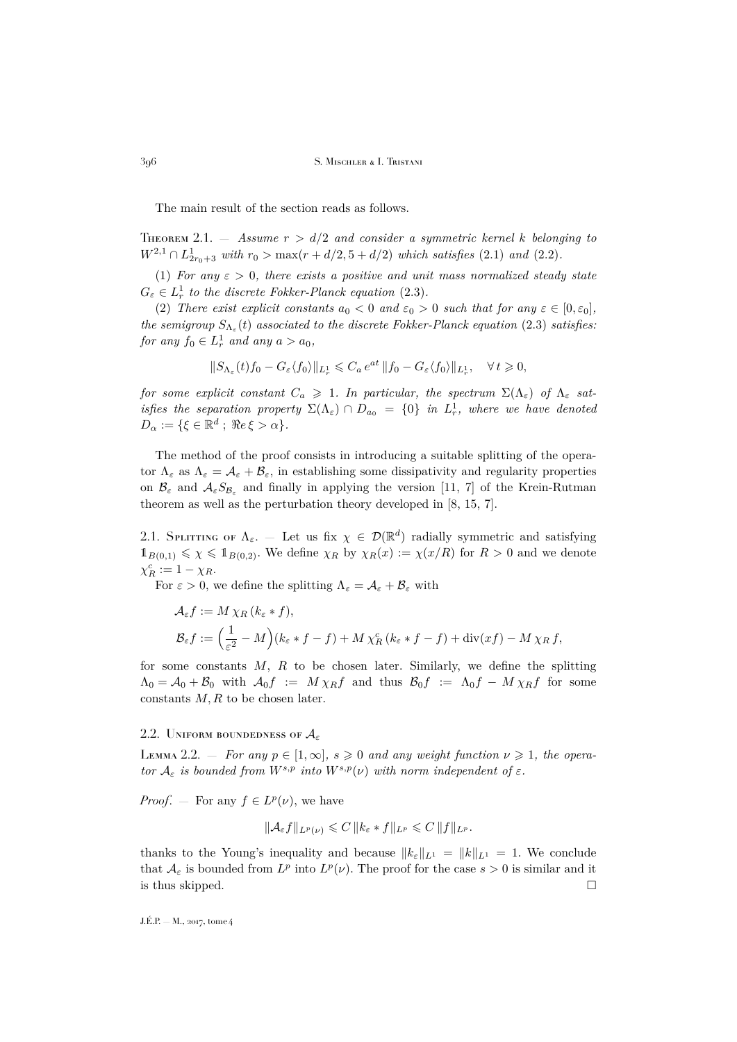The main result of the section reads as follows.

**Theorem 2.1.** — *Assume $r > d/2$ and consider a symmetric kernel $k$ belonging to $W^{2,1} \cap L^1_{2r_0+3}$ with $r_0 > \max(r + d/2, 5 + d/2)$ which satisfies* (2.1) *and* (2.2).

(1) *For any $\varepsilon > 0$, there exists a positive and unit mass normalized steady state $G_\varepsilon \in L^1_r$ to the discrete Fokker-Planck equation* (2.3).

(2) *There exist explicit constants $a_0 < 0$ and $\varepsilon_0 > 0$ such that for any $\varepsilon \in [0, \varepsilon_0]$, the semigroup $S_{\Lambda_\varepsilon}(t)$ associated to the discrete Fokker-Planck equation* (2.3) *satisfies: for any $f_0 \in L^1_r$ and any $a > a_0$,*

$$\|S_{\Lambda_\varepsilon}(t) f_0 - G_\varepsilon \langle f_0 \rangle\|_{L^1_r} \leqslant C_a \, e^{at} \, \|f_0 - G_\varepsilon \langle f_0 \rangle\|_{L^1_r}, \quad \forall \, t \geqslant 0,$$

*for some explicit constant $C_a \geqslant 1$. In particular, the spectrum $\Sigma(\Lambda_\varepsilon)$ of $\Lambda_\varepsilon$ satisfies the separation property $\Sigma(\Lambda_\varepsilon) \cap D_{a_0} = \{0\}$ in $L^1_r$, where we have denoted $D_\alpha := \{\xi \in \mathbb{R}^d \, ; \, \Re e \, \xi > \alpha\}$.*

The method of the proof consists in introducing a suitable splitting of the operator $\Lambda_\varepsilon$ as $\Lambda_\varepsilon = \mathcal{A}_\varepsilon + \mathcal{B}_\varepsilon$, in establishing some dissipativity and regularity properties on $\mathcal{B}_\varepsilon$ and $\mathcal{A}_\varepsilon S_{\mathcal{B}_\varepsilon}$ and finally in applying the version [11, 7] of the Krein-Rutman theorem as well as the perturbation theory developed in [8, 15, 7].

## 2.1. Splitting of $\Lambda_\varepsilon$.

— Let us fix $\chi \in \mathcal{D}(\mathbb{R}^d)$ radially symmetric and satisfying $\mathbb{1}_{B(0,1)} \leqslant \chi \leqslant \mathbb{1}_{B(0,2)}$. We define $\chi_R$ by $\chi_R(x) := \chi(x/R)$ for $R > 0$ and we denote $\chi_R^c := 1 - \chi_R$.

For $\varepsilon > 0$, we define the splitting $\Lambda_\varepsilon = \mathcal{A}_\varepsilon + \mathcal{B}_\varepsilon$ with

$$\mathcal{A}_\varepsilon f := M \, \chi_R \, (k_\varepsilon * f),$$
$$\mathcal{B}_\varepsilon f := \Big(\frac{1}{\varepsilon^2} - M\Big)(k_\varepsilon * f - f) + M \, \chi_R^c \, (k_\varepsilon * f - f) + \operatorname{div}(xf) - M \, \chi_R \, f,$$

for some constants $M$, $R$ to be chosen later. Similarly, we define the splitting $\Lambda_0 = \mathcal{A}_0 + \mathcal{B}_0$ with $\mathcal{A}_0 f := M \, \chi_R f$ and thus $\mathcal{B}_0 f := \Lambda_0 f - M \, \chi_R f$ for some constants $M, R$ to be chosen later.

## 2.2. Uniform boundedness of $\mathcal{A}_\varepsilon$

**Lemma 2.2.** — *For any $p \in [1, \infty]$, $s \geqslant 0$ and any weight function $\nu \geqslant 1$, the operator $\mathcal{A}_\varepsilon$ is bounded from $W^{s,p}$ into $W^{s,p}(\nu)$ with norm independent of $\varepsilon$.*

*Proof.* — For any $f \in L^p(\nu)$, we have

$$\|\mathcal{A}_\varepsilon f\|_{L^p(\nu)} \leqslant C \, \|k_\varepsilon * f\|_{L^p} \leqslant C \, \|f\|_{L^p}.$$

thanks to the Young's inequality and because $\|k_\varepsilon\|_{L^1} = \|k\|_{L^1} = 1$. We conclude that $\mathcal{A}_\varepsilon$ is bounded from $L^p$ into $L^p(\nu)$. The proof for the case $s > 0$ is similar and it is thus skipped. □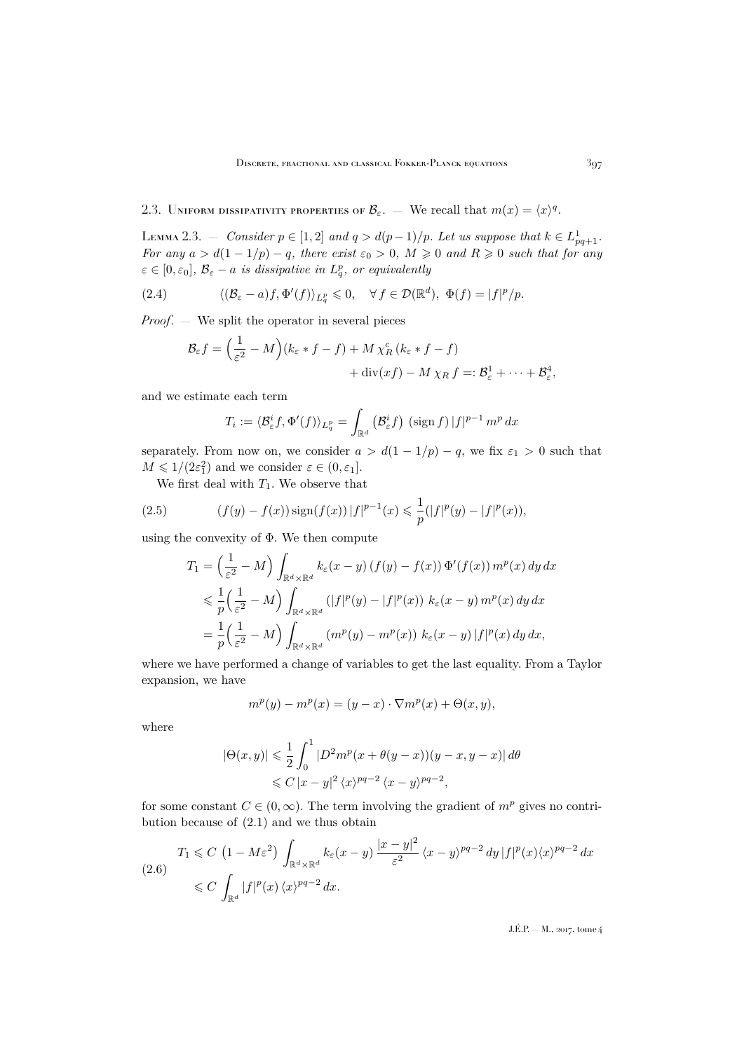## 2.3. Uniform dissipativity properties of $\mathcal{B}_\varepsilon$.

— We recall that $m(x) = \langle x\rangle^q$.

Lemma 2.3. — *Consider $p \in [1,2]$ and $q > d(p-1)/p$. Let us suppose that $k \in L^1_{pq+1}$. For any $a > d(1-1/p) - q$, there exist $\varepsilon_0 > 0$, $M \geqslant 0$ and $R \geqslant 0$ such that for any $\varepsilon \in [0, \varepsilon_0]$, $\mathcal{B}_\varepsilon - a$ is dissipative in $L^p_q$, or equivalently*

$$
\langle (\mathcal{B}_\varepsilon - a) f, \Phi'(f)\rangle_{L^p_q} \leqslant 0, \quad \forall\, f \in \mathcal{D}(\mathbb{R}^d),\ \Phi(f) = |f|^p/p. \tag{2.4}
$$

*Proof*. — We split the operator in several pieces

$$
\begin{aligned}
\mathcal{B}_\varepsilon f = \Big(\frac{1}{\varepsilon^2} - M\Big)(k_\varepsilon * f - f) + M\, \chi_R^c\, (k_\varepsilon * f - f) \\
+ \operatorname{div}(xf) - M\, \chi_R\, f =: \mathcal{B}^1_\varepsilon + \cdots + \mathcal{B}^4_\varepsilon,
\end{aligned}
$$

and we estimate each term

$$
T_i := \langle \mathcal{B}^i_\varepsilon f, \Phi'(f)\rangle_{L^p_q} = \int_{\mathbb{R}^d} \big(\mathcal{B}^i_\varepsilon f\big)\ (\operatorname{sign} f)\, |f|^{p-1}\, m^p\, dx
$$

separately. From now on, we consider $a > d(1-1/p) - q$, we fix $\varepsilon_1 > 0$ such that $M \leqslant 1/(2\varepsilon_1^2)$ and we consider $\varepsilon \in (0, \varepsilon_1]$.

We first deal with $T_1$. We observe that

$$
(f(y) - f(x)) \operatorname{sign}(f(x))\, |f|^{p-1}(x) \leqslant \frac{1}{p}(|f|^p(y) - |f|^p(x)), \tag{2.5}
$$

using the convexity of $\Phi$. We then compute

$$
\begin{aligned}
T_1 &= \Big(\frac{1}{\varepsilon^2} - M\Big) \int_{\mathbb{R}^d\times\mathbb{R}^d} k_\varepsilon(x-y)\, (f(y) - f(x))\, \Phi'(f(x))\, m^p(x)\, dy\, dx \\
&\leqslant \frac{1}{p}\Big(\frac{1}{\varepsilon^2} - M\Big) \int_{\mathbb{R}^d\times\mathbb{R}^d} (|f|^p(y) - |f|^p(x))\ k_\varepsilon(x-y)\, m^p(x)\, dy\, dx \\
&= \frac{1}{p}\Big(\frac{1}{\varepsilon^2} - M\Big) \int_{\mathbb{R}^d\times\mathbb{R}^d} (m^p(y) - m^p(x))\ k_\varepsilon(x-y)\, |f|^p(x)\, dy\, dx,
\end{aligned}
$$

where we have performed a change of variables to get the last equality. From a Taylor expansion, we have

$$
m^p(y) - m^p(x) = (y-x)\cdot \nabla m^p(x) + \Theta(x,y),
$$

where

$$
\begin{aligned}
|\Theta(x,y)| &\leqslant \frac{1}{2}\int_0^1 |D^2 m^p(x + \theta(y-x))(y-x, y-x)|\, d\theta \\
&\leqslant C\, |x-y|^2\, \langle x\rangle^{pq-2}\, \langle x-y\rangle^{pq-2},
\end{aligned}
$$

for some constant $C \in (0,\infty)$. The term involving the gradient of $m^p$ gives no contribution because of (2.1) and we thus obtain

$$
\begin{aligned}
T_1 &\leqslant C\, \big(1 - M\varepsilon^2\big) \int_{\mathbb{R}^d\times\mathbb{R}^d} k_\varepsilon(x-y)\, \frac{|x-y|^2}{\varepsilon^2}\, \langle x-y\rangle^{pq-2}\, dy\, |f|^p(x) \langle x\rangle^{pq-2}\, dx \\
&\leqslant C \int_{\mathbb{R}^d} |f|^p(x)\, \langle x\rangle^{pq-2}\, dx.
\end{aligned} \tag{2.6}
$$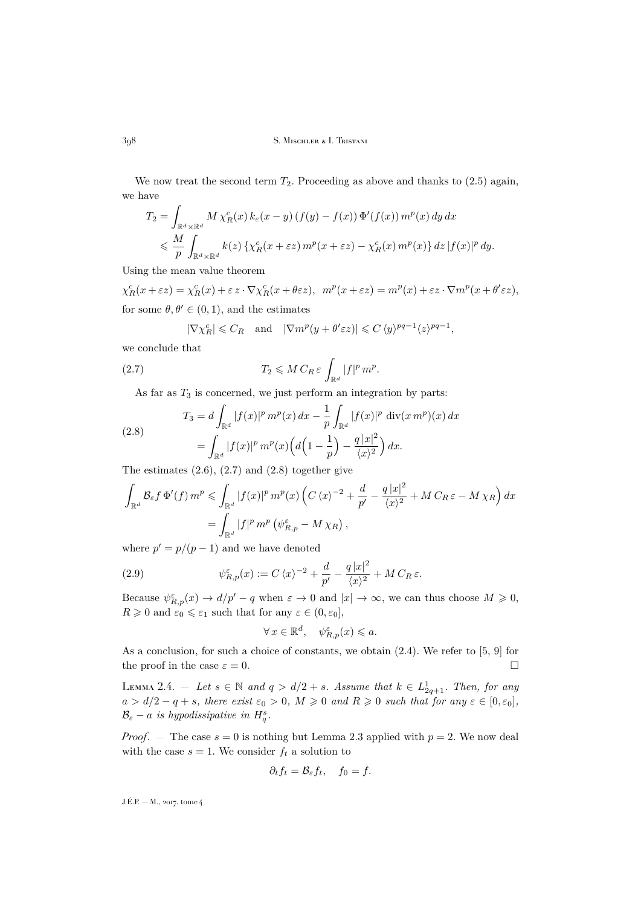We now treat the second term $T_2$. Proceeding as above and thanks to (2.5) again, we have

$$
\begin{aligned}
T_2 &= \int_{\mathbb{R}^d\times\mathbb{R}^d} M\,\chi_R^c(x)\,k_\varepsilon(x-y)\,(f(y)-f(x))\,\Phi'(f(x))\,m^p(x)\,dy\,dx\\
&\leqslant \frac{M}{p}\int_{\mathbb{R}^d\times\mathbb{R}^d} k(z)\,\{\chi_R^c(x+\varepsilon z)\,m^p(x+\varepsilon z)-\chi_R^c(x)\,m^p(x)\}\,dz\,|f(x)|^p\,dy.
\end{aligned}
$$

Using the mean value theorem

$$
\chi_R^c(x+\varepsilon z)=\chi_R^c(x)+\varepsilon\,z\cdot\nabla\chi_R^c(x+\theta\varepsilon z),\quad m^p(x+\varepsilon z)=m^p(x)+\varepsilon z\cdot\nabla m^p(x+\theta'\varepsilon z),
$$

for some $\theta,\theta'\in(0,1)$, and the estimates

$$
|\nabla\chi_R^c|\leqslant C_R\quad\text{and}\quad |\nabla m^p(y+\theta'\varepsilon z)|\leqslant C\,\langle y\rangle^{pq-1}\langle z\rangle^{pq-1},
$$

we conclude that

$$
T_2\leqslant M\,C_R\,\varepsilon\int_{\mathbb{R}^d}|f|^p\,m^p. \tag{2.7}
$$

As far as $T_3$ is concerned, we just perform an integration by parts:

$$
\begin{aligned}
T_3 &= d\int_{\mathbb{R}^d}|f(x)|^p\,m^p(x)\,dx-\frac{1}{p}\int_{\mathbb{R}^d}|f(x)|^p\,\operatorname{div}(x\,m^p)(x)\,dx\\
&=\int_{\mathbb{R}^d}|f(x)|^p\,m^p(x)\Big(d\Big(1-\frac{1}{p}\Big)-\frac{q\,|x|^2}{\langle x\rangle^2}\Big)\,dx.
\end{aligned}\tag{2.8}
$$

The estimates (2.6), (2.7) and (2.8) together give

$$
\begin{aligned}
\int_{\mathbb{R}^d}\mathcal{B}_\varepsilon f\,\Phi'(f)\,m^p &\leqslant \int_{\mathbb{R}^d}|f(x)|^p\,m^p(x)\Big(C\,\langle x\rangle^{-2}+\frac{d}{p'}-\frac{q\,|x|^2}{\langle x\rangle^2}+M\,C_R\,\varepsilon-M\,\chi_R\Big)\,dx\\
&=\int_{\mathbb{R}^d}|f|^p\,m^p\,\big(\psi_{R,p}^\varepsilon-M\,\chi_R\big),
\end{aligned}
$$

where $p'=p/(p-1)$ and we have denoted

$$
\psi_{R,p}^\varepsilon(x):=C\,\langle x\rangle^{-2}+\frac{d}{p'}-\frac{q\,|x|^2}{\langle x\rangle^2}+M\,C_R\,\varepsilon. \tag{2.9}
$$

Because $\psi_{R,p}^\varepsilon(x)\to d/p'-q$ when $\varepsilon\to 0$ and $|x|\to\infty$, we can thus choose $M\geqslant 0$, $R\geqslant 0$ and $\varepsilon_0\leqslant\varepsilon_1$ such that for any $\varepsilon\in(0,\varepsilon_0]$,

$$
\forall\,x\in\mathbb{R}^d,\quad \psi_{R,p}^\varepsilon(x)\leqslant a.
$$

As a conclusion, for such a choice of constants, we obtain (2.4). We refer to [5, 9] for the proof in the case $\varepsilon=0$. □

**Lemma 2.4.** — *Let $s\in\mathbb{N}$ and $q>d/2+s$. Assume that $k\in L^1_{2q+1}$. Then, for any $a>d/2-q+s$, there exist $\varepsilon_0>0$, $M\geqslant 0$ and $R\geqslant 0$ such that for any $\varepsilon\in[0,\varepsilon_0]$, $\mathcal{B}_\varepsilon-a$ is hypodissipative in $H^s_q$.*

*Proof*. — The case $s=0$ is nothing but Lemma 2.3 applied with $p=2$. We now deal with the case $s=1$. We consider $f_t$ a solution to

$$
\partial_t f_t=\mathcal{B}_\varepsilon f_t,\quad f_0=f.
$$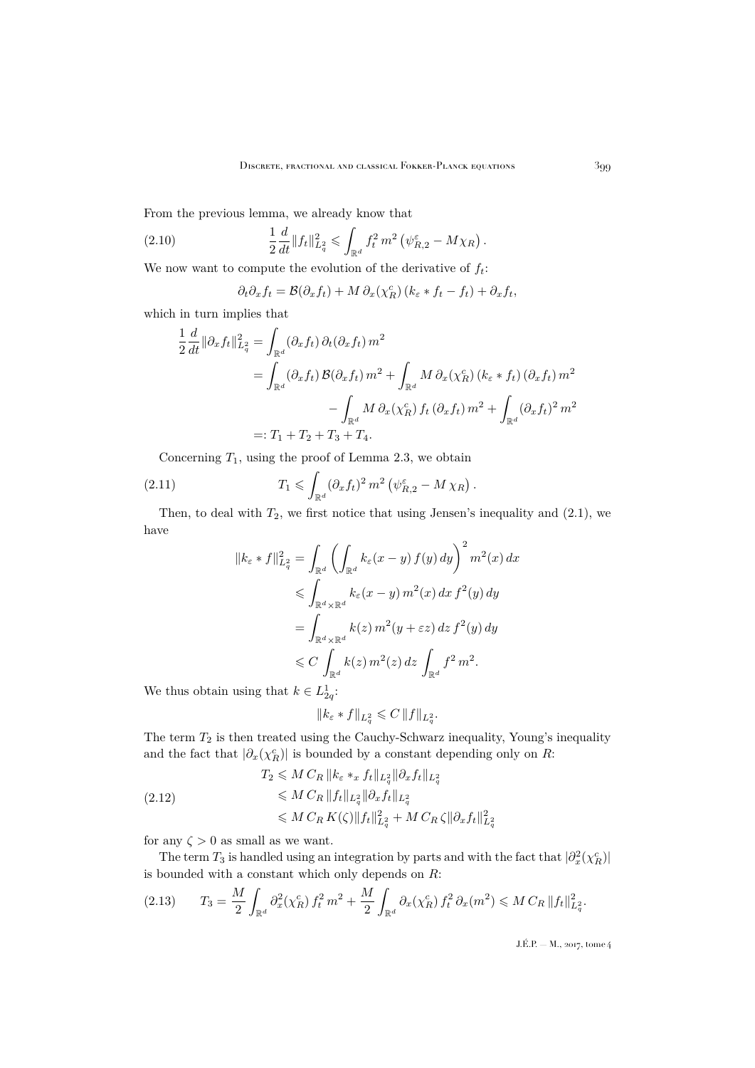From the previous lemma, we already know that

$$\frac{1}{2}\frac{d}{dt}\|f_t\|^2_{L^2_q} \leqslant \int_{\mathbb{R}^d} f_t^2\, m^2\left(\psi^\varepsilon_{R,2} - M\chi_R\right). \tag{2.10}$$

We now want to compute the evolution of the derivative of $f_t$:

$$\partial_t \partial_x f_t = \mathcal{B}(\partial_x f_t) + M\,\partial_x(\chi^c_R)\,(k_\varepsilon * f_t - f_t) + \partial_x f_t,$$

which in turn implies that

$$\begin{aligned}
\frac{1}{2}\frac{d}{dt}\|\partial_x f_t\|^2_{L^2_q} &= \int_{\mathbb{R}^d} (\partial_x f_t)\,\partial_t(\partial_x f_t)\, m^2 \\
&= \int_{\mathbb{R}^d} (\partial_x f_t)\,\mathcal{B}(\partial_x f_t)\, m^2 + \int_{\mathbb{R}^d} M\,\partial_x(\chi^c_R)\,(k_\varepsilon * f_t)\,(\partial_x f_t)\, m^2 \\
&\qquad\qquad - \int_{\mathbb{R}^d} M\,\partial_x(\chi^c_R)\, f_t\,(\partial_x f_t)\, m^2 + \int_{\mathbb{R}^d} (\partial_x f_t)^2\, m^2 \\
&=: T_1 + T_2 + T_3 + T_4.
\end{aligned}$$

Concerning $T_1$, using the proof of Lemma 2.3, we obtain

$$T_1 \leqslant \int_{\mathbb{R}^d} (\partial_x f_t)^2\, m^2\left(\psi^\varepsilon_{R,2} - M\,\chi_R\right). \tag{2.11}$$

Then, to deal with $T_2$, we first notice that using Jensen's inequality and (2.1), we have

$$\begin{aligned}
\|k_\varepsilon * f\|^2_{L^2_q} &= \int_{\mathbb{R}^d}\left(\int_{\mathbb{R}^d} k_\varepsilon(x-y)\, f(y)\, dy\right)^2 m^2(x)\, dx \\
&\leqslant \int_{\mathbb{R}^d\times\mathbb{R}^d} k_\varepsilon(x-y)\, m^2(x)\, dx\, f^2(y)\, dy \\
&= \int_{\mathbb{R}^d\times\mathbb{R}^d} k(z)\, m^2(y+\varepsilon z)\, dz\, f^2(y)\, dy \\
&\leqslant C\int_{\mathbb{R}^d} k(z)\, m^2(z)\, dz \int_{\mathbb{R}^d} f^2\, m^2.
\end{aligned}$$

We thus obtain using that $k \in L^1_{2q}$:

$$\|k_\varepsilon * f\|_{L^2_q} \leqslant C\,\|f\|_{L^2_q}.$$

The term $T_2$ is then treated using the Cauchy-Schwarz inequality, Young's inequality and the fact that $|\partial_x(\chi^c_R)|$ is bounded by a constant depending only on $R$:

$$\begin{aligned}
T_2 &\leqslant M\, C_R\, \|k_\varepsilon *_x f_t\|_{L^2_q}\|\partial_x f_t\|_{L^2_q} \\
&\leqslant M\, C_R\, \|f_t\|_{L^2_q}\|\partial_x f_t\|_{L^2_q} \\
&\leqslant M\, C_R\, K(\zeta)\|f_t\|^2_{L^2_q} + M\, C_R\,\zeta\|\partial_x f_t\|^2_{L^2_q}
\end{aligned} \tag{2.12}$$

for any $\zeta > 0$ as small as we want.

The term $T_3$ is handled using an integration by parts and with the fact that $|\partial^2_x(\chi^c_R)|$ is bounded with a constant which only depends on $R$:

$$T_3 = \frac{M}{2}\int_{\mathbb{R}^d} \partial^2_x(\chi^c_R)\, f_t^2\, m^2 + \frac{M}{2}\int_{\mathbb{R}^d} \partial_x(\chi^c_R)\, f_t^2\,\partial_x(m^2) \leqslant M\, C_R\,\|f_t\|^2_{L^2_q}. \tag{2.13}$$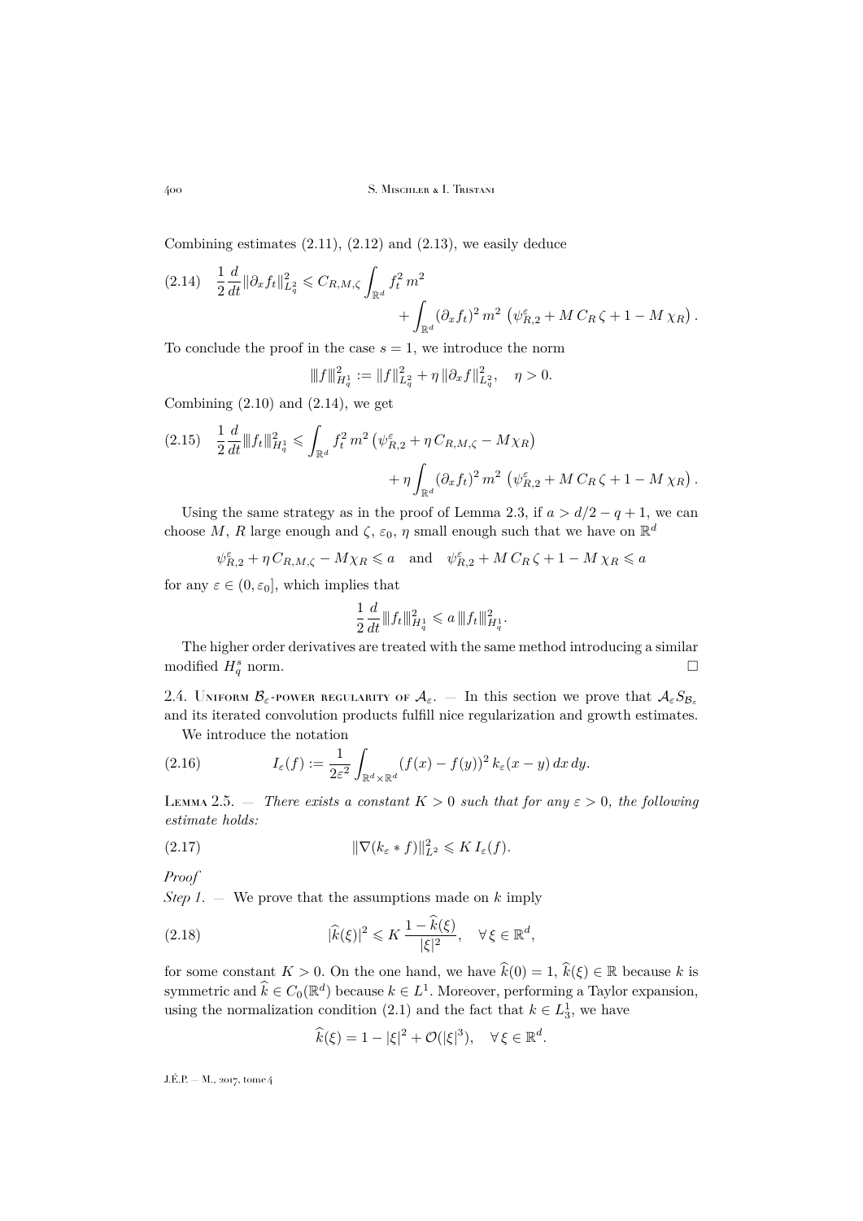Combining estimates (2.11), (2.12) and (2.13), we easily deduce

$$\frac{1}{2}\frac{d}{dt}\|\partial_x f_t\|_{L^2_q}^2 \leqslant C_{R,M,\zeta}\int_{\mathbb{R}^d} f_t^2\, m^2 + \int_{\mathbb{R}^d} (\partial_x f_t)^2\, m^2\, \left(\psi^\varepsilon_{R,2} + M\, C_R\, \zeta + 1 - M\, \chi_R\right). \tag{2.14}$$

To conclude the proof in the case $s=1$, we introduce the norm

$$|\!|\!| f |\!|\!|^2_{H^1_q} := \|f\|^2_{L^2_q} + \eta\, \|\partial_x f\|^2_{L^2_q}, \quad \eta > 0.$$

Combining (2.10) and (2.14), we get

$$\frac{1}{2}\frac{d}{dt}|\!|\!| f_t |\!|\!|^2_{H^1_q} \leqslant \int_{\mathbb{R}^d} f_t^2\, m^2 \left(\psi^\varepsilon_{R,2} + \eta\, C_{R,M,\zeta} - M\chi_R\right) + \eta \int_{\mathbb{R}^d} (\partial_x f_t)^2\, m^2\, \left(\psi^\varepsilon_{R,2} + M\, C_R\, \zeta + 1 - M\, \chi_R\right). \tag{2.15}$$

Using the same strategy as in the proof of Lemma 2.3, if $a > d/2 - q + 1$, we can choose $M$, $R$ large enough and $\zeta$, $\varepsilon_0$, $\eta$ small enough such that we have on $\mathbb{R}^d$

$$\psi^\varepsilon_{R,2} + \eta\, C_{R,M,\zeta} - M\chi_R \leqslant a \quad \text{and} \quad \psi^\varepsilon_{R,2} + M\, C_R\, \zeta + 1 - M\, \chi_R \leqslant a$$

for any $\varepsilon \in (0, \varepsilon_0]$, which implies that

$$\frac{1}{2}\frac{d}{dt}|\!|\!| f_t |\!|\!|^2_{H^1_q} \leqslant a\, |\!|\!| f_t |\!|\!|^2_{H^1_q}.$$

The higher order derivatives are treated with the same method introducing a similar modified $H^s_q$ norm. $\square$

2.4. Uniform $\mathcal{B}_\varepsilon$-power regularity of $\mathcal{A}_\varepsilon$. — In this section we prove that $\mathcal{A}_\varepsilon S_{\mathcal{B}_\varepsilon}$ and its iterated convolution products fulfill nice regularization and growth estimates.

We introduce the notation

$$I_\varepsilon(f) := \frac{1}{2\varepsilon^2}\int_{\mathbb{R}^d\times\mathbb{R}^d} (f(x) - f(y))^2\, k_\varepsilon(x-y)\, dx\, dy. \tag{2.16}$$

Lemma 2.5. — *There exists a constant $K > 0$ such that for any $\varepsilon > 0$, the following estimate holds:*

$$\|\nabla(k_\varepsilon * f)\|^2_{L^2} \leqslant K\, I_\varepsilon(f). \tag{2.17}$$

*Proof*

*Step 1.* — We prove that the assumptions made on $k$ imply

$$|\widehat{k}(\xi)|^2 \leqslant K\, \frac{1 - \widehat{k}(\xi)}{|\xi|^2}, \quad \forall\, \xi \in \mathbb{R}^d, \tag{2.18}$$

for some constant $K > 0$. On the one hand, we have $\widehat{k}(0) = 1$, $\widehat{k}(\xi) \in \mathbb{R}$ because $k$ is symmetric and $\widehat{k} \in C_0(\mathbb{R}^d)$ because $k \in L^1$. Moreover, performing a Taylor expansion, using the normalization condition (2.1) and the fact that $k \in L^1_3$, we have

$$\widehat{k}(\xi) = 1 - |\xi|^2 + \mathcal{O}(|\xi|^3), \quad \forall\, \xi \in \mathbb{R}^d.$$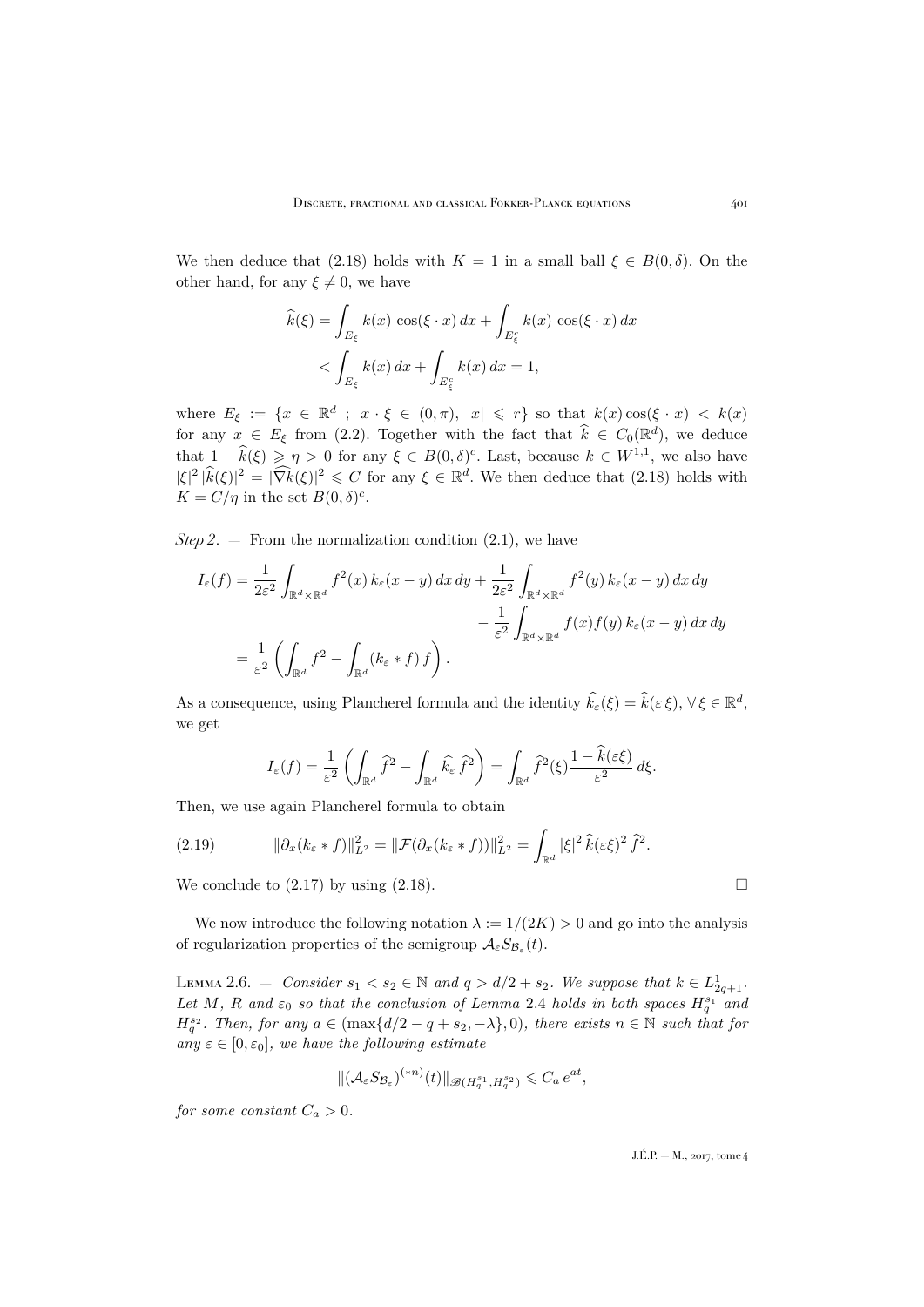We then deduce that (2.18) holds with $K = 1$ in a small ball $\xi \in B(0,\delta)$. On the other hand, for any $\xi \neq 0$, we have

$$\begin{aligned}
\widehat{k}(\xi) &= \int_{E_\xi} k(x)\, \cos(\xi \cdot x)\, dx + \int_{E_\xi^c} k(x)\, \cos(\xi \cdot x)\, dx \\
&< \int_{E_\xi} k(x)\, dx + \int_{E_\xi^c} k(x)\, dx = 1,
\end{aligned}$$

where $E_\xi := \{x \in \mathbb{R}^d \;;\; x \cdot \xi \in (0,\pi),\ |x| \leqslant r\}$ so that $k(x)\cos(\xi \cdot x) < k(x)$ for any $x \in E_\xi$ from (2.2). Together with the fact that $\widehat{k} \in C_0(\mathbb{R}^d)$, we deduce that $1 - \widehat{k}(\xi) \geqslant \eta > 0$ for any $\xi \in B(0,\delta)^c$. Last, because $k \in W^{1,1}$, we also have $|\xi|^2\, |\widehat{k}(\xi)|^2 = |\widehat{\nabla k}(\xi)|^2 \leqslant C$ for any $\xi \in \mathbb{R}^d$. We then deduce that (2.18) holds with $K = C/\eta$ in the set $B(0,\delta)^c$.

*Step 2*. — From the normalization condition (2.1), we have

$$\begin{aligned}
I_\varepsilon(f) &= \frac{1}{2\varepsilon^2} \int_{\mathbb{R}^d \times \mathbb{R}^d} f^2(x)\, k_\varepsilon(x-y)\, dx\, dy + \frac{1}{2\varepsilon^2} \int_{\mathbb{R}^d \times \mathbb{R}^d} f^2(y)\, k_\varepsilon(x-y)\, dx\, dy \\
&\qquad\qquad\qquad\qquad - \frac{1}{\varepsilon^2} \int_{\mathbb{R}^d \times \mathbb{R}^d} f(x) f(y)\, k_\varepsilon(x-y)\, dx\, dy \\
&= \frac{1}{\varepsilon^2} \left( \int_{\mathbb{R}^d} f^2 - \int_{\mathbb{R}^d} (k_\varepsilon * f)\, f \right).
\end{aligned}$$

As a consequence, using Plancherel formula and the identity $\widehat{k_\varepsilon}(\xi) = \widehat{k}(\varepsilon\, \xi)$, $\forall\, \xi \in \mathbb{R}^d$, we get

$$I_\varepsilon(f) = \frac{1}{\varepsilon^2} \left( \int_{\mathbb{R}^d} \widehat{f}^2 - \int_{\mathbb{R}^d} \widehat{k_\varepsilon}\, \widehat{f}^2 \right) = \int_{\mathbb{R}^d} \widehat{f}^2(\xi) \frac{1 - \widehat{k}(\varepsilon\xi)}{\varepsilon^2}\, d\xi.$$

Then, we use again Plancherel formula to obtain

$$\|\partial_x (k_\varepsilon * f)\|_{L^2}^2 = \|\mathcal{F}(\partial_x (k_\varepsilon * f))\|_{L^2}^2 = \int_{\mathbb{R}^d} |\xi|^2\, \widehat{k}(\varepsilon\xi)^2\, \widehat{f}^2. \tag{2.19}$$

We conclude to (2.17) by using (2.18). $\square$

We now introduce the following notation $\lambda := 1/(2K) > 0$ and go into the analysis of regularization properties of the semigroup $\mathcal{A}_\varepsilon S_{\mathcal{B}_\varepsilon}(t)$.

Lemma 2.6. — *Consider $s_1 < s_2 \in \mathbb{N}$ and $q > d/2 + s_2$. We suppose that $k \in L^1_{2q+1}$. Let $M$, $R$ and $\varepsilon_0$ so that the conclusion of Lemma 2.4 holds in both spaces $H^{s_1}_q$ and $H^{s_2}_q$. Then, for any $a \in (\max\{d/2 - q + s_2, -\lambda\}, 0)$, there exists $n \in \mathbb{N}$ such that for any $\varepsilon \in [0,\varepsilon_0]$, we have the following estimate*

$$\|(\mathcal{A}_\varepsilon S_{\mathcal{B}_\varepsilon})^{(*n)}(t)\|_{\mathscr{B}(H^{s_1}_q, H^{s_2}_q)} \leqslant C_a\, e^{at},$$

*for some constant $C_a > 0$.*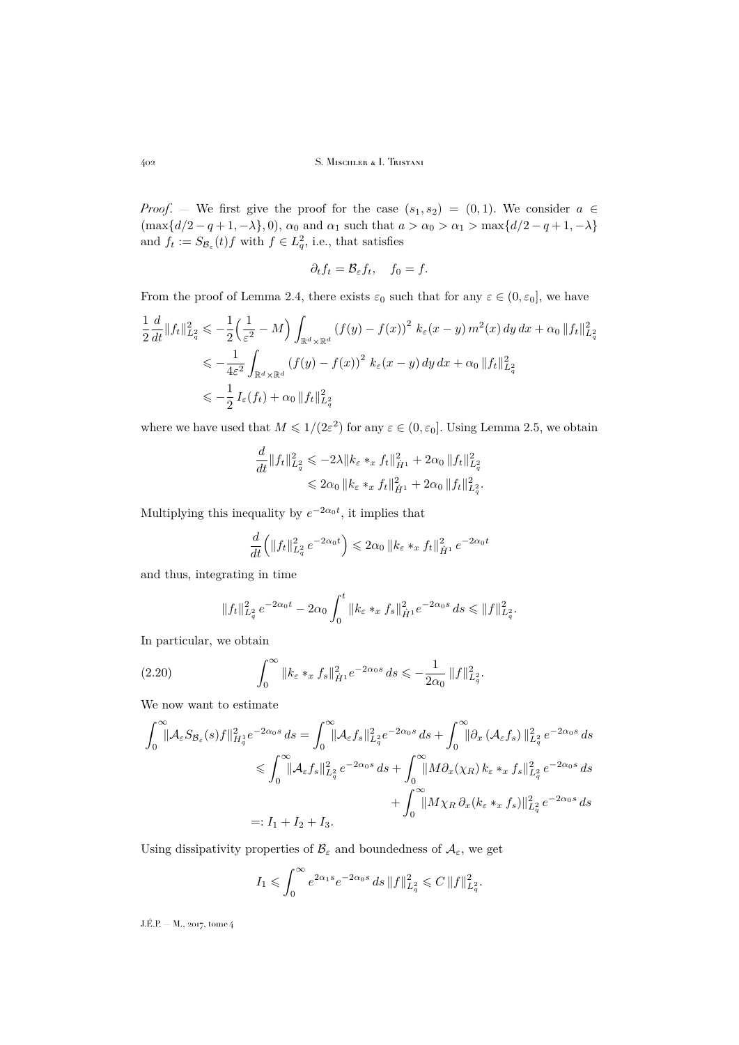*Proof*. — We first give the proof for the case $(s_1, s_2) = (0, 1)$. We consider $a \in (\max\{d/2 - q + 1, -\lambda\}, 0)$, $\alpha_0$ and $\alpha_1$ such that $a > \alpha_0 > \alpha_1 > \max\{d/2 - q + 1, -\lambda\}$ and $f_t := S_{\mathcal{B}_\varepsilon}(t) f$ with $f \in L^2_q$, i.e., that satisfies

$$
\partial_t f_t = \mathcal{B}_\varepsilon f_t, \quad f_0 = f.
$$

From the proof of Lemma 2.4, there exists $\varepsilon_0$ such that for any $\varepsilon \in (0, \varepsilon_0]$, we have

$$
\begin{aligned}
\frac{1}{2} \frac{d}{dt} \|f_t\|^2_{L^2_q} &\leqslant -\frac{1}{2}\Big(\frac{1}{\varepsilon^2} - M\Big) \int_{\mathbb{R}^d \times \mathbb{R}^d} (f(y) - f(x))^2 \, k_\varepsilon(x-y) \, m^2(x) \, dy \, dx + \alpha_0 \, \|f_t\|^2_{L^2_q} \\
&\leqslant -\frac{1}{4\varepsilon^2} \int_{\mathbb{R}^d \times \mathbb{R}^d} (f(y) - f(x))^2 \, k_\varepsilon(x-y) \, dy \, dx + \alpha_0 \, \|f_t\|^2_{L^2_q} \\
&\leqslant -\frac{1}{2} \, I_\varepsilon(f_t) + \alpha_0 \, \|f_t\|^2_{L^2_q}
\end{aligned}
$$

where we have used that $M \leqslant 1/(2\varepsilon^2)$ for any $\varepsilon \in (0, \varepsilon_0]$. Using Lemma 2.5, we obtain

$$
\begin{aligned}
\frac{d}{dt} \|f_t\|^2_{L^2_q} &\leqslant -2\lambda \|k_\varepsilon *_x f_t\|^2_{\dot{H}^1} + 2\alpha_0 \, \|f_t\|^2_{L^2_q} \\
&\leqslant 2\alpha_0 \, \|k_\varepsilon *_x f_t\|^2_{\dot{H}^1} + 2\alpha_0 \, \|f_t\|^2_{L^2_q}.
\end{aligned}
$$

Multiplying this inequality by $e^{-2\alpha_0 t}$, it implies that

$$
\frac{d}{dt} \Big( \|f_t\|^2_{L^2_q} \, e^{-2\alpha_0 t} \Big) \leqslant 2\alpha_0 \, \|k_\varepsilon *_x f_t\|^2_{\dot{H}^1} \, e^{-2\alpha_0 t}
$$

and thus, integrating in time

$$
\|f_t\|^2_{L^2_q} \, e^{-2\alpha_0 t} - 2\alpha_0 \int_0^t \|k_\varepsilon *_x f_s\|^2_{\dot{H}^1} e^{-2\alpha_0 s} \, ds \leqslant \|f\|^2_{L^2_q}.
$$

In particular, we obtain

$$
\int_0^\infty \|k_\varepsilon *_x f_s\|^2_{\dot{H}^1} e^{-2\alpha_0 s} \, ds \leqslant -\frac{1}{2\alpha_0} \, \|f\|^2_{L^2_q}. \tag{2.20}
$$

We now want to estimate

$$
\begin{aligned}
\int_0^\infty \|\mathcal{A}_\varepsilon S_{\mathcal{B}_\varepsilon}(s) f\|^2_{H^1_q} e^{-2\alpha_0 s} \, ds &= \int_0^\infty \|\mathcal{A}_\varepsilon f_s\|^2_{L^2_q} e^{-2\alpha_0 s} \, ds + \int_0^\infty \|\partial_x \left(\mathcal{A}_\varepsilon f_s\right)\|^2_{L^2_q} \, e^{-2\alpha_0 s} \, ds \\
&\leqslant \int_0^\infty \|\mathcal{A}_\varepsilon f_s\|^2_{L^2_q} \, e^{-2\alpha_0 s} \, ds + \int_0^\infty \|M \partial_x(\chi_R) \, k_\varepsilon *_x f_s\|^2_{L^2_q} \, e^{-2\alpha_0 s} \, ds \\
&\qquad + \int_0^\infty \|M \chi_R \, \partial_x (k_\varepsilon *_x f_s)\|^2_{L^2_q} \, e^{-2\alpha_0 s} \, ds \\
&=: I_1 + I_2 + I_3.
\end{aligned}
$$

Using dissipativity properties of $\mathcal{B}_\varepsilon$ and boundedness of $\mathcal{A}_\varepsilon$, we get

$$
I_1 \leqslant \int_0^\infty e^{2\alpha_1 s} e^{-2\alpha_0 s} \, ds \, \|f\|^2_{L^2_q} \leqslant C \, \|f\|^2_{L^2_q}.
$$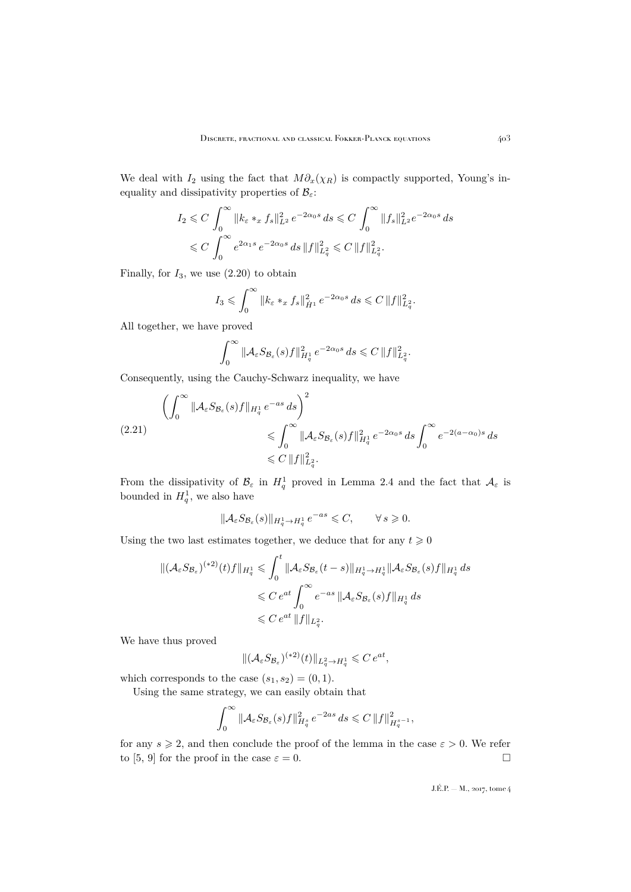We deal with $I_2$ using the fact that $M\partial_x(\chi_R)$ is compactly supported, Young's inequality and dissipativity properties of $\mathcal{B}_\varepsilon$:

$$
\begin{aligned}
I_2 &\leqslant C \int_0^\infty \|k_\varepsilon *_x f_s\|_{L^2}^2 \, e^{-2\alpha_0 s} \, ds \leqslant C \int_0^\infty \|f_s\|_{L^2}^2 e^{-2\alpha_0 s} \, ds \\
&\leqslant C \int_0^\infty e^{2\alpha_1 s} \, e^{-2\alpha_0 s} \, ds \, \|f\|_{L^2_q}^2 \leqslant C \, \|f\|_{L^2_q}^2.
\end{aligned}
$$

Finally, for $I_3$, we use (2.20) to obtain

$$
I_3 \leqslant \int_0^\infty \|k_\varepsilon *_x f_s\|_{\dot{H}^1}^2 \, e^{-2\alpha_0 s} \, ds \leqslant C \, \|f\|_{L^2_q}^2.
$$

All together, we have proved

$$
\int_0^\infty \|\mathcal{A}_\varepsilon S_{\mathcal{B}_\varepsilon}(s) f\|_{H^1_q}^2 \, e^{-2\alpha_0 s} \, ds \leqslant C \, \|f\|_{L^2_q}^2.
$$

Consequently, using the Cauchy-Schwarz inequality, we have

$$
\begin{aligned}
\left( \int_0^\infty \|\mathcal{A}_\varepsilon S_{\mathcal{B}_\varepsilon}(s) f\|_{H^1_q} \, e^{-as} \, ds \right)^2 & \\
&\leqslant \int_0^\infty \|\mathcal{A}_\varepsilon S_{\mathcal{B}_\varepsilon}(s) f\|_{H^1_q}^2 \, e^{-2\alpha_0 s} \, ds \int_0^\infty e^{-2(a-\alpha_0)s} \, ds \\
&\leqslant C \, \|f\|_{L^2_q}^2.
\end{aligned} \tag{2.21}
$$

From the dissipativity of $\mathcal{B}_\varepsilon$ in $H^1_q$ proved in Lemma 2.4 and the fact that $\mathcal{A}_\varepsilon$ is bounded in $H^1_q$, we also have

$$
\|\mathcal{A}_\varepsilon S_{\mathcal{B}_\varepsilon}(s)\|_{H^1_q \to H^1_q} \, e^{-as} \leqslant C, \qquad \forall \, s \geqslant 0.
$$

Using the two last estimates together, we deduce that for any $t \geqslant 0$

$$
\begin{aligned}
\|(\mathcal{A}_\varepsilon S_{\mathcal{B}_\varepsilon})^{(*2)}(t) f\|_{H^1_q} &\leqslant \int_0^t \|\mathcal{A}_\varepsilon S_{\mathcal{B}_\varepsilon}(t-s)\|_{H^1_q \to H^1_q} \|\mathcal{A}_\varepsilon S_{\mathcal{B}_\varepsilon}(s) f\|_{H^1_q} \, ds \\
&\leqslant C \, e^{at} \int_0^\infty e^{-as} \, \|\mathcal{A}_\varepsilon S_{\mathcal{B}_\varepsilon}(s) f\|_{H^1_q} \, ds \\
&\leqslant C \, e^{at} \, \|f\|_{L^2_q}.
\end{aligned}
$$

We have thus proved

$$
\|(\mathcal{A}_\varepsilon S_{\mathcal{B}_\varepsilon})^{(*2)}(t)\|_{L^2_q \to H^1_q} \leqslant C \, e^{at},
$$

which corresponds to the case $(s_1, s_2) = (0, 1)$.

Using the same strategy, we can easily obtain that

$$
\int_0^\infty \|\mathcal{A}_\varepsilon S_{\mathcal{B}_\varepsilon}(s) f\|_{H^s_q}^2 \, e^{-2as} \, ds \leqslant C \, \|f\|_{H^{s-1}_q}^2,
$$

for any $s \geqslant 2$, and then conclude the proof of the lemma in the case $\varepsilon > 0$. We refer to [5, 9] for the proof in the case $\varepsilon = 0$. $\square$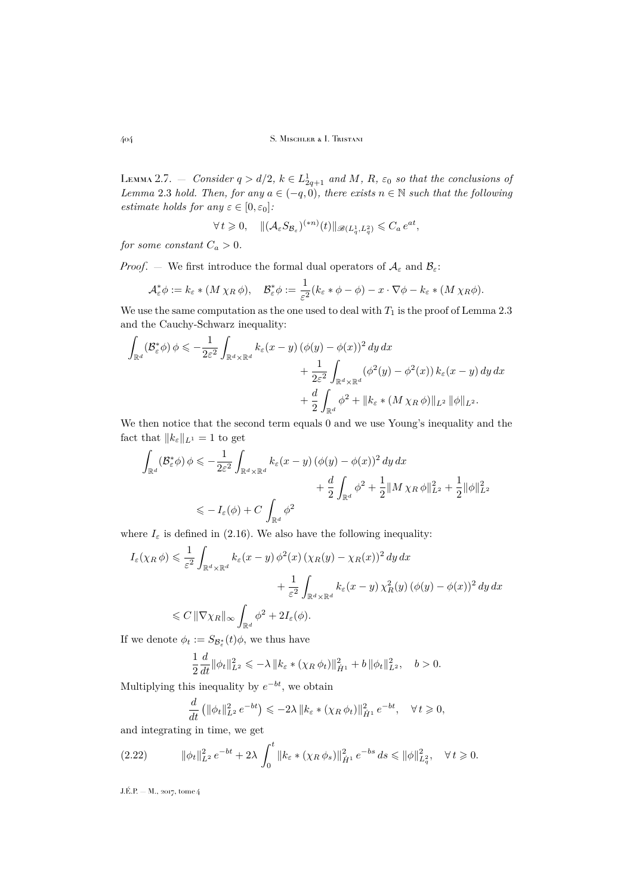Lemma 2.7. — *Consider $q > d/2$, $k \in L^1_{2q+1}$ and $M$, $R$, $\varepsilon_0$ so that the conclusions of Lemma 2.3 hold. Then, for any $a \in (-q, 0)$, there exists $n \in \mathbb{N}$ such that the following estimate holds for any $\varepsilon \in [0, \varepsilon_0]$:*

$$\forall\, t \geqslant 0, \quad \|(\mathcal{A}_\varepsilon S_{\mathcal{B}_\varepsilon})^{(*n)}(t)\|_{\mathscr{B}(L^1_q, L^2_q)} \leqslant C_a\, e^{at},$$

*for some constant $C_a > 0$.*

*Proof*. — We first introduce the formal dual operators of $\mathcal{A}_\varepsilon$ and $\mathcal{B}_\varepsilon$:

$$\mathcal{A}^*_\varepsilon \phi := k_\varepsilon * (M\,\chi_R\,\phi), \quad \mathcal{B}^*_\varepsilon \phi := \frac{1}{\varepsilon^2}(k_\varepsilon * \phi - \phi) - x \cdot \nabla \phi - k_\varepsilon * (M\,\chi_R \phi).$$

We use the same computation as the one used to deal with $T_1$ is the proof of Lemma 2.3 and the Cauchy-Schwarz inequality:

$$\begin{aligned}
\int_{\mathbb{R}^d} (\mathcal{B}^*_\varepsilon \phi)\, \phi \leqslant -\frac{1}{2\varepsilon^2} \int_{\mathbb{R}^d \times \mathbb{R}^d} k_\varepsilon(x-y)\, (\phi(y) - \phi(x))^2\, dy\, dx \\
+ \frac{1}{2\varepsilon^2} \int_{\mathbb{R}^d \times \mathbb{R}^d} (\phi^2(y) - \phi^2(x))\, k_\varepsilon(x-y)\, dy\, dx \\
+ \frac{d}{2} \int_{\mathbb{R}^d} \phi^2 + \|k_\varepsilon * (M\,\chi_R\,\phi)\|_{L^2}\, \|\phi\|_{L^2}.
\end{aligned}$$

We then notice that the second term equals 0 and we use Young's inequality and the fact that $\|k_\varepsilon\|_{L^1} = 1$ to get

$$\begin{aligned}
\int_{\mathbb{R}^d} (\mathcal{B}^*_\varepsilon \phi)\, \phi &\leqslant -\frac{1}{2\varepsilon^2} \int_{\mathbb{R}^d \times \mathbb{R}^d} k_\varepsilon(x-y)\, (\phi(y) - \phi(x))^2\, dy\, dx \\
&\qquad + \frac{d}{2} \int_{\mathbb{R}^d} \phi^2 + \frac{1}{2} \|M\,\chi_R\,\phi\|^2_{L^2} + \frac{1}{2}\|\phi\|^2_{L^2} \\
&\leqslant -I_\varepsilon(\phi) + C \int_{\mathbb{R}^d} \phi^2
\end{aligned}$$

where $I_\varepsilon$ is defined in (2.16). We also have the following inequality:

$$\begin{aligned}
I_\varepsilon(\chi_R\,\phi) &\leqslant \frac{1}{\varepsilon^2} \int_{\mathbb{R}^d \times \mathbb{R}^d} k_\varepsilon(x-y)\, \phi^2(x)\, (\chi_R(y) - \chi_R(x))^2\, dy\, dx \\
&\qquad + \frac{1}{\varepsilon^2} \int_{\mathbb{R}^d \times \mathbb{R}^d} k_\varepsilon(x-y)\, \chi^2_R(y)\, (\phi(y) - \phi(x))^2\, dy\, dx \\
&\leqslant C\, \|\nabla \chi_R\|_\infty \int_{\mathbb{R}^d} \phi^2 + 2 I_\varepsilon(\phi).
\end{aligned}$$

If we denote $\phi_t := S_{\mathcal{B}^*_\varepsilon}(t)\phi$, we thus have

$$\frac{1}{2} \frac{d}{dt} \|\phi_t\|^2_{L^2} \leqslant -\lambda\, \|k_\varepsilon * (\chi_R\,\phi_t)\|^2_{\dot{H}^1} + b\, \|\phi_t\|^2_{L^2}, \quad b > 0.$$

Multiplying this inequality by $e^{-bt}$, we obtain

$$\frac{d}{dt} \left( \|\phi_t\|^2_{L^2}\, e^{-bt} \right) \leqslant -2\lambda\, \|k_\varepsilon * (\chi_R\,\phi_t)\|^2_{\dot{H}^1}\, e^{-bt}, \quad \forall\, t \geqslant 0,$$

and integrating in time, we get

$$\|\phi_t\|^2_{L^2}\, e^{-bt} + 2\lambda \int_0^t \|k_\varepsilon * (\chi_R\,\phi_s)\|^2_{\dot{H}^1}\, e^{-bs}\, ds \leqslant \|\phi\|^2_{L^2_q}, \quad \forall\, t \geqslant 0. \tag{2.22}$$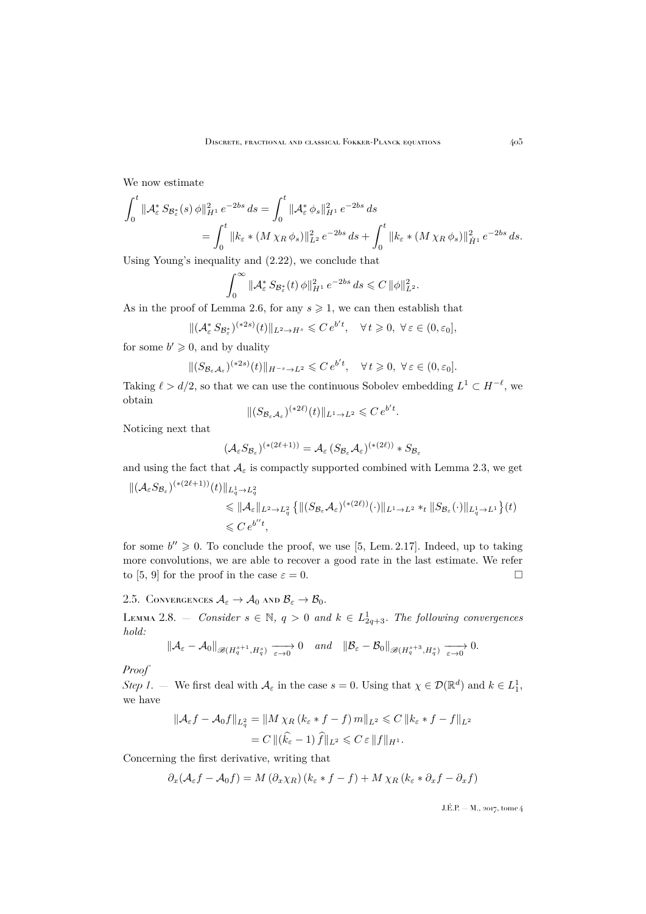We now estimate

$$\int_0^t \|\mathcal{A}_\varepsilon^* \, S_{\mathcal{B}_\varepsilon^*}(s)\, \phi\|_{H^1}^2 \, e^{-2bs} \, ds = \int_0^t \|\mathcal{A}_\varepsilon^* \, \phi_s\|_{H^1}^2 \, e^{-2bs} \, ds$$
$$= \int_0^t \|k_\varepsilon * (M \, \chi_R \, \phi_s)\|_{L^2}^2 \, e^{-2bs} \, ds + \int_0^t \|k_\varepsilon * (M \, \chi_R \, \phi_s)\|_{\dot{H}^1}^2 \, e^{-2bs} \, ds.$$

Using Young's inequality and (2.22), we conclude that

$$\int_0^\infty \|\mathcal{A}_\varepsilon^* \, S_{\mathcal{B}_\varepsilon^*}(t) \, \phi\|_{H^1}^2 \, e^{-2bs} \, ds \leqslant C \, \|\phi\|_{L^2}^2.$$

As in the proof of Lemma 2.6, for any $s \geqslant 1$, we can then establish that

$$\|(\mathcal{A}_\varepsilon^* \, S_{\mathcal{B}_\varepsilon^*})^{(*2s)}(t)\|_{L^2 \to H^s} \leqslant C \, e^{b' t}, \quad \forall \, t \geqslant 0, \ \forall \, \varepsilon \in (0, \varepsilon_0],$$

for some $b' \geqslant 0$, and by duality

$$\|(S_{\mathcal{B}_\varepsilon \mathcal{A}_\varepsilon})^{(*2s)}(t)\|_{H^{-s} \to L^2} \leqslant C \, e^{b' t}, \quad \forall \, t \geqslant 0, \ \forall \, \varepsilon \in (0, \varepsilon_0].$$

Taking $\ell > d/2$, so that we can use the continuous Sobolev embedding $L^1 \subset H^{-\ell}$, we obtain

$$\|(S_{\mathcal{B}_\varepsilon \mathcal{A}_\varepsilon})^{(*2\ell)}(t)\|_{L^1 \to L^2} \leqslant C \, e^{b' t}.$$

Noticing next that

$$(\mathcal{A}_\varepsilon S_{\mathcal{B}_\varepsilon})^{(*(2\ell+1))} = \mathcal{A}_\varepsilon \, (S_{\mathcal{B}_\varepsilon} \mathcal{A}_\varepsilon)^{(*(2\ell))} * S_{\mathcal{B}_\varepsilon}$$

and using the fact that $\mathcal{A}_\varepsilon$ is compactly supported combined with Lemma 2.3, we get

$$\begin{aligned}
\|(\mathcal{A}_\varepsilon S_{\mathcal{B}_\varepsilon})^{(*(2\ell+1))}(t)\|_{L^1_q \to L^2_q}
&\leqslant \|\mathcal{A}_\varepsilon\|_{L^2 \to L^2_q} \left\{ \|(S_{\mathcal{B}_\varepsilon} \mathcal{A}_\varepsilon)^{(*(2\ell))}(\cdot)\|_{L^1 \to L^2} *_t \|S_{\mathcal{B}_\varepsilon}(\cdot)\|_{L^1_q \to L^1} \right\}(t) \\
&\leqslant C \, e^{b'' t},
\end{aligned}$$

for some $b'' \geqslant 0$. To conclude the proof, we use [5, Lem. 2.17]. Indeed, up to taking more convolutions, we are able to recover a good rate in the last estimate. We refer to [5, 9] for the proof in the case $\varepsilon = 0$. $\square$

### 2.5. Convergences $\mathcal{A}_\varepsilon \to \mathcal{A}_0$ and $\mathcal{B}_\varepsilon \to \mathcal{B}_0$.

**Lemma 2.8.** — *Consider $s \in \mathbb{N}$, $q > 0$ and $k \in L^1_{2q+3}$. The following convergences hold:*

$$\|\mathcal{A}_\varepsilon - \mathcal{A}_0\|_{\mathscr{B}(H^{s+1}_q, H^s_q)} \xrightarrow[\varepsilon \to 0]{} 0 \quad \textit{and} \quad \|\mathcal{B}_\varepsilon - \mathcal{B}_0\|_{\mathscr{B}(H^{s+3}_q, H^s_q)} \xrightarrow[\varepsilon \to 0]{} 0.$$

*Proof*

*Step 1.* — We first deal with $\mathcal{A}_\varepsilon$ in the case $s = 0$. Using that $\chi \in \mathcal{D}(\mathbb{R}^d)$ and $k \in L^1_1$, we have

$$\begin{aligned}
\|\mathcal{A}_\varepsilon f - \mathcal{A}_0 f\|_{L^2_q} &= \|M \, \chi_R \, (k_\varepsilon * f - f) \, m\|_{L^2} \leqslant C \, \|k_\varepsilon * f - f\|_{L^2} \\
&= C \, \|(\widehat{k_\varepsilon} - 1) \, \widehat{f}\|_{L^2} \leqslant C \, \varepsilon \, \|f\|_{H^1}.
\end{aligned}$$

Concerning the first derivative, writing that

$$\partial_x(\mathcal{A}_\varepsilon f - \mathcal{A}_0 f) = M \, (\partial_x \chi_R) \, (k_\varepsilon * f - f) + M \, \chi_R \, (k_\varepsilon * \partial_x f - \partial_x f)$$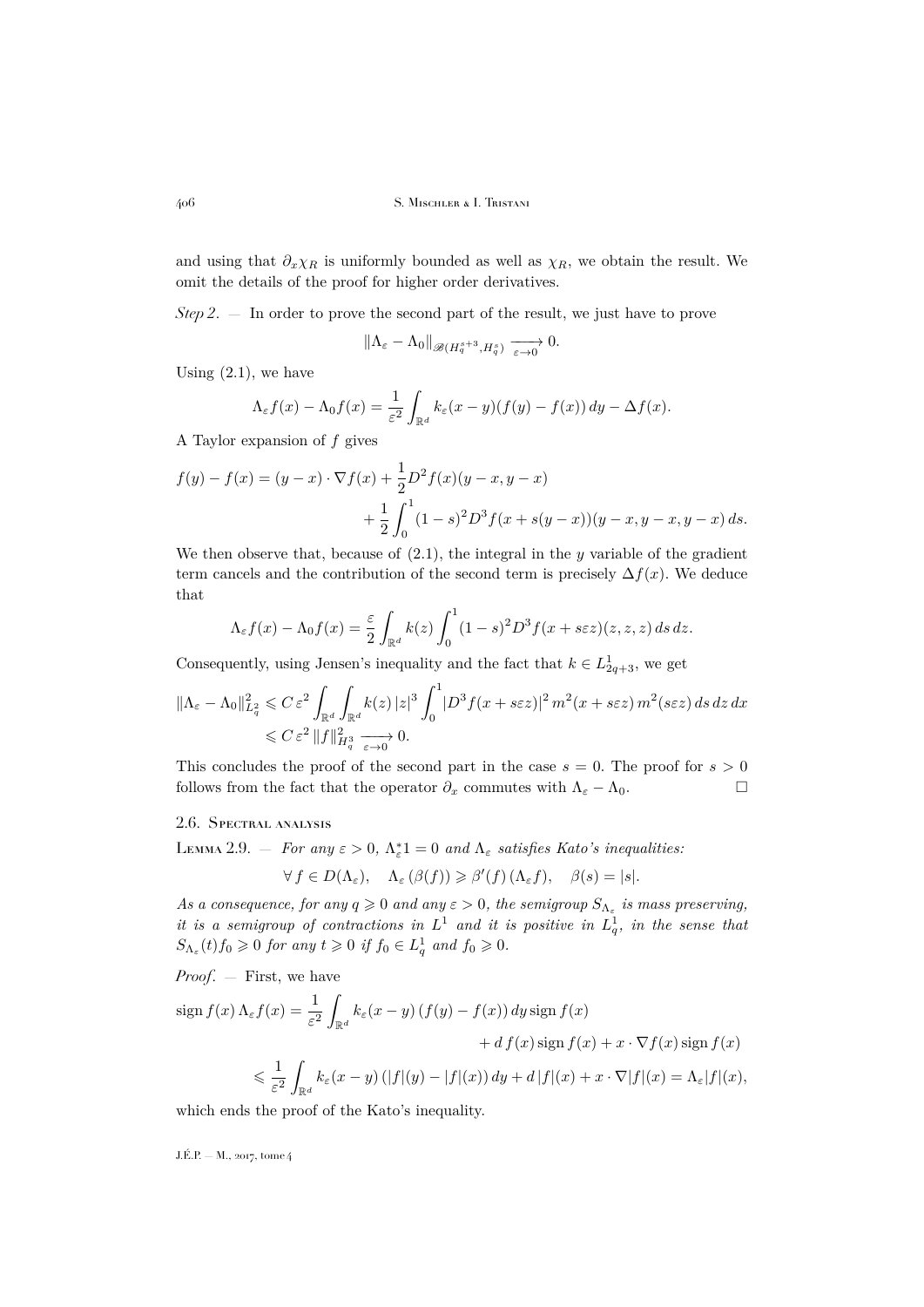and using that $\partial_x \chi_R$ is uniformly bounded as well as $\chi_R$, we obtain the result. We omit the details of the proof for higher order derivatives.

*Step 2*. — In order to prove the second part of the result, we just have to prove

$$\|\Lambda_\varepsilon - \Lambda_0\|_{\mathscr{B}(H^{s+3}_q, H^s_q)} \xrightarrow[\varepsilon\to 0]{} 0.$$

Using (2.1), we have

$$\Lambda_\varepsilon f(x) - \Lambda_0 f(x) = \frac{1}{\varepsilon^2}\int_{\mathbb{R}^d} k_\varepsilon(x-y)(f(y)-f(x))\,dy - \Delta f(x).$$

A Taylor expansion of $f$ gives

$$\begin{aligned} f(y) - f(x) = (y-x)\cdot\nabla f(x) + \frac{1}{2}D^2 f(x)(y-x,y-x) \\ + \frac{1}{2}\int_0^1 (1-s)^2 D^3 f(x+s(y-x))(y-x,y-x,y-x)\,ds. \end{aligned}$$

We then observe that, because of (2.1), the integral in the $y$ variable of the gradient term cancels and the contribution of the second term is precisely $\Delta f(x)$. We deduce that

$$\Lambda_\varepsilon f(x) - \Lambda_0 f(x) = \frac{\varepsilon}{2}\int_{\mathbb{R}^d} k(z)\int_0^1 (1-s)^2 D^3 f(x+s\varepsilon z)(z,z,z)\,ds\,dz.$$

Consequently, using Jensen's inequality and the fact that $k \in L^1_{2q+3}$, we get

$$\begin{aligned} \|\Lambda_\varepsilon - \Lambda_0\|^2_{L^2_q} &\leqslant C\,\varepsilon^2 \int_{\mathbb{R}^d}\int_{\mathbb{R}^d} k(z)\,|z|^3 \int_0^1 |D^3 f(x+s\varepsilon z)|^2\, m^2(x+s\varepsilon z)\, m^2(s\varepsilon z)\,ds\,dz\,dx \\ &\leqslant C\,\varepsilon^2\,\|f\|^2_{H^3_q} \xrightarrow[\varepsilon\to 0]{} 0. \end{aligned}$$

This concludes the proof of the second part in the case $s=0$. The proof for $s>0$ follows from the fact that the operator $\partial_x$ commutes with $\Lambda_\varepsilon - \Lambda_0$. □

### 2.6. Spectral analysis

Lemma 2.9. — *For any $\varepsilon > 0$, $\Lambda^*_\varepsilon 1 = 0$ and $\Lambda_\varepsilon$ satisfies Kato's inequalities:*

$$\forall\, f \in D(\Lambda_\varepsilon), \quad \Lambda_\varepsilon\,(\beta(f)) \geqslant \beta'(f)\,(\Lambda_\varepsilon f), \quad \beta(s) = |s|.$$

*As a consequence, for any $q \geqslant 0$ and any $\varepsilon > 0$, the semigroup $S_{\Lambda_\varepsilon}$ is mass preserving, it is a semigroup of contractions in $L^1$ and it is positive in $L^1_q$, in the sense that $S_{\Lambda_\varepsilon}(t) f_0 \geqslant 0$ for any $t \geqslant 0$ if $f_0 \in L^1_q$ and $f_0 \geqslant 0$.*

*Proof*. — First, we have

$$\begin{aligned} \operatorname{sign} f(x)\,\Lambda_\varepsilon f(x) &= \frac{1}{\varepsilon^2}\int_{\mathbb{R}^d} k_\varepsilon(x-y)\,(f(y)-f(x))\,dy\,\operatorname{sign} f(x) \\ &\qquad\qquad + d\,f(x)\operatorname{sign} f(x) + x\cdot\nabla f(x)\operatorname{sign} f(x) \\ &\leqslant \frac{1}{\varepsilon^2}\int_{\mathbb{R}^d} k_\varepsilon(x-y)\,(|f|(y) - |f|(x))\,dy + d\,|f|(x) + x\cdot\nabla|f|(x) = \Lambda_\varepsilon |f|(x), \end{aligned}$$

which ends the proof of the Kato's inequality.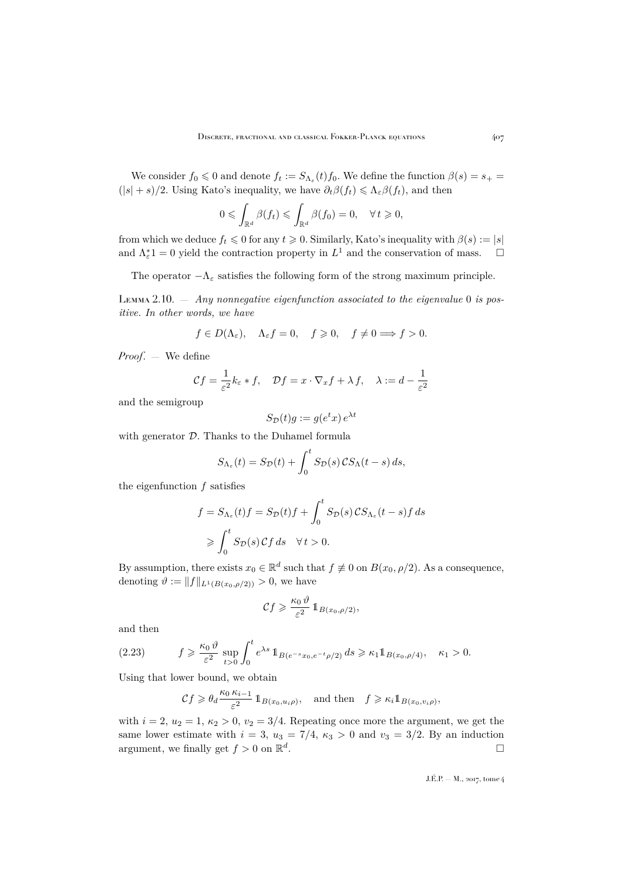We consider $f_0 \leqslant 0$ and denote $f_t := S_{\Lambda_\varepsilon}(t) f_0$. We define the function $\beta(s) = s_+ = (|s| + s)/2$. Using Kato's inequality, we have $\partial_t \beta(f_t) \leqslant \Lambda_\varepsilon \beta(f_t)$, and then

$$0 \leqslant \int_{\mathbb{R}^d} \beta(f_t) \leqslant \int_{\mathbb{R}^d} \beta(f_0) = 0, \quad \forall\, t \geqslant 0,$$

from which we deduce $f_t \leqslant 0$ for any $t \geqslant 0$. Similarly, Kato's inequality with $\beta(s) := |s|$ and $\Lambda_\varepsilon^* 1 = 0$ yield the contraction property in $L^1$ and the conservation of mass. $\square$

The operator $-\Lambda_\varepsilon$ satisfies the following form of the strong maximum principle.

Lemma 2.10. — *Any nonnegative eigenfunction associated to the eigenvalue* 0 *is positive. In other words, we have*

$$f \in D(\Lambda_\varepsilon), \quad \Lambda_\varepsilon f = 0, \quad f \geqslant 0, \quad f \neq 0 \Longrightarrow f > 0.$$

*Proof*. — We define

$$\mathcal{C} f = \frac{1}{\varepsilon^2} k_\varepsilon * f, \quad \mathcal{D} f = x \cdot \nabla_x f + \lambda\, f, \quad \lambda := d - \frac{1}{\varepsilon^2}$$

and the semigroup

$$S_{\mathcal{D}}(t) g := g(e^t x)\, e^{\lambda t}$$

with generator $\mathcal{D}$. Thanks to the Duhamel formula

$$S_{\Lambda_\varepsilon}(t) = S_{\mathcal{D}}(t) + \int_0^t S_{\mathcal{D}}(s)\, \mathcal{C} S_\Lambda(t-s)\, ds,$$

the eigenfunction $f$ satisfies

$$\begin{aligned} f = S_{\Lambda_\varepsilon}(t) f &= S_{\mathcal{D}}(t) f + \int_0^t S_{\mathcal{D}}(s)\, \mathcal{C} S_{\Lambda_\varepsilon}(t-s) f\, ds \\ &\geqslant \int_0^t S_{\mathcal{D}}(s)\, \mathcal{C} f\, ds \quad \forall\, t > 0. \end{aligned}$$

By assumption, there exists $x_0 \in \mathbb{R}^d$ such that $f \not\equiv 0$ on $B(x_0, \rho/2)$. As a consequence, denoting $\vartheta := \|f\|_{L^1(B(x_0,\rho/2))} > 0$, we have

$$\mathcal{C} f \geqslant \frac{\kappa_0\, \vartheta}{\varepsilon^2}\, \mathbb{1}_{B(x_0,\rho/2)},$$

and then

$$f \geqslant \frac{\kappa_0\, \vartheta}{\varepsilon^2} \sup_{t>0} \int_0^t e^{\lambda s}\, \mathbb{1}_{B(e^{-s} x_0, e^{-t}\rho/2)}\, ds \geqslant \kappa_1 \mathbb{1}_{B(x_0,\rho/4)}, \quad \kappa_1 > 0. \tag{2.23}$$

Using that lower bound, we obtain

$$\mathcal{C} f \geqslant \theta_d \frac{\kappa_0\, \kappa_{i-1}}{\varepsilon^2}\, \mathbb{1}_{B(x_0,u_i\rho)}, \quad \text{and then} \quad f \geqslant \kappa_i \mathbb{1}_{B(x_0,v_i\rho)},$$

with $i = 2$, $u_2 = 1$, $\kappa_2 > 0$, $v_2 = 3/4$. Repeating once more the argument, we get the same lower estimate with $i = 3$, $u_3 = 7/4$, $\kappa_3 > 0$ and $v_3 = 3/2$. By an induction argument, we finally get $f > 0$ on $\mathbb{R}^d$. $\square$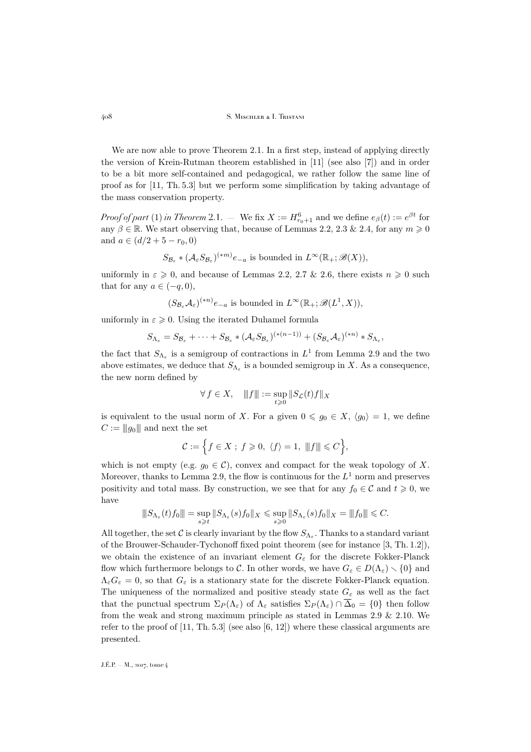We are now able to prove Theorem 2.1. In a first step, instead of applying directly the version of Krein-Rutman theorem established in [11] (see also [7]) and in order to be a bit more self-contained and pedagogical, we rather follow the same line of proof as for [11, Th. 5.3] but we perform some simplification by taking advantage of the mass conservation property.

*Proof of part* (1) *in Theorem* 2.1. — We fix $X := H^6_{r_0+1}$ and we define $e_\beta(t) := e^{\beta t}$ for any $\beta \in \mathbb{R}$. We start observing that, because of Lemmas 2.2, 2.3 & 2.4, for any $m \geqslant 0$ and $a \in (d/2 + 5 - r_0, 0)$

$$S_{\mathcal{B}_\varepsilon} * (\mathcal{A}_\varepsilon S_{\mathcal{B}_\varepsilon})^{(*m)} e_{-a} \text{ is bounded in } L^\infty(\mathbb{R}_+; \mathscr{B}(X)),$$

uniformly in $\varepsilon \geqslant 0$, and because of Lemmas 2.2, 2.7 & 2.6, there exists $n \geqslant 0$ such that for any $a \in (-q, 0)$,

$$(S_{\mathcal{B}_\varepsilon} \mathcal{A}_\varepsilon)^{(*n)} e_{-a} \text{ is bounded in } L^\infty(\mathbb{R}_+; \mathscr{B}(L^1, X)),$$

uniformly in $\varepsilon \geqslant 0$. Using the iterated Duhamel formula

$$S_{\Lambda_\varepsilon} = S_{\mathcal{B}_\varepsilon} + \cdots + S_{\mathcal{B}_\varepsilon} * (\mathcal{A}_\varepsilon S_{\mathcal{B}_\varepsilon})^{(*(n-1))} + (S_{\mathcal{B}_\varepsilon} \mathcal{A}_\varepsilon)^{(*n)} * S_{\Lambda_\varepsilon},$$

the fact that $S_{\Lambda_\varepsilon}$ is a semigroup of contractions in $L^1$ from Lemma 2.9 and the two above estimates, we deduce that $S_{\Lambda_\varepsilon}$ is a bounded semigroup in $X$. As a consequence, the new norm defined by

$$\forall\, f \in X, \quad |\!|\!| f |\!|\!| := \sup_{t \geqslant 0} \| S_{\mathcal{L}}(t) f \|_X$$

is equivalent to the usual norm of $X$. For a given $0 \leqslant g_0 \in X$, $\langle g_0 \rangle = 1$, we define $C := |\!|\!| g_0 |\!|\!|$ and next the set

$$\mathcal{C} := \Big\{ f \in X \,;\, f \geqslant 0,\ \langle f \rangle = 1,\ |\!|\!| f |\!|\!| \leqslant C \Big\},$$

which is not empty (e.g. $g_0 \in \mathcal{C}$), convex and compact for the weak topology of $X$. Moreover, thanks to Lemma 2.9, the flow is continuous for the $L^1$ norm and preserves positivity and total mass. By construction, we see that for any $f_0 \in \mathcal{C}$ and $t \geqslant 0$, we have

$$|\!|\!| S_{\Lambda_\varepsilon}(t) f_0 |\!|\!| = \sup_{s \geqslant t} \| S_{\Lambda_\varepsilon}(s) f_0 \|_X \leqslant \sup_{s \geqslant 0} \| S_{\Lambda_\varepsilon}(s) f_0 \|_X = |\!|\!| f_0 |\!|\!| \leqslant C.$$

All together, the set $\mathcal{C}$ is clearly invariant by the flow $S_{\Lambda_\varepsilon}$. Thanks to a standard variant of the Brouwer-Schauder-Tychonoff fixed point theorem (see for instance [3, Th. 1.2]), we obtain the existence of an invariant element $G_\varepsilon$ for the discrete Fokker-Planck flow which furthermore belongs to $\mathcal{C}$. In other words, we have $G_\varepsilon \in D(\Lambda_\varepsilon) \setminus \{0\}$ and $\Lambda_\varepsilon G_\varepsilon = 0$, so that $G_\varepsilon$ is a stationary state for the discrete Fokker-Planck equation. The uniqueness of the normalized and positive steady state $G_\varepsilon$ as well as the fact that the punctual spectrum $\Sigma_P(\Lambda_\varepsilon)$ of $\Lambda_\varepsilon$ satisfies $\Sigma_P(\Lambda_\varepsilon) \cap \overline{\Delta}_0 = \{0\}$ then follow from the weak and strong maximum principle as stated in Lemmas 2.9 & 2.10. We refer to the proof of [11, Th. 5.3] (see also [6, 12]) where these classical arguments are presented.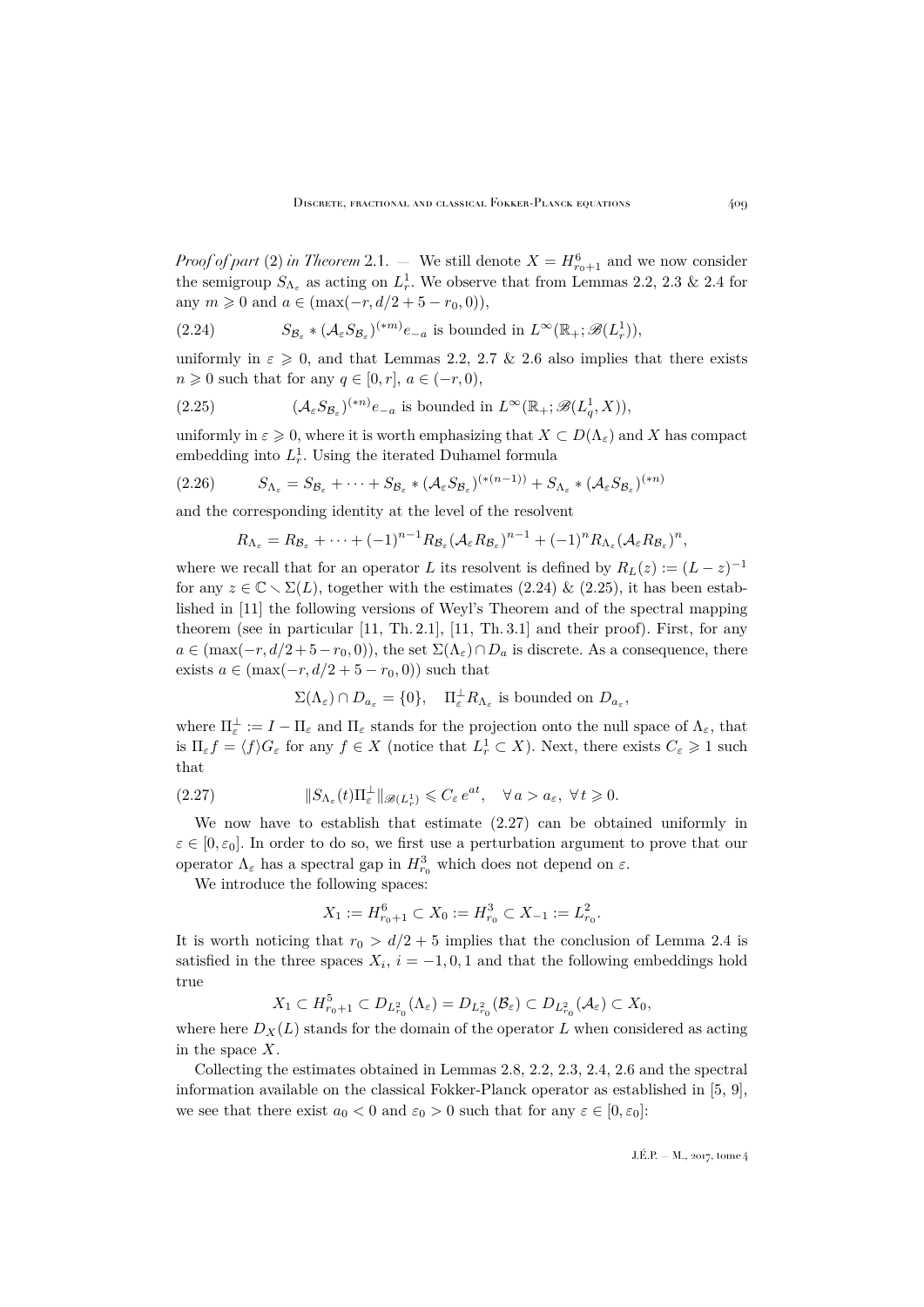*Proof of part* (2) *in Theorem* 2.1. — We still denote $X = H^6_{r_0+1}$ and we now consider the semigroup $S_{\Lambda_\varepsilon}$ as acting on $L^1_r$. We observe that from Lemmas 2.2, 2.3 & 2.4 for any $m \geqslant 0$ and $a \in (\max(-r, d/2+5-r_0, 0))$,

$$S_{\mathcal{B}_\varepsilon} * (\mathcal{A}_\varepsilon S_{\mathcal{B}_\varepsilon})^{(*m)} e_{-a} \text{ is bounded in } L^\infty(\mathbb{R}_+; \mathscr{B}(L^1_r)), \tag{2.24}$$

uniformly in $\varepsilon \geqslant 0$, and that Lemmas 2.2, 2.7 & 2.6 also implies that there exists $n \geqslant 0$ such that for any $q \in [0, r]$, $a \in (-r, 0)$,

$$(\mathcal{A}_\varepsilon S_{\mathcal{B}_\varepsilon})^{(*n)} e_{-a} \text{ is bounded in } L^\infty(\mathbb{R}_+; \mathscr{B}(L^1_q, X)), \tag{2.25}$$

uniformly in $\varepsilon \geqslant 0$, where it is worth emphasizing that $X \subset D(\Lambda_\varepsilon)$ and $X$ has compact embedding into $L^1_r$. Using the iterated Duhamel formula

$$S_{\Lambda_\varepsilon} = S_{\mathcal{B}_\varepsilon} + \cdots + S_{\mathcal{B}_\varepsilon} * (\mathcal{A}_\varepsilon S_{\mathcal{B}_\varepsilon})^{(*(n-1))} + S_{\Lambda_\varepsilon} * (\mathcal{A}_\varepsilon S_{\mathcal{B}_\varepsilon})^{(*n)} \tag{2.26}$$

and the corresponding identity at the level of the resolvent

$$R_{\Lambda_\varepsilon} = R_{\mathcal{B}_\varepsilon} + \cdots + (-1)^{n-1} R_{\mathcal{B}_\varepsilon} (\mathcal{A}_\varepsilon R_{\mathcal{B}_\varepsilon})^{n-1} + (-1)^n R_{\Lambda_\varepsilon} (\mathcal{A}_\varepsilon R_{\mathcal{B}_\varepsilon})^n,$$

where we recall that for an operator $L$ its resolvent is defined by $R_L(z) := (L - z)^{-1}$ for any $z \in \mathbb{C} \smallsetminus \Sigma(L)$, together with the estimates (2.24) & (2.25), it has been established in [11] the following versions of Weyl's Theorem and of the spectral mapping theorem (see in particular [11, Th. 2.1], [11, Th. 3.1] and their proof). First, for any $a \in (\max(-r, d/2+5-r_0, 0))$, the set $\Sigma(\Lambda_\varepsilon) \cap D_a$ is discrete. As a consequence, there exists $a \in (\max(-r, d/2+5-r_0, 0))$ such that

$$\Sigma(\Lambda_\varepsilon) \cap D_{a_\varepsilon} = \{0\}, \quad \Pi^\perp_\varepsilon R_{\Lambda_\varepsilon} \text{ is bounded on } D_{a_\varepsilon},$$

where $\Pi^\perp_\varepsilon := I - \Pi_\varepsilon$ and $\Pi_\varepsilon$ stands for the projection onto the null space of $\Lambda_\varepsilon$, that is $\Pi_\varepsilon f = \langle f \rangle G_\varepsilon$ for any $f \in X$ (notice that $L^1_r \subset X$). Next, there exists $C_\varepsilon \geqslant 1$ such that

$$\|S_{\Lambda_\varepsilon}(t) \Pi^\perp_\varepsilon\|_{\mathscr{B}(L^1_r)} \leqslant C_\varepsilon \, e^{at}, \quad \forall\, a > a_\varepsilon, \ \forall\, t \geqslant 0. \tag{2.27}$$

We now have to establish that estimate (2.27) can be obtained uniformly in $\varepsilon \in [0, \varepsilon_0]$. In order to do so, we first use a perturbation argument to prove that our operator $\Lambda_\varepsilon$ has a spectral gap in $H^3_{r_0}$ which does not depend on $\varepsilon$.

We introduce the following spaces:

$$X_1 := H^6_{r_0+1} \subset X_0 := H^3_{r_0} \subset X_{-1} := L^2_{r_0}.$$

It is worth noticing that $r_0 > d/2 + 5$ implies that the conclusion of Lemma 2.4 is satisfied in the three spaces $X_i$, $i = -1, 0, 1$ and that the following embeddings hold true

$$X_1 \subset H^5_{r_0+1} \subset D_{L^2_{r_0}}(\Lambda_\varepsilon) = D_{L^2_{r_0}}(\mathcal{B}_\varepsilon) \subset D_{L^2_{r_0}}(\mathcal{A}_\varepsilon) \subset X_0,$$

where here $D_X(L)$ stands for the domain of the operator $L$ when considered as acting in the space $X$.

Collecting the estimates obtained in Lemmas 2.8, 2.2, 2.3, 2.4, 2.6 and the spectral information available on the classical Fokker-Planck operator as established in [5, 9], we see that there exist $a_0 < 0$ and $\varepsilon_0 > 0$ such that for any $\varepsilon \in [0, \varepsilon_0]$: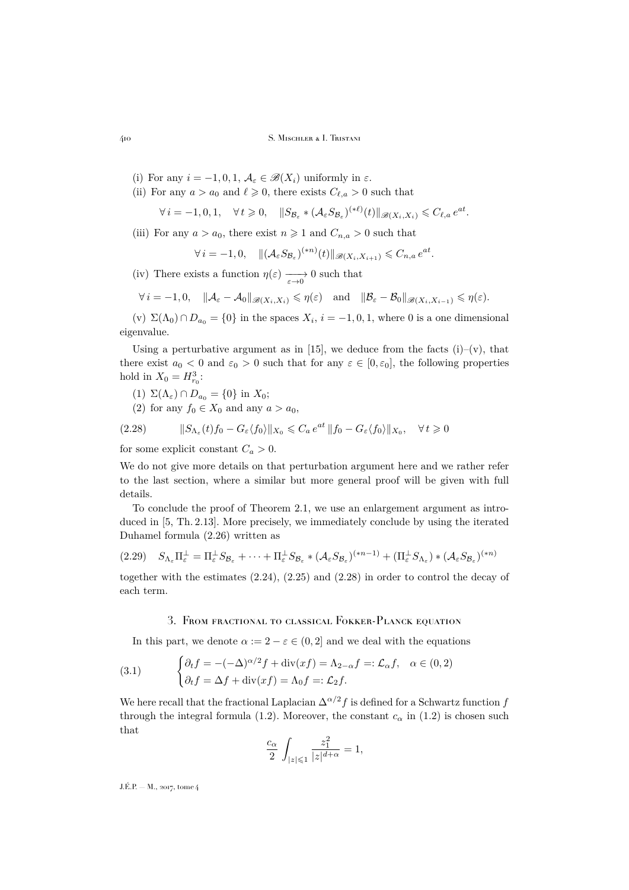(i) For any $i=-1,0,1$, $\mathcal{A}_\varepsilon \in \mathscr{B}(X_i)$ uniformly in $\varepsilon$.

(ii) For any $a > a_0$ and $\ell \geqslant 0$, there exists $C_{\ell,a} > 0$ such that

$$\forall\, i=-1,0,1, \quad \forall\, t \geqslant 0, \quad \|S_{\mathcal{B}_\varepsilon} * (\mathcal{A}_\varepsilon S_{\mathcal{B}_\varepsilon})^{(*\ell)}(t)\|_{\mathscr{B}(X_i,X_i)} \leqslant C_{\ell,a}\, e^{at}.$$

(iii) For any $a > a_0$, there exist $n \geqslant 1$ and $C_{n,a} > 0$ such that

$$\forall\, i=-1,0, \quad \|(\mathcal{A}_\varepsilon S_{\mathcal{B}_\varepsilon})^{(*n)}(t)\|_{\mathscr{B}(X_i,X_{i+1})} \leqslant C_{n,a}\, e^{at}.$$

(iv) There exists a function $\eta(\varepsilon) \xrightarrow[\varepsilon\to 0]{} 0$ such that

$$\forall\, i=-1,0, \quad \|\mathcal{A}_\varepsilon - \mathcal{A}_0\|_{\mathscr{B}(X_i,X_i)} \leqslant \eta(\varepsilon) \quad \text{and} \quad \|\mathcal{B}_\varepsilon - \mathcal{B}_0\|_{\mathscr{B}(X_i,X_{i-1})} \leqslant \eta(\varepsilon).$$

(v) $\Sigma(\Lambda_0) \cap D_{a_0} = \{0\}$ in the spaces $X_i$, $i=-1,0,1$, where 0 is a one dimensional eigenvalue.

Using a perturbative argument as in [15], we deduce from the facts (i)–(v), that there exist $a_0 < 0$ and $\varepsilon_0 > 0$ such that for any $\varepsilon \in [0,\varepsilon_0]$, the following properties hold in $X_0 = H^3_{r_0}$:

(1) $\Sigma(\Lambda_\varepsilon) \cap D_{a_0} = \{0\}$ in $X_0$;

(2) for any $f_0 \in X_0$ and any $a > a_0$,

$$\|S_{\Lambda_\varepsilon}(t) f_0 - G_\varepsilon \langle f_0 \rangle\|_{X_0} \leqslant C_a\, e^{at}\, \|f_0 - G_\varepsilon\langle f_0\rangle\|_{X_0}, \quad \forall\, t \geqslant 0 \tag{2.28}$$

for some explicit constant $C_a > 0$.

We do not give more details on that perturbation argument here and we rather refer to the last section, where a similar but more general proof will be given with full details.

To conclude the proof of Theorem 2.1, we use an enlargement argument as introduced in [5, Th. 2.13]. More precisely, we immediately conclude by using the iterated Duhamel formula (2.26) written as

$$S_{\Lambda_\varepsilon}\Pi_\varepsilon^\perp = \Pi_\varepsilon^\perp S_{\mathcal{B}_\varepsilon} + \cdots + \Pi_\varepsilon^\perp S_{\mathcal{B}_\varepsilon} * (\mathcal{A}_\varepsilon S_{\mathcal{B}_\varepsilon})^{(*n-1)} + (\Pi_\varepsilon^\perp S_{\Lambda_\varepsilon}) * (\mathcal{A}_\varepsilon S_{\mathcal{B}_\varepsilon})^{(*n)} \tag{2.29}$$

together with the estimates (2.24), (2.25) and (2.28) in order to control the decay of each term.

## 3. From fractional to classical Fokker-Planck equation

In this part, we denote $\alpha := 2 - \varepsilon \in (0,2]$ and we deal with the equations

$$\begin{cases} \partial_t f = -(-\Delta)^{\alpha/2} f + \operatorname{div}(xf) = \Lambda_{2-\alpha} f =: \mathcal{L}_\alpha f, & \alpha \in (0,2) \\ \partial_t f = \Delta f + \operatorname{div}(xf) = \Lambda_0 f =: \mathcal{L}_2 f. \end{cases} \tag{3.1}$$

We here recall that the fractional Laplacian $\Delta^{\alpha/2} f$ is defined for a Schwartz function $f$ through the integral formula (1.2). Moreover, the constant $c_\alpha$ in (1.2) is chosen such that

$$\frac{c_\alpha}{2} \int_{|z|\leqslant 1} \frac{z_1^2}{|z|^{d+\alpha}} = 1,$$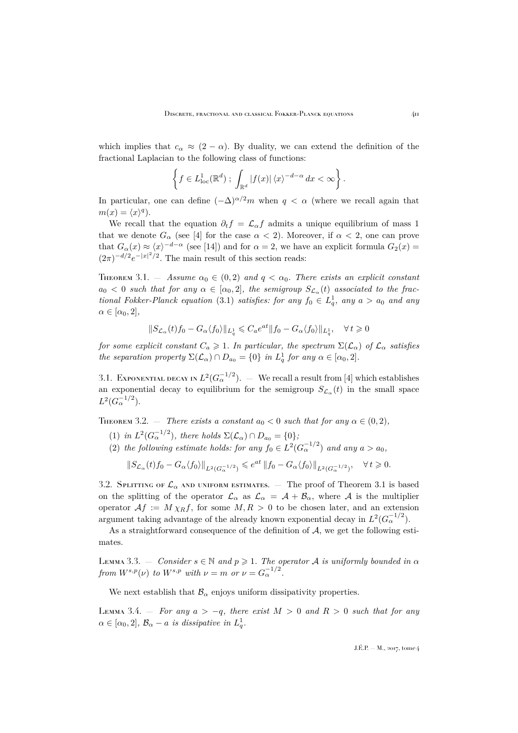which implies that $c_\alpha \approx (2-\alpha)$. By duality, we can extend the definition of the fractional Laplacian to the following class of functions:

$$\left\{ f \in L^1_{\rm loc}(\mathbb{R}^d) \; ; \; \int_{\mathbb{R}^d} |f(x)| \, \langle x \rangle^{-d-\alpha} \, dx < \infty \right\}.$$

In particular, one can define $(-\Delta)^{\alpha/2} m$ when $q < \alpha$ (where we recall again that $m(x) = \langle x \rangle^q$).

We recall that the equation $\partial_t f = \mathcal{L}_\alpha f$ admits a unique equilibrium of mass 1 that we denote $G_\alpha$ (see [4] for the case $\alpha < 2$). Moreover, if $\alpha < 2$, one can prove that $G_\alpha(x) \approx \langle x \rangle^{-d-\alpha}$ (see [14]) and for $\alpha = 2$, we have an explicit formula $G_2(x) = (2\pi)^{-d/2} e^{-|x|^2/2}$. The main result of this section reads:

**Theorem 3.1.** — *Assume $\alpha_0 \in (0,2)$ and $q < \alpha_0$. There exists an explicit constant $a_0 < 0$ such that for any $\alpha \in [\alpha_0, 2]$, the semigroup $S_{\mathcal{L}_\alpha}(t)$ associated to the fractional Fokker-Planck equation* (3.1) *satisfies: for any $f_0 \in L^1_q$, any $a > a_0$ and any $\alpha \in [\alpha_0, 2]$,*

$$\|S_{\mathcal{L}_\alpha}(t) f_0 - G_\alpha \langle f_0 \rangle\|_{L^1_q} \leqslant C_a e^{at} \|f_0 - G_\alpha \langle f_0 \rangle\|_{L^1_q}, \quad \forall\, t \geqslant 0$$

*for some explicit constant $C_a \geqslant 1$. In particular, the spectrum $\Sigma(\mathcal{L}_\alpha)$ of $\mathcal{L}_\alpha$ satisfies the separation property $\Sigma(\mathcal{L}_\alpha) \cap D_{a_0} = \{0\}$ in $L^1_q$ for any $\alpha \in [\alpha_0, 2]$.*

### 3.1. Exponential decay in $L^2(G_\alpha^{-1/2})$.

— We recall a result from [4] which establishes an exponential decay to equilibrium for the semigroup $S_{\mathcal{L}_\alpha}(t)$ in the small space $L^2(G_\alpha^{-1/2})$.

**Theorem 3.2.** — *There exists a constant $a_0 < 0$ such that for any $\alpha \in (0,2)$,*

(1) *in $L^2(G_\alpha^{-1/2})$, there holds $\Sigma(\mathcal{L}_\alpha) \cap D_{a_0} = \{0\}$;*

(2) *the following estimate holds: for any $f_0 \in L^2(G_\alpha^{-1/2})$ and any $a > a_0$,*

$$\|S_{\mathcal{L}_\alpha}(t) f_0 - G_\alpha \langle f_0 \rangle\|_{L^2(G_\alpha^{-1/2})} \leqslant e^{at} \|f_0 - G_\alpha \langle f_0 \rangle\|_{L^2(G_\alpha^{-1/2})}, \quad \forall\, t \geqslant 0.$$

### 3.2. Splitting of $\mathcal{L}_\alpha$ and uniform estimates.

— The proof of Theorem 3.1 is based on the splitting of the operator $\mathcal{L}_\alpha$ as $\mathcal{L}_\alpha = \mathcal{A} + \mathcal{B}_\alpha$, where $\mathcal{A}$ is the multiplier operator $\mathcal{A} f := M \chi_R f$, for some $M, R > 0$ to be chosen later, and an extension argument taking advantage of the already known exponential decay in $L^2(G_\alpha^{-1/2})$.

As a straightforward consequence of the definition of $\mathcal{A}$, we get the following estimates.

**Lemma 3.3.** — *Consider $s \in \mathbb{N}$ and $p \geqslant 1$. The operator $\mathcal{A}$ is uniformly bounded in $\alpha$ from $W^{s,p}(\nu)$ to $W^{s,p}$ with $\nu = m$ or $\nu = G_\alpha^{-1/2}$.*

We next establish that $\mathcal{B}_\alpha$ enjoys uniform dissipativity properties.

**Lemma 3.4.** — *For any $a > -q$, there exist $M > 0$ and $R > 0$ such that for any $\alpha \in [\alpha_0, 2]$, $\mathcal{B}_\alpha - a$ is dissipative in $L^1_q$.*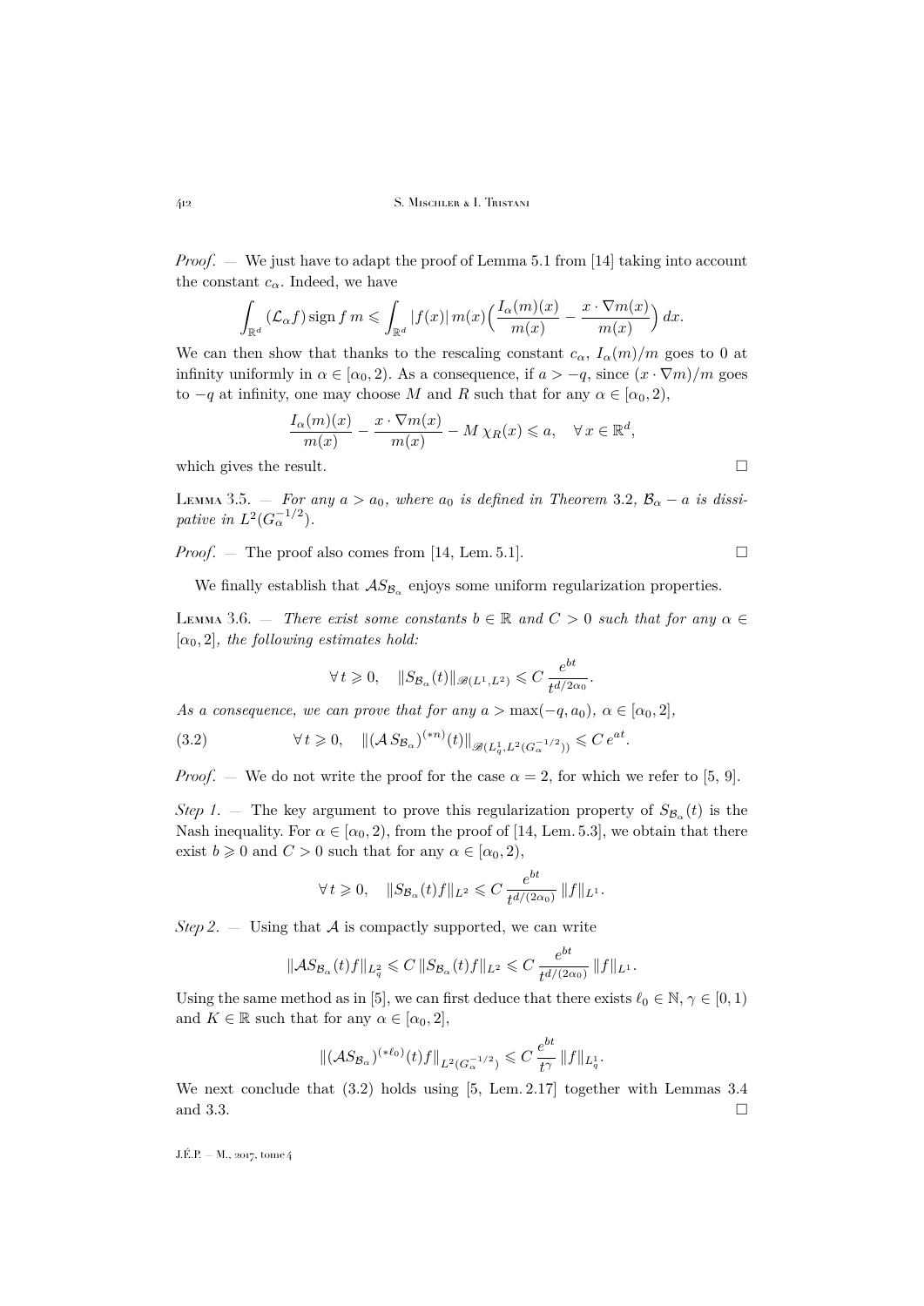*Proof*. — We just have to adapt the proof of Lemma 5.1 from [14] taking into account the constant $c_\alpha$. Indeed, we have

$$\int_{\mathbb{R}^d} (\mathcal{L}_\alpha f) \operatorname{sign} f \, m \leqslant \int_{\mathbb{R}^d} |f(x)| \, m(x) \Big( \frac{I_\alpha(m)(x)}{m(x)} - \frac{x \cdot \nabla m(x)}{m(x)} \Big) \, dx.$$

We can then show that thanks to the rescaling constant $c_\alpha$, $I_\alpha(m)/m$ goes to 0 at infinity uniformly in $\alpha \in [\alpha_0, 2)$. As a consequence, if $a > -q$, since $(x \cdot \nabla m)/m$ goes to $-q$ at infinity, one may choose $M$ and $R$ such that for any $\alpha \in [\alpha_0, 2)$,

$$\frac{I_\alpha(m)(x)}{m(x)} - \frac{x \cdot \nabla m(x)}{m(x)} - M \, \chi_R(x) \leqslant a, \quad \forall \, x \in \mathbb{R}^d,$$

which gives the result. $\square$

Lemma 3.5. — *For any $a > a_0$, where $a_0$ is defined in Theorem 3.2, $\mathcal{B}_\alpha - a$ is dissipative in $L^2(G_\alpha^{-1/2})$.*

*Proof*. — The proof also comes from [14, Lem. 5.1]. $\square$

We finally establish that $\mathcal{A} S_{\mathcal{B}_\alpha}$ enjoys some uniform regularization properties.

Lemma 3.6. — *There exist some constants $b \in \mathbb{R}$ and $C > 0$ such that for any $\alpha \in [\alpha_0, 2]$, the following estimates hold:*

$$\forall \, t \geqslant 0, \quad \|S_{\mathcal{B}_\alpha}(t)\|_{\mathscr{B}(L^1, L^2)} \leqslant C \, \frac{e^{bt}}{t^{d/2\alpha_0}}.$$

*As a consequence, we can prove that for any $a > \max(-q, a_0)$, $\alpha \in [\alpha_0, 2]$,*

$$\forall \, t \geqslant 0, \quad \|(\mathcal{A} \, S_{\mathcal{B}_\alpha})^{(*n)}(t)\|_{\mathscr{B}(L^1_q, L^2(G_\alpha^{-1/2}))} \leqslant C \, e^{at}. \tag{3.2}$$

*Proof*. — We do not write the proof for the case $\alpha = 2$, for which we refer to [5, 9].

*Step 1*. — The key argument to prove this regularization property of $S_{\mathcal{B}_\alpha}(t)$ is the Nash inequality. For $\alpha \in [\alpha_0, 2)$, from the proof of [14, Lem. 5.3], we obtain that there exist $b \geqslant 0$ and $C > 0$ such that for any $\alpha \in [\alpha_0, 2)$,

$$\forall \, t \geqslant 0, \quad \|S_{\mathcal{B}_\alpha}(t) f\|_{L^2} \leqslant C \, \frac{e^{bt}}{t^{d/(2\alpha_0)}} \, \|f\|_{L^1}.$$

*Step 2*. — Using that $\mathcal{A}$ is compactly supported, we can write

$$\|\mathcal{A} S_{\mathcal{B}_\alpha}(t) f\|_{L^2_q} \leqslant C \, \|S_{\mathcal{B}_\alpha}(t) f\|_{L^2} \leqslant C \, \frac{e^{bt}}{t^{d/(2\alpha_0)}} \, \|f\|_{L^1}.$$

Using the same method as in [5], we can first deduce that there exists $\ell_0 \in \mathbb{N}$, $\gamma \in [0,1)$ and $K \in \mathbb{R}$ such that for any $\alpha \in [\alpha_0, 2]$,

$$\|(\mathcal{A} S_{\mathcal{B}_\alpha})^{(*\ell_0)}(t) f\|_{L^2(G_\alpha^{-1/2})} \leqslant C \, \frac{e^{bt}}{t^\gamma} \, \|f\|_{L^1_q}.$$

We next conclude that (3.2) holds using [5, Lem. 2.17] together with Lemmas 3.4 and 3.3. $\square$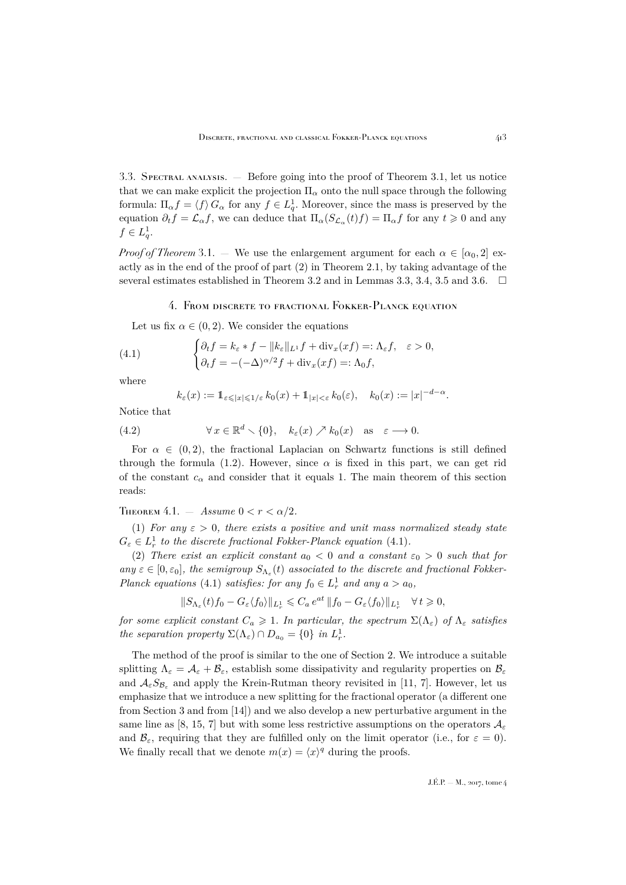3.3. Spectral analysis. — Before going into the proof of Theorem 3.1, let us notice that we can make explicit the projection $\Pi_\alpha$ onto the null space through the following formula: $\Pi_\alpha f = \langle f \rangle \, G_\alpha$ for any $f \in L^1_q$. Moreover, since the mass is preserved by the equation $\partial_t f = \mathcal{L}_\alpha f$, we can deduce that $\Pi_\alpha(S_{\mathcal{L}_\alpha}(t) f) = \Pi_\alpha f$ for any $t \geqslant 0$ and any $f \in L^1_q$.

*Proof of Theorem* 3.1. — We use the enlargement argument for each $\alpha \in [\alpha_0, 2]$ exactly as in the end of the proof of part (2) in Theorem 2.1, by taking advantage of the several estimates established in Theorem 3.2 and in Lemmas 3.3, 3.4, 3.5 and 3.6. $\square$

## 4. From discrete to fractional Fokker-Planck equation

Let us fix $\alpha \in (0,2)$. We consider the equations

$$
\begin{cases} \partial_t f = k_\varepsilon * f - \|k_\varepsilon\|_{L^1} f + \operatorname{div}_x(xf) =: \Lambda_\varepsilon f, \quad \varepsilon > 0, \\ \partial_t f = -(-\Delta)^{\alpha/2} f + \operatorname{div}_x(xf) =: \Lambda_0 f, \end{cases} \tag{4.1}
$$

where

$$
k_\varepsilon(x) := \mathbb{1}_{\varepsilon \leqslant |x| \leqslant 1/\varepsilon} \, k_0(x) + \mathbb{1}_{|x| < \varepsilon} \, k_0(\varepsilon), \quad k_0(x) := |x|^{-d-\alpha}.
$$

Notice that

$$
\forall \, x \in \mathbb{R}^d \smallsetminus \{0\}, \quad k_\varepsilon(x) \nearrow k_0(x) \quad \text{as} \quad \varepsilon \longrightarrow 0. \tag{4.2}
$$

For $\alpha \in (0,2)$, the fractional Laplacian on Schwartz functions is still defined through the formula (1.2). However, since $\alpha$ is fixed in this part, we can get rid of the constant $c_\alpha$ and consider that it equals 1. The main theorem of this section reads:

Theorem 4.1. — *Assume $0 < r < \alpha/2$.*

(1) *For any $\varepsilon > 0$, there exists a positive and unit mass normalized steady state $G_\varepsilon \in L^1_r$ to the discrete fractional Fokker-Planck equation* (4.1).

(2) *There exist an explicit constant $a_0 < 0$ and a constant $\varepsilon_0 > 0$ such that for any $\varepsilon \in [0, \varepsilon_0]$, the semigroup $S_{\Lambda_\varepsilon}(t)$ associated to the discrete and fractional Fokker-Planck equations* (4.1) *satisfies: for any $f_0 \in L^1_r$ and any $a > a_0$,*

$$
\|S_{\Lambda_\varepsilon}(t) f_0 - G_\varepsilon \langle f_0 \rangle\|_{L^1_r} \leqslant C_a \, e^{at} \, \|f_0 - G_\varepsilon \langle f_0 \rangle\|_{L^1_r} \quad \forall \, t \geqslant 0,
$$

*for some explicit constant $C_a \geqslant 1$. In particular, the spectrum $\Sigma(\Lambda_\varepsilon)$ of $\Lambda_\varepsilon$ satisfies the separation property $\Sigma(\Lambda_\varepsilon) \cap D_{a_0} = \{0\}$ in $L^1_r$.*

The method of the proof is similar to the one of Section 2. We introduce a suitable splitting $\Lambda_\varepsilon = \mathcal{A}_\varepsilon + \mathcal{B}_\varepsilon$, establish some dissipativity and regularity properties on $\mathcal{B}_\varepsilon$ and $\mathcal{A}_\varepsilon S_{\mathcal{B}_\varepsilon}$ and apply the Krein-Rutman theory revisited in [11, 7]. However, let us emphasize that we introduce a new splitting for the fractional operator (a different one from Section 3 and from [14]) and we also develop a new perturbative argument in the same line as [8, 15, 7] but with some less restrictive assumptions on the operators $\mathcal{A}_\varepsilon$ and $\mathcal{B}_\varepsilon$, requiring that they are fulfilled only on the limit operator (i.e., for $\varepsilon = 0$). We finally recall that we denote $m(x) = \langle x \rangle^q$ during the proofs.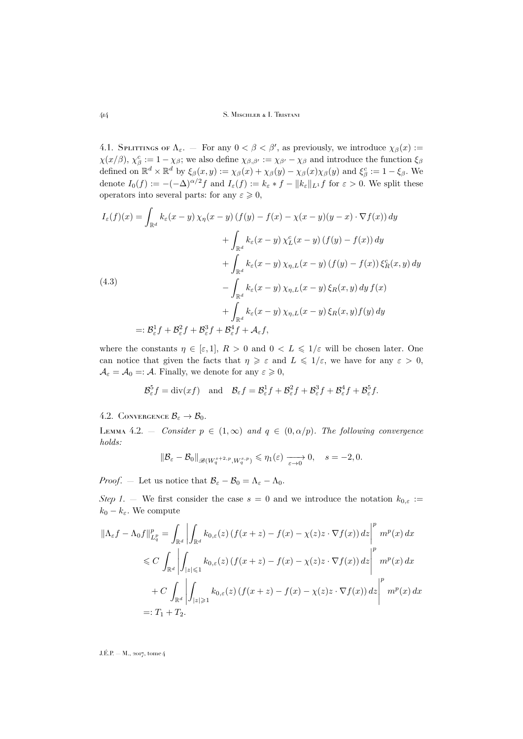4.1. Splittings of $\Lambda_\varepsilon$. — For any $0 < \beta < \beta'$, as previously, we introduce $\chi_\beta(x) := \chi(x/\beta)$, $\chi^c_\beta := 1 - \chi_\beta$; we also define $\chi_{\beta,\beta'} := \chi_{\beta'} - \chi_\beta$ and introduce the function $\xi_\beta$ defined on $\mathbb{R}^d \times \mathbb{R}^d$ by $\xi_\beta(x,y) := \chi_\beta(x) + \chi_\beta(y) - \chi_\beta(x)\chi_\beta(y)$ and $\xi^c_\beta := 1 - \xi_\beta$. We denote $I_0(f) := -(-\Delta)^{\alpha/2} f$ and $I_\varepsilon(f) := k_\varepsilon * f - \|k_\varepsilon\|_{L^1} f$ for $\varepsilon > 0$. We split these operators into several parts: for any $\varepsilon \geqslant 0$,

$$
\begin{aligned}
I_\varepsilon(f)(x) = \int_{\mathbb{R}^d} & k_\varepsilon(x-y)\, \chi_\eta(x-y)\, (f(y) - f(x) - \chi(x-y)(y-x)\cdot \nabla f(x))\, dy \\
& + \int_{\mathbb{R}^d} k_\varepsilon(x-y)\, \chi^c_L(x-y)\, (f(y) - f(x))\, dy \\
& + \int_{\mathbb{R}^d} k_\varepsilon(x-y)\, \chi_{\eta,L}(x-y)\, (f(y) - f(x))\, \xi^c_R(x,y)\, dy \\
& - \int_{\mathbb{R}^d} k_\varepsilon(x-y)\, \chi_{\eta,L}(x-y)\, \xi_R(x,y)\, dy\, f(x) \\
& + \int_{\mathbb{R}^d} k_\varepsilon(x-y)\, \chi_{\eta,L}(x-y)\, \xi_R(x,y) f(y)\, dy \\
=: \mathcal{B}^1_\varepsilon f & + \mathcal{B}^2_\varepsilon f + \mathcal{B}^3_\varepsilon f + \mathcal{B}^4_\varepsilon f + \mathcal{A}_\varepsilon f,
\end{aligned}
\tag{4.3}
$$

where the constants $\eta \in [\varepsilon, 1]$, $R > 0$ and $0 < L \leqslant 1/\varepsilon$ will be chosen later. One can notice that given the facts that $\eta \geqslant \varepsilon$ and $L \leqslant 1/\varepsilon$, we have for any $\varepsilon > 0$, $\mathcal{A}_\varepsilon = \mathcal{A}_0 =: \mathcal{A}$. Finally, we denote for any $\varepsilon \geqslant 0$,

$$
\mathcal{B}^5_\varepsilon f = \operatorname{div}(xf) \quad \text{and} \quad \mathcal{B}_\varepsilon f = \mathcal{B}^1_\varepsilon f + \mathcal{B}^2_\varepsilon f + \mathcal{B}^3_\varepsilon f + \mathcal{B}^4_\varepsilon f + \mathcal{B}^5_\varepsilon f.
$$

4.2. Convergence $\mathcal{B}_\varepsilon \to \mathcal{B}_0$.

Lemma 4.2. — *Consider $p \in (1,\infty)$ and $q \in (0, \alpha/p)$. The following convergence holds:*

$$
\|\mathcal{B}_\varepsilon - \mathcal{B}_0\|_{\mathscr{B}(W^{s+2,p}_q, W^{s,p}_q)} \leqslant \eta_1(\varepsilon) \xrightarrow[\varepsilon \to 0]{} 0, \quad s = -2, 0.
$$

*Proof*. — Let us notice that $\mathcal{B}_\varepsilon - \mathcal{B}_0 = \Lambda_\varepsilon - \Lambda_0$.

*Step 1*. — We first consider the case $s = 0$ and we introduce the notation $k_{0,\varepsilon} := k_0 - k_\varepsilon$. We compute

$$
\begin{aligned}
\|\Lambda_\varepsilon f - \Lambda_0 f\|^p_{L^p_q} &= \int_{\mathbb{R}^d} \left| \int_{\mathbb{R}^d} k_{0,\varepsilon}(z)\, (f(x+z) - f(x) - \chi(z) z \cdot \nabla f(x))\, dz \right|^p m^p(x)\, dx \\
&\leqslant C \int_{\mathbb{R}^d} \left| \int_{|z| \leqslant 1} k_{0,\varepsilon}(z)\, (f(x+z) - f(x) - \chi(z) z \cdot \nabla f(x))\, dz \right|^p m^p(x)\, dx \\
&\quad + C \int_{\mathbb{R}^d} \left| \int_{|z| \geqslant 1} k_{0,\varepsilon}(z)\, (f(x+z) - f(x) - \chi(z) z \cdot \nabla f(x))\, dz \right|^p m^p(x)\, dx \\
&=: T_1 + T_2.
\end{aligned}
$$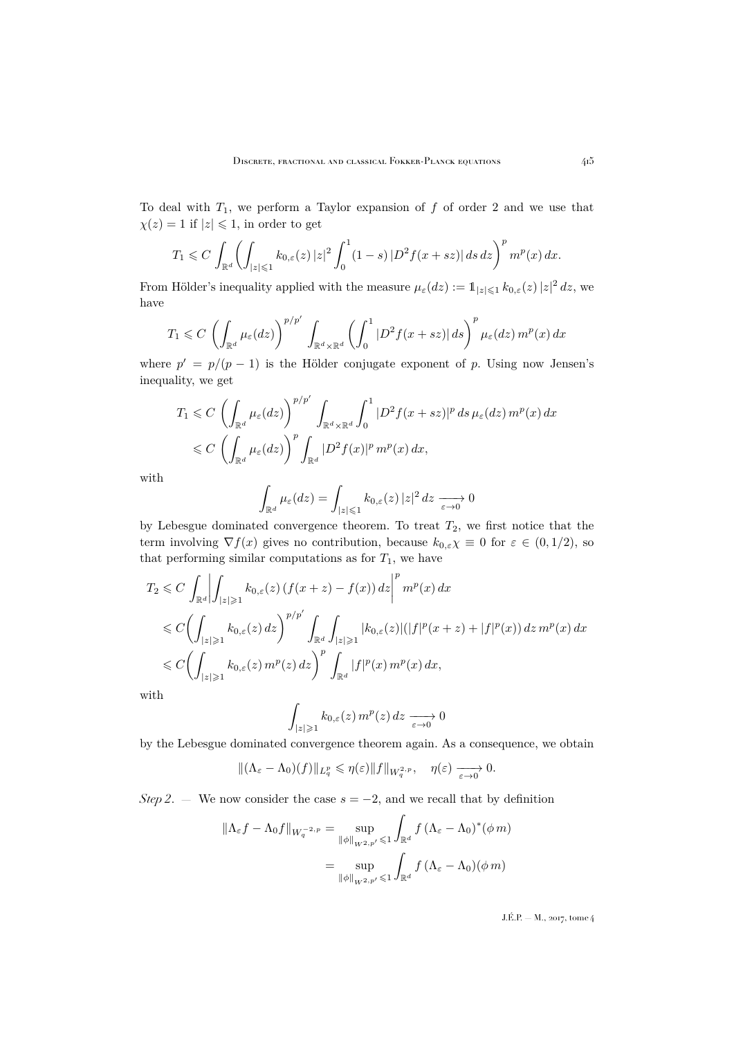To deal with $T_1$, we perform a Taylor expansion of $f$ of order 2 and we use that $\chi(z) = 1$ if $|z| \leqslant 1$, in order to get

$$T_1 \leqslant C \int_{\mathbb{R}^d} \left( \int_{|z|\leqslant 1} k_{0,\varepsilon}(z)\, |z|^2 \int_0^1 (1-s)\, |D^2 f(x+sz)|\, ds\, dz \right)^p m^p(x)\, dx.$$

From Hölder's inequality applied with the measure $\mu_\varepsilon(dz) := \mathbb{1}_{|z|\leqslant 1}\, k_{0,\varepsilon}(z)\, |z|^2\, dz$, we have

$$T_1 \leqslant C \left( \int_{\mathbb{R}^d} \mu_\varepsilon(dz) \right)^{p/p'} \int_{\mathbb{R}^d\times\mathbb{R}^d} \left( \int_0^1 |D^2 f(x+sz)|\, ds \right)^p \mu_\varepsilon(dz)\, m^p(x)\, dx$$

where $p' = p/(p-1)$ is the Hölder conjugate exponent of $p$. Using now Jensen's inequality, we get

$$\begin{aligned}
T_1 &\leqslant C \left( \int_{\mathbb{R}^d} \mu_\varepsilon(dz) \right)^{p/p'} \int_{\mathbb{R}^d\times\mathbb{R}^d} \int_0^1 |D^2 f(x+sz)|^p\, ds\, \mu_\varepsilon(dz)\, m^p(x)\, dx \\
&\leqslant C \left( \int_{\mathbb{R}^d} \mu_\varepsilon(dz) \right)^{p} \int_{\mathbb{R}^d} |D^2 f(x)|^p\, m^p(x)\, dx,
\end{aligned}$$

with

$$\int_{\mathbb{R}^d} \mu_\varepsilon(dz) = \int_{|z|\leqslant 1} k_{0,\varepsilon}(z)\, |z|^2\, dz \xrightarrow[\varepsilon\to 0]{} 0$$

by Lebesgue dominated convergence theorem. To treat $T_2$, we first notice that the term involving $\nabla f(x)$ gives no contribution, because $k_{0,\varepsilon}\chi \equiv 0$ for $\varepsilon \in (0,1/2)$, so that performing similar computations as for $T_1$, we have

$$\begin{aligned}
T_2 &\leqslant C \int_{\mathbb{R}^d} \left| \int_{|z|\geqslant 1} k_{0,\varepsilon}(z)\, (f(x+z) - f(x))\, dz \right|^p m^p(x)\, dx \\
&\leqslant C \left( \int_{|z|\geqslant 1} k_{0,\varepsilon}(z)\, dz \right)^{p/p'} \int_{\mathbb{R}^d} \int_{|z|\geqslant 1} |k_{0,\varepsilon}(z)| (|f|^p(x+z) + |f|^p(x))\, dz\, m^p(x)\, dx \\
&\leqslant C \left( \int_{|z|\geqslant 1} k_{0,\varepsilon}(z)\, m^p(z)\, dz \right)^{p} \int_{\mathbb{R}^d} |f|^p(x)\, m^p(x)\, dx,
\end{aligned}$$

with

$$\int_{|z|\geqslant 1} k_{0,\varepsilon}(z)\, m^p(z)\, dz \xrightarrow[\varepsilon\to 0]{} 0$$

by the Lebesgue dominated convergence theorem again. As a consequence, we obtain

$$\|(\Lambda_\varepsilon - \Lambda_0)(f)\|_{L^p_q} \leqslant \eta(\varepsilon) \|f\|_{W^{2,p}_q}, \quad \eta(\varepsilon) \xrightarrow[\varepsilon\to 0]{} 0.$$

*Step 2.* — We now consider the case $s = -2$, and we recall that by definition

$$\begin{aligned}
\|\Lambda_\varepsilon f - \Lambda_0 f\|_{W^{-2,p}_q} &= \sup_{\|\phi\|_{W^{2,p'}} \leqslant 1} \int_{\mathbb{R}^d} f\, (\Lambda_\varepsilon - \Lambda_0)^*(\phi\, m) \\
&= \sup_{\|\phi\|_{W^{2,p'}} \leqslant 1} \int_{\mathbb{R}^d} f\, (\Lambda_\varepsilon - \Lambda_0)(\phi\, m)
\end{aligned}$$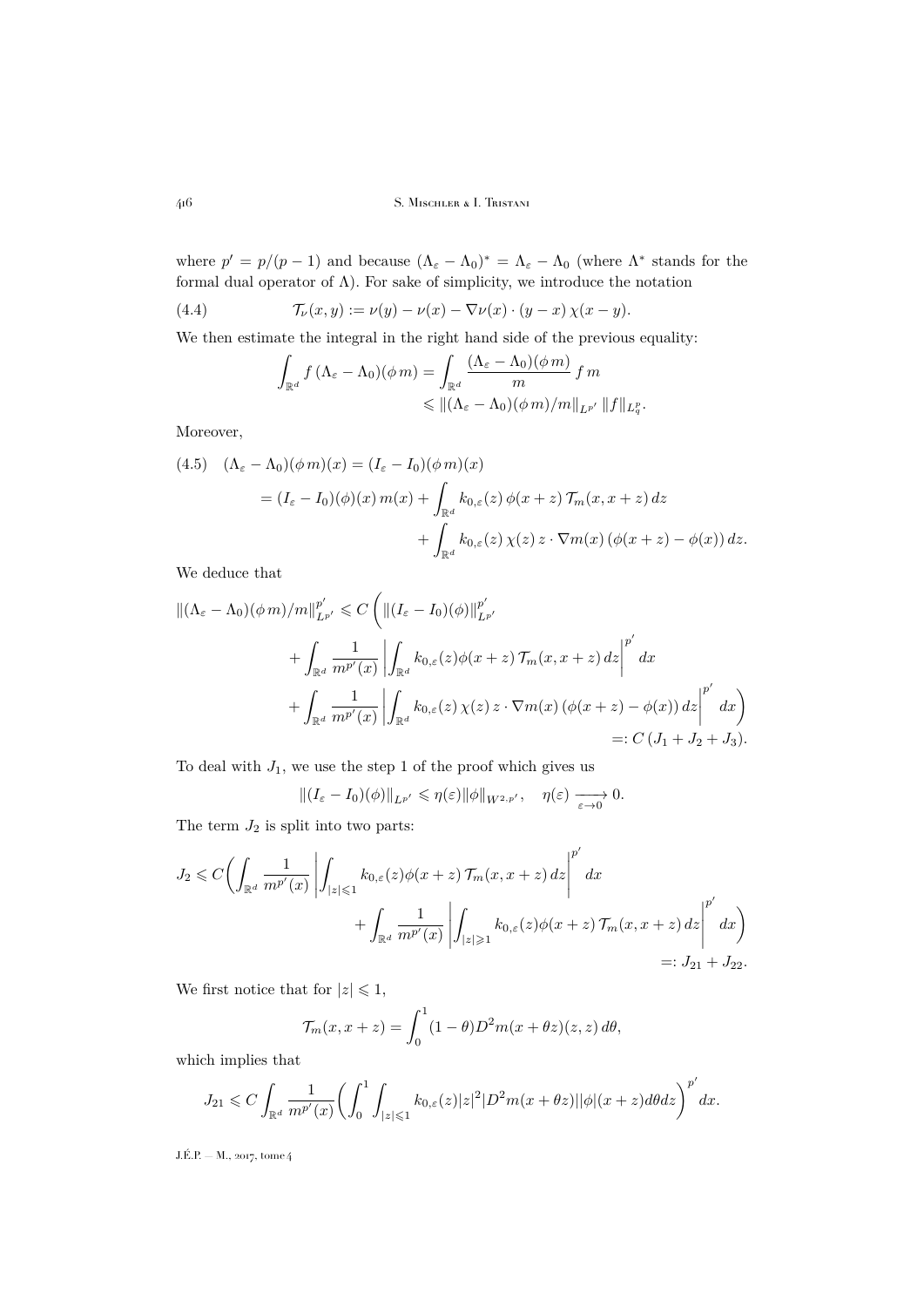where $p' = p/(p-1)$ and because $(\Lambda_\varepsilon - \Lambda_0)^* = \Lambda_\varepsilon - \Lambda_0$ (where $\Lambda^*$ stands for the formal dual operator of $\Lambda$). For sake of simplicity, we introduce the notation

$$\mathcal{T}_\nu(x,y) := \nu(y) - \nu(x) - \nabla\nu(x)\cdot(y-x)\,\chi(x-y). \tag{4.4}$$

We then estimate the integral in the right hand side of the previous equality:

$$\int_{\mathbb{R}^d} f\,(\Lambda_\varepsilon - \Lambda_0)(\phi\, m) = \int_{\mathbb{R}^d} \frac{(\Lambda_\varepsilon - \Lambda_0)(\phi\, m)}{m}\, f\, m \leqslant \|(\Lambda_\varepsilon - \Lambda_0)(\phi\, m)/m\|_{L^{p'}}\, \|f\|_{L^p_q}.$$

Moreover,

$$\begin{aligned}
(\Lambda_\varepsilon - \Lambda_0)(\phi\, m)(x) &= (I_\varepsilon - I_0)(\phi\, m)(x) \\
&= (I_\varepsilon - I_0)(\phi)(x)\, m(x) + \int_{\mathbb{R}^d} k_{0,\varepsilon}(z)\,\phi(x+z)\,\mathcal{T}_m(x,x+z)\,dz \\
&\qquad + \int_{\mathbb{R}^d} k_{0,\varepsilon}(z)\,\chi(z)\, z\cdot\nabla m(x)\,(\phi(x+z)-\phi(x))\,dz.
\end{aligned} \tag{4.5}$$

We deduce that

$$\begin{aligned}
\|(\Lambda_\varepsilon - \Lambda_0)(\phi\, m)/m\|^{p'}_{L^{p'}} \leqslant C\bigg(&\|(I_\varepsilon - I_0)(\phi)\|^{p'}_{L^{p'}} \\
&+ \int_{\mathbb{R}^d} \frac{1}{m^{p'}(x)}\left|\int_{\mathbb{R}^d} k_{0,\varepsilon}(z)\phi(x+z)\,\mathcal{T}_m(x,x+z)\,dz\right|^{p'} dx \\
&+ \int_{\mathbb{R}^d} \frac{1}{m^{p'}(x)}\left|\int_{\mathbb{R}^d} k_{0,\varepsilon}(z)\,\chi(z)\, z\cdot\nabla m(x)\,(\phi(x+z)-\phi(x))\,dz\right|^{p'} dx\bigg) \\
&=: C\,(J_1 + J_2 + J_3).
\end{aligned}$$

To deal with $J_1$, we use the step 1 of the proof which gives us

$$\|(I_\varepsilon - I_0)(\phi)\|_{L^{p'}} \leqslant \eta(\varepsilon)\|\phi\|_{W^{2,p'}}, \quad \eta(\varepsilon) \xrightarrow[\varepsilon\to 0]{} 0.$$

The term $J_2$ is split into two parts:

$$\begin{aligned}
J_2 \leqslant C\bigg(&\int_{\mathbb{R}^d} \frac{1}{m^{p'}(x)}\left|\int_{|z|\leqslant 1} k_{0,\varepsilon}(z)\phi(x+z)\,\mathcal{T}_m(x,x+z)\,dz\right|^{p'} dx \\
&+ \int_{\mathbb{R}^d} \frac{1}{m^{p'}(x)}\left|\int_{|z|\geqslant 1} k_{0,\varepsilon}(z)\phi(x+z)\,\mathcal{T}_m(x,x+z)\,dz\right|^{p'} dx\bigg) \\
&=: J_{21} + J_{22}.
\end{aligned}$$

We first notice that for $|z| \leqslant 1$,

$$\mathcal{T}_m(x,x+z) = \int_0^1 (1-\theta) D^2 m(x+\theta z)(z,z)\,d\theta,$$

which implies that

$$J_{21} \leqslant C \int_{\mathbb{R}^d} \frac{1}{m^{p'}(x)}\bigg(\int_0^1\int_{|z|\leqslant 1} k_{0,\varepsilon}(z)|z|^2|D^2 m(x+\theta z)||\phi|(x+z)d\theta dz\bigg)^{p'} dx.$$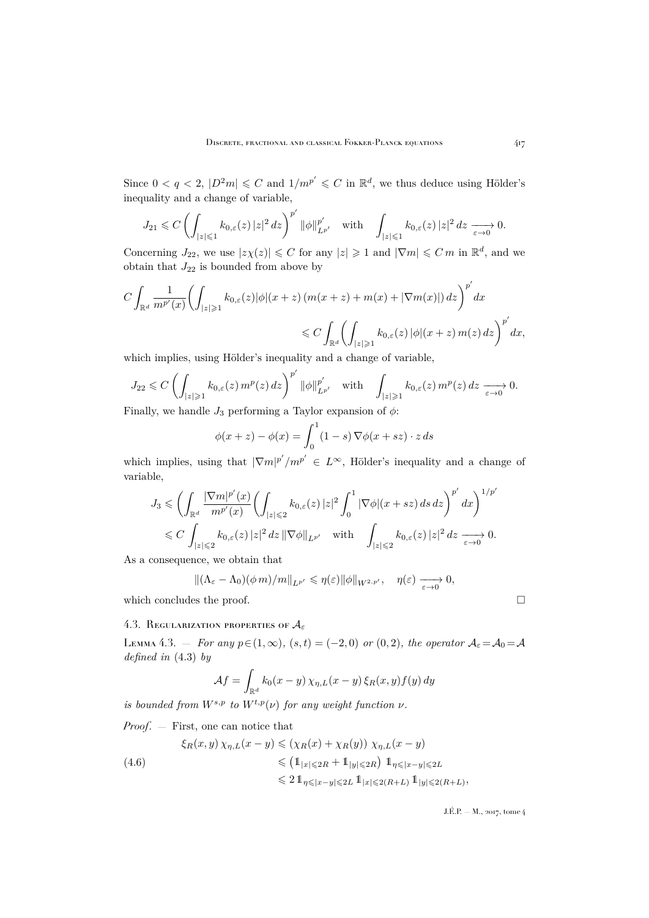Since $0 < q < 2$, $|D^2 m| \leqslant C$ and $1/m^{p'} \leqslant C$ in $\mathbb{R}^d$, we thus deduce using Hölder's inequality and a change of variable,

$$J_{21} \leqslant C \left( \int_{|z|\leqslant 1} k_{0,\varepsilon}(z)\, |z|^2 \, dz \right)^{p'} \|\phi\|_{L^{p'}}^{p'} \quad \text{with} \quad \int_{|z|\leqslant 1} k_{0,\varepsilon}(z)\, |z|^2 \, dz \xrightarrow[\varepsilon \to 0]{} 0.$$

Concerning $J_{22}$, we use $|z\chi(z)| \leqslant C$ for any $|z| \geqslant 1$ and $|\nabla m| \leqslant C\, m$ in $\mathbb{R}^d$, and we obtain that $J_{22}$ is bounded from above by

$$C \int_{\mathbb{R}^d} \frac{1}{m^{p'}(x)} \bigg( \int_{|z|\geqslant 1} k_{0,\varepsilon}(z) |\phi|(x+z) \left( m(x+z) + m(x) + |\nabla m(x)| \right) dz \bigg)^{p'} dx$$
$$\leqslant C \int_{\mathbb{R}^d} \bigg( \int_{|z|\geqslant 1} k_{0,\varepsilon}(z)\, |\phi|(x+z)\, m(z)\, dz \bigg)^{p'} dx,$$

which implies, using Hölder's inequality and a change of variable,

$$J_{22} \leqslant C \left( \int_{|z|\geqslant 1} k_{0,\varepsilon}(z)\, m^p(z) \, dz \right)^{p'} \|\phi\|_{L^{p'}}^{p'} \quad \text{with} \quad \int_{|z|\geqslant 1} k_{0,\varepsilon}(z)\, m^p(z) \, dz \xrightarrow[\varepsilon \to 0]{} 0.$$

Finally, we handle $J_3$ performing a Taylor expansion of $\phi$:

$$\phi(x+z) - \phi(x) = \int_0^1 (1-s)\, \nabla\phi(x+sz)\cdot z \, ds$$

which implies, using that $|\nabla m|^{p'}/m^{p'} \in L^\infty$, Hölder's inequality and a change of variable,

$$J_3 \leqslant \bigg( \int_{\mathbb{R}^d} \frac{|\nabla m|^{p'}(x)}{m^{p'}(x)} \bigg( \int_{|z|\leqslant 2} k_{0,\varepsilon}(z)\, |z|^2 \int_0^1 |\nabla \phi|(x+sz)\, ds \, dz \bigg)^{p'} dx \bigg)^{1/p'}$$
$$\leqslant C \int_{|z|\leqslant 2} k_{0,\varepsilon}(z)\, |z|^2 \, dz \, \|\nabla\phi\|_{L^{p'}} \quad \text{with} \quad \int_{|z|\leqslant 2} k_{0,\varepsilon}(z)\, |z|^2 \, dz \xrightarrow[\varepsilon \to 0]{} 0.$$

As a consequence, we obtain that

$$\|(\Lambda_\varepsilon - \Lambda_0)(\phi\, m)/m\|_{L^{p'}} \leqslant \eta(\varepsilon) \|\phi\|_{W^{2,p'}}, \quad \eta(\varepsilon) \xrightarrow[\varepsilon \to 0]{} 0,$$

which concludes the proof. $\square$

### 4.3. Regularization properties of $\mathcal{A}_\varepsilon$

**Lemma 4.3.** — *For any $p \in (1,\infty)$, $(s,t) = (-2,0)$ or $(0,2)$, the operator $\mathcal{A}_\varepsilon = \mathcal{A}_0 = \mathcal{A}$ defined in* (4.3) *by*

$$\mathcal{A} f = \int_{\mathbb{R}^d} k_0(x-y)\, \chi_{\eta,L}(x-y)\, \xi_R(x,y) f(y)\, dy$$

*is bounded from $W^{s,p}$ to $W^{t,p}(\nu)$ for any weight function $\nu$.*

*Proof.* — First, one can notice that

$$\begin{aligned}
\xi_R(x,y)\, \chi_{\eta,L}(x-y) &\leqslant \left( \chi_R(x) + \chi_R(y) \right) \, \chi_{\eta,L}(x-y) \\
&\leqslant \left( \mathbb{1}_{|x|\leqslant 2R} + \mathbb{1}_{|y|\leqslant 2R} \right) \, \mathbb{1}_{\eta \leqslant |x-y| \leqslant 2L} \\
&\leqslant 2\, \mathbb{1}_{\eta\leqslant|x-y|\leqslant 2L}\, \mathbb{1}_{|x|\leqslant 2(R+L)}\, \mathbb{1}_{|y|\leqslant 2(R+L)},
\end{aligned} \tag{4.6}$$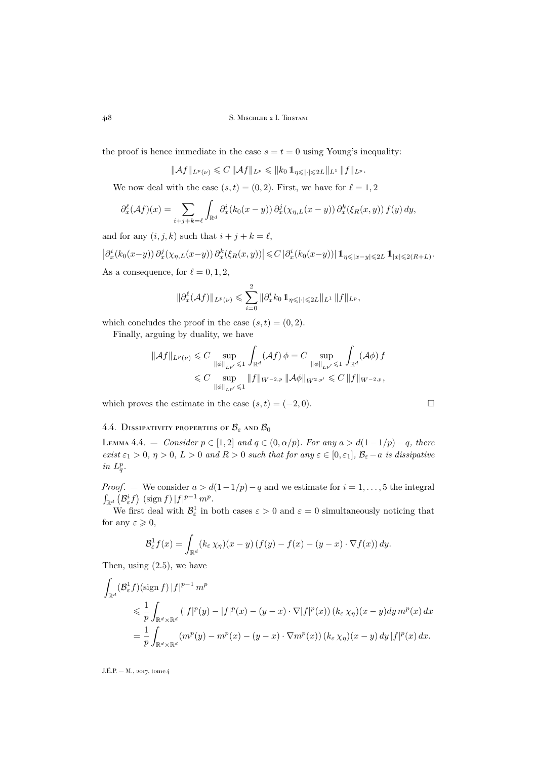the proof is hence immediate in the case $s = t = 0$ using Young's inequality:

$$\|\mathcal{A}f\|_{L^p(\nu)} \leqslant C\, \|\mathcal{A}f\|_{L^p} \leqslant \|k_0\, \mathbb{1}_{\eta\leqslant|\cdot|\leqslant 2L}\|_{L^1}\, \|f\|_{L^p}.$$

We now deal with the case $(s,t)=(0,2)$. First, we have for $\ell = 1, 2$

$$\partial_x^\ell(\mathcal{A}f)(x) = \sum_{i+j+k=\ell} \int_{\mathbb{R}^d} \partial_x^i(k_0(x-y))\, \partial_x^j(\chi_{\eta,L}(x-y))\, \partial_x^k(\xi_R(x,y))\, f(y)\, dy,$$

and for any $(i,j,k)$ such that $i+j+k=\ell$,

$$\big|\partial_x^i(k_0(x-y))\, \partial_x^j(\chi_{\eta,L}(x-y))\, \partial_x^k(\xi_R(x,y))\big| \leqslant C\, |\partial_x^i(k_0(x-y))|\, \mathbb{1}_{\eta\leqslant|x-y|\leqslant 2L}\, \mathbb{1}_{|x|\leqslant 2(R+L)}.$$

As a consequence, for $\ell = 0, 1, 2$,

$$\|\partial_x^\ell(\mathcal{A}f)\|_{L^p(\nu)} \leqslant \sum_{i=0}^{2} \|\partial_x^i k_0\, \mathbb{1}_{\eta\leqslant|\cdot|\leqslant 2L}\|_{L^1}\, \|f\|_{L^p},$$

which concludes the proof in the case $(s,t)=(0,2)$.

Finally, arguing by duality, we have

$$\begin{aligned}\|\mathcal{A}f\|_{L^p(\nu)} &\leqslant C \sup_{\|\phi\|_{L^{p'}}\leqslant 1} \int_{\mathbb{R}^d} (\mathcal{A}f)\, \phi = C \sup_{\|\phi\|_{L^{p'}}\leqslant 1} \int_{\mathbb{R}^d} (\mathcal{A}\phi)\, f \\ &\leqslant C \sup_{\|\phi\|_{L^{p'}}\leqslant 1} \|f\|_{W^{-2,p}}\, \|\mathcal{A}\phi\|_{W^{2,p'}} \leqslant C\, \|f\|_{W^{-2,p}},\end{aligned}$$

which proves the estimate in the case $(s,t)=(-2,0)$. □

### 4.4. Dissipativity properties of $\mathcal{B}_\varepsilon$ and $\mathcal{B}_0$

**Lemma 4.4.** — *Consider $p\in[1,2]$ and $q\in(0,\alpha/p)$. For any $a > d(1-1/p) - q$, there exist $\varepsilon_1>0$, $\eta>0$, $L>0$ and $R>0$ such that for any $\varepsilon\in[0,\varepsilon_1]$, $\mathcal{B}_\varepsilon - a$ is dissipative in $L^p_q$.*

*Proof*. — We consider $a > d(1-1/p)-q$ and we estimate for $i=1,\dots,5$ the integral $\int_{\mathbb{R}^d}\big(\mathcal{B}^i_\varepsilon f\big)\,(\operatorname{sign} f)\,|f|^{p-1}\, m^p$.

We first deal with $\mathcal{B}^1_\varepsilon$ in both cases $\varepsilon>0$ and $\varepsilon=0$ simultaneously noticing that for any $\varepsilon\geqslant 0$,

$$\mathcal{B}^1_\varepsilon f(x) = \int_{\mathbb{R}^d} (k_\varepsilon\, \chi_\eta)(x-y)\, (f(y) - f(x) - (y-x)\cdot\nabla f(x))\, dy.$$

Then, using (2.5), we have

$$\begin{aligned}\int_{\mathbb{R}^d} &(\mathcal{B}^1_\varepsilon f)(\operatorname{sign} f)\, |f|^{p-1}\, m^p \\ &\leqslant \frac{1}{p}\int_{\mathbb{R}^d\times\mathbb{R}^d} (|f|^p(y) - |f|^p(x) - (y-x)\cdot\nabla|f|^p(x))\, (k_\varepsilon\, \chi_\eta)(x-y) dy\, m^p(x)\, dx \\ &= \frac{1}{p}\int_{\mathbb{R}^d\times\mathbb{R}^d} (m^p(y) - m^p(x) - (y-x)\cdot\nabla m^p(x))\, (k_\varepsilon\, \chi_\eta)(x-y)\, dy\, |f|^p(x)\, dx.\end{aligned}$$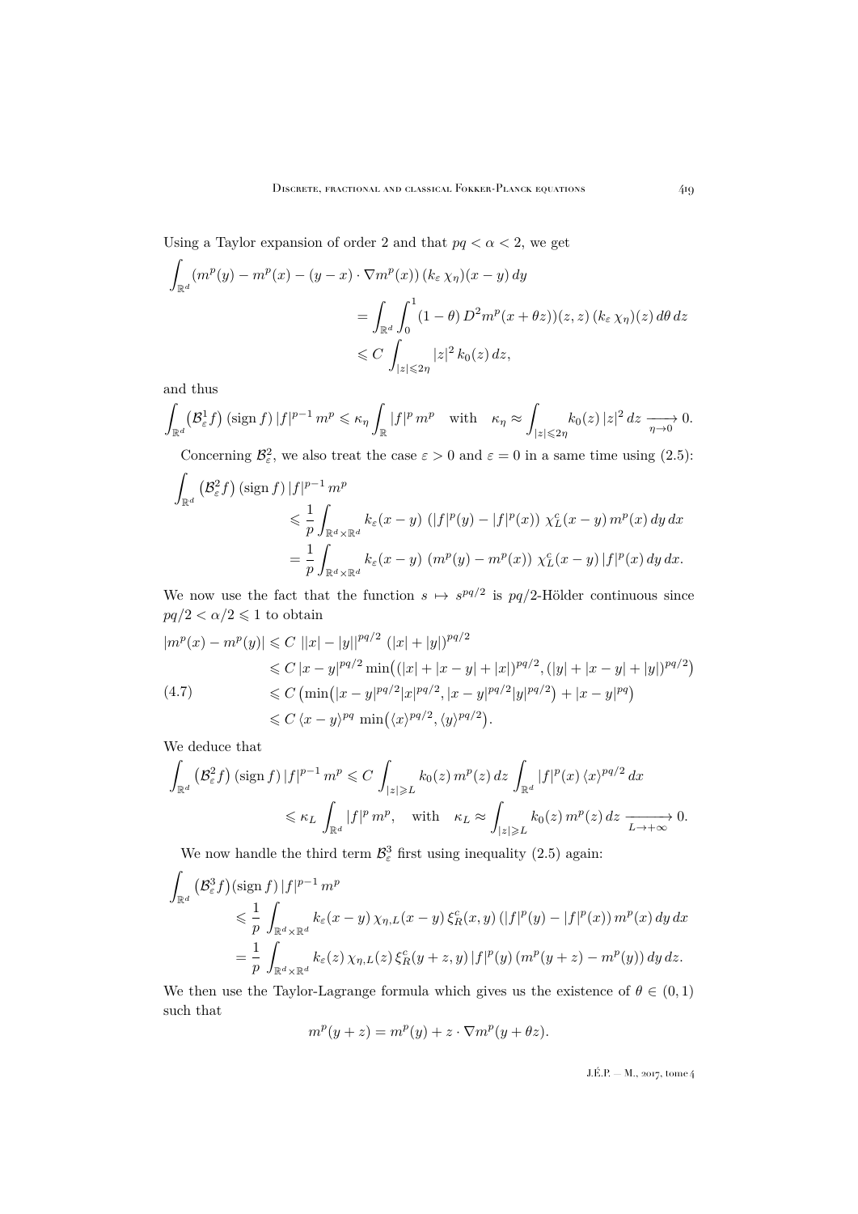Using a Taylor expansion of order 2 and that $pq < \alpha < 2$, we get

$$
\begin{aligned}
\int_{\mathbb{R}^d} (m^p(y) - m^p(x) - (y-x)\cdot \nabla m^p(x))\,(k_\varepsilon\,\chi_\eta)(x-y)\,dy
&= \int_{\mathbb{R}^d}\int_0^1 (1-\theta)\,D^2 m^p(x+\theta z))(z,z)\,(k_\varepsilon\,\chi_\eta)(z)\,d\theta\,dz \\
&\leqslant C \int_{|z|\leqslant 2\eta} |z|^2\,k_0(z)\,dz,
\end{aligned}
$$

and thus

$$
\int_{\mathbb{R}^d} \big(\mathcal{B}^1_\varepsilon f\big)\,(\operatorname{sign} f)\,|f|^{p-1}\,m^p \leqslant \kappa_\eta \int_{\mathbb{R}} |f|^p\,m^p \quad \text{with} \quad \kappa_\eta \approx \int_{|z|\leqslant 2\eta} k_0(z)\,|z|^2\,dz \xrightarrow[\eta\to 0]{} 0.
$$

Concerning $\mathcal{B}^2_\varepsilon$, we also treat the case $\varepsilon>0$ and $\varepsilon=0$ in a same time using (2.5):

$$
\begin{aligned}
\int_{\mathbb{R}^d} \big(\mathcal{B}^2_\varepsilon f\big)\,(\operatorname{sign} f)\,|f|^{p-1}\,m^p
&\leqslant \frac{1}{p}\int_{\mathbb{R}^d\times\mathbb{R}^d} k_\varepsilon(x-y)\,\left(|f|^p(y) - |f|^p(x)\right)\,\chi^c_L(x-y)\,m^p(x)\,dy\,dx \\
&= \frac{1}{p}\int_{\mathbb{R}^d\times\mathbb{R}^d} k_\varepsilon(x-y)\,\left(m^p(y) - m^p(x)\right)\,\chi^c_L(x-y)\,|f|^p(x)\,dy\,dx.
\end{aligned}
$$

We now use the fact that the function $s\mapsto s^{pq/2}$ is $pq/2$-Hölder continuous since $pq/2 < \alpha/2 \leqslant 1$ to obtain

$$
\begin{aligned}
|m^p(x) - m^p(y)| &\leqslant C\,\big||x|-|y|\big|^{pq/2}\,(|x|+|y|)^{pq/2} \\
&\leqslant C\,|x-y|^{pq/2}\min\!\big((|x|+|x-y|+|x|)^{pq/2},(|y|+|x-y|+|y|)^{pq/2}\big) \\
&\leqslant C\,\big(\min\!\big(|x-y|^{pq/2}|x|^{pq/2},|x-y|^{pq/2}|y|^{pq/2}\big) + |x-y|^{pq}\big) \qquad (4.7)\\
&\leqslant C\,\langle x-y\rangle^{pq}\,\min\!\big(\langle x\rangle^{pq/2},\langle y\rangle^{pq/2}\big).
\end{aligned}
$$

We deduce that

$$
\begin{aligned}
\int_{\mathbb{R}^d} \big(\mathcal{B}^2_\varepsilon f\big)\,(\operatorname{sign} f)\,|f|^{p-1}\,m^p &\leqslant C\int_{|z|\geqslant L} k_0(z)\,m^p(z)\,dz \int_{\mathbb{R}^d} |f|^p(x)\,\langle x\rangle^{pq/2}\,dx \\
&\leqslant \kappa_L \int_{\mathbb{R}^d} |f|^p\,m^p, \quad \text{with} \quad \kappa_L \approx \int_{|z|\geqslant L} k_0(z)\,m^p(z)\,dz \xrightarrow[L\to+\infty]{} 0.
\end{aligned}
$$

We now handle the third term $\mathcal{B}^3_\varepsilon$ first using inequality (2.5) again:

$$
\begin{aligned}
\int_{\mathbb{R}^d} \big(\mathcal{B}^3_\varepsilon f\big)(\operatorname{sign} f)\,|f|^{p-1}\,m^p
&\leqslant \frac{1}{p}\int_{\mathbb{R}^d\times\mathbb{R}^d} k_\varepsilon(x-y)\,\chi_{\eta,L}(x-y)\,\xi^c_R(x,y)\,(|f|^p(y) - |f|^p(x))\,m^p(x)\,dy\,dx \\
&= \frac{1}{p}\int_{\mathbb{R}^d\times\mathbb{R}^d} k_\varepsilon(z)\,\chi_{\eta,L}(z)\,\xi^c_R(y+z,y)\,|f|^p(y)\,(m^p(y+z) - m^p(y))\,dy\,dz.
\end{aligned}
$$

We then use the Taylor-Lagrange formula which gives us the existence of $\theta\in(0,1)$ such that

$$
m^p(y+z) = m^p(y) + z\cdot\nabla m^p(y+\theta z).
$$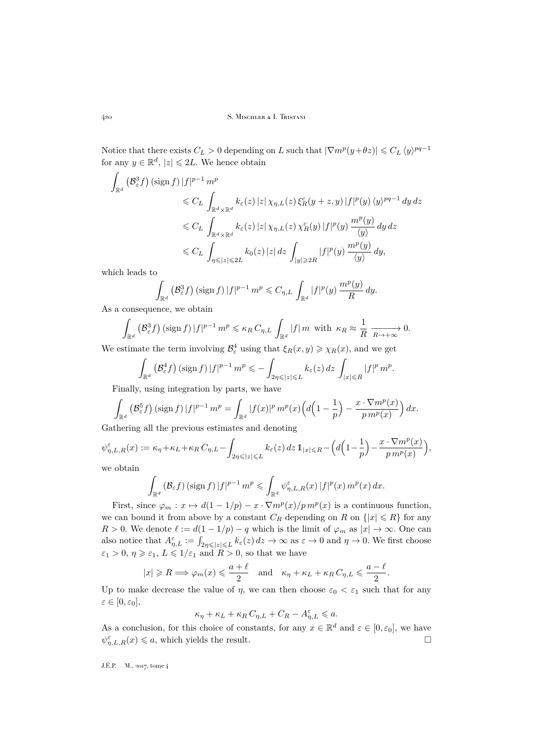Notice that there exists $C_L > 0$ depending on $L$ such that $|\nabla m^p(y+\theta z)| \leqslant C_L \langle y\rangle^{pq-1}$ for any $y \in \mathbb{R}^d$, $|z| \leqslant 2L$. We hence obtain

$$
\begin{aligned}
\int_{\mathbb{R}^d} \big(\mathcal{B}^3_\varepsilon f\big)\,(\operatorname{sign} f)\,|f|^{p-1}\,m^p
&\leqslant C_L \int_{\mathbb{R}^d\times\mathbb{R}^d} k_\varepsilon(z)\,|z|\,\chi_{\eta,L}(z)\,\xi^c_R(y+z,y)\,|f|^p(y)\,\langle y\rangle^{pq-1}\,dy\,dz\\
&\leqslant C_L \int_{\mathbb{R}^d\times\mathbb{R}^d} k_\varepsilon(z)\,|z|\,\chi_{\eta,L}(z)\,\chi^c_R(y)\,|f|^p(y)\,\frac{m^p(y)}{\langle y\rangle}\,dy\,dz\\
&\leqslant C_L \int_{\eta\leqslant|z|\leqslant 2L} k_0(z)\,|z|\,dz \int_{|y|\geqslant 2R} |f|^p(y)\,\frac{m^p(y)}{\langle y\rangle}\,dy,
\end{aligned}
$$

which leads to

$$
\int_{\mathbb{R}^d} \big(\mathcal{B}^3_\varepsilon f\big)\,(\operatorname{sign} f)\,|f|^{p-1}\,m^p \leqslant C_{\eta,L} \int_{\mathbb{R}^d} |f|^p(y)\,\frac{m^p(y)}{R}\,dy.
$$

As a consequence, we obtain

$$
\int_{\mathbb{R}^d} \big(\mathcal{B}^3_\varepsilon f\big)\,(\operatorname{sign} f)\,|f|^{p-1}\,m^p \leqslant \kappa_R\,C_{\eta,L} \int_{\mathbb{R}^d} |f|\,m \ \text{ with } \ \kappa_R \approx \frac{1}{R} \xrightarrow[R\to+\infty]{} 0.
$$

We estimate the term involving $\mathcal{B}^4_\varepsilon$ using that $\xi_R(x,y) \geqslant \chi_R(x)$, and we get

$$
\int_{\mathbb{R}^d} \big(\mathcal{B}^4_\varepsilon f\big)\,(\operatorname{sign} f)\,|f|^{p-1}\,m^p \leqslant -\int_{2\eta\leqslant|z|\leqslant L} k_\varepsilon(z)\,dz \int_{|x|\leqslant R} |f|^p\,m^p.
$$

Finally, using integration by parts, we have

$$
\int_{\mathbb{R}^d} \big(\mathcal{B}^5_\varepsilon f\big)\,(\operatorname{sign} f)\,|f|^{p-1}\,m^p = \int_{\mathbb{R}^d} |f(x)|^p\,m^p(x)\Big(d\Big(1-\frac{1}{p}\Big) - \frac{x\cdot\nabla m^p(x)}{p\,m^p(x)}\Big)\,dx.
$$

Gathering all the previous estimates and denoting

$$
\psi^\varepsilon_{\eta,L,R}(x) := \kappa_\eta + \kappa_L + \kappa_R\,C_{\eta,L} - \int_{2\eta\leqslant|z|\leqslant L} k_\varepsilon(z)\,dz\,\mathbb{1}_{|x|\leqslant R} - \Big(d\Big(1-\frac{1}{p}\Big) - \frac{x\cdot\nabla m^p(x)}{p\,m^p(x)}\Big),
$$

we obtain

$$
\int_{\mathbb{R}^d} (\mathcal{B}_\varepsilon f)\,(\operatorname{sign} f)\,|f|^{p-1}\,m^p \leqslant \int_{\mathbb{R}^d} \psi^\varepsilon_{\eta,L,R}(x)\,|f|^p(x)\,m^p(x)\,dx.
$$

First, since $\varphi_m : x \mapsto d(1-1/p) - x\cdot\nabla m^p(x)/p\,m^p(x)$ is a continuous function, we can bound it from above by a constant $C_R$ depending on $R$ on $\{|x| \leqslant R\}$ for any $R > 0$. We denote $\ell := d(1-1/p) - q$ which is the limit of $\varphi_m$ as $|x| \to \infty$. One can also notice that $A^\varepsilon_{\eta,L} := \int_{2\eta\leqslant|z|\leqslant L} k_\varepsilon(z)\,dz \to \infty$ as $\varepsilon \to 0$ and $\eta \to 0$. We first choose $\varepsilon_1 > 0$, $\eta \geqslant \varepsilon_1$, $L \leqslant 1/\varepsilon_1$ and $R > 0$, so that we have

$$
|x| \geqslant R \Longrightarrow \varphi_m(x) \leqslant \frac{a+\ell}{2} \quad \text{and} \quad \kappa_\eta + \kappa_L + \kappa_R\,C_{\eta,L} \leqslant \frac{a-\ell}{2}.
$$

Up to make decrease the value of $\eta$, we can then choose $\varepsilon_0 < \varepsilon_1$ such that for any $\varepsilon \in [0,\varepsilon_0]$,

$$
\kappa_\eta + \kappa_L + \kappa_R\,C_{\eta,L} + C_R - A^\varepsilon_{\eta,L} \leqslant a.
$$

As a conclusion, for this choice of constants, for any $x \in \mathbb{R}^d$ and $\varepsilon \in [0,\varepsilon_0]$, we have $\psi^\varepsilon_{\eta,L,R}(x) \leqslant a$, which yields the result. $\square$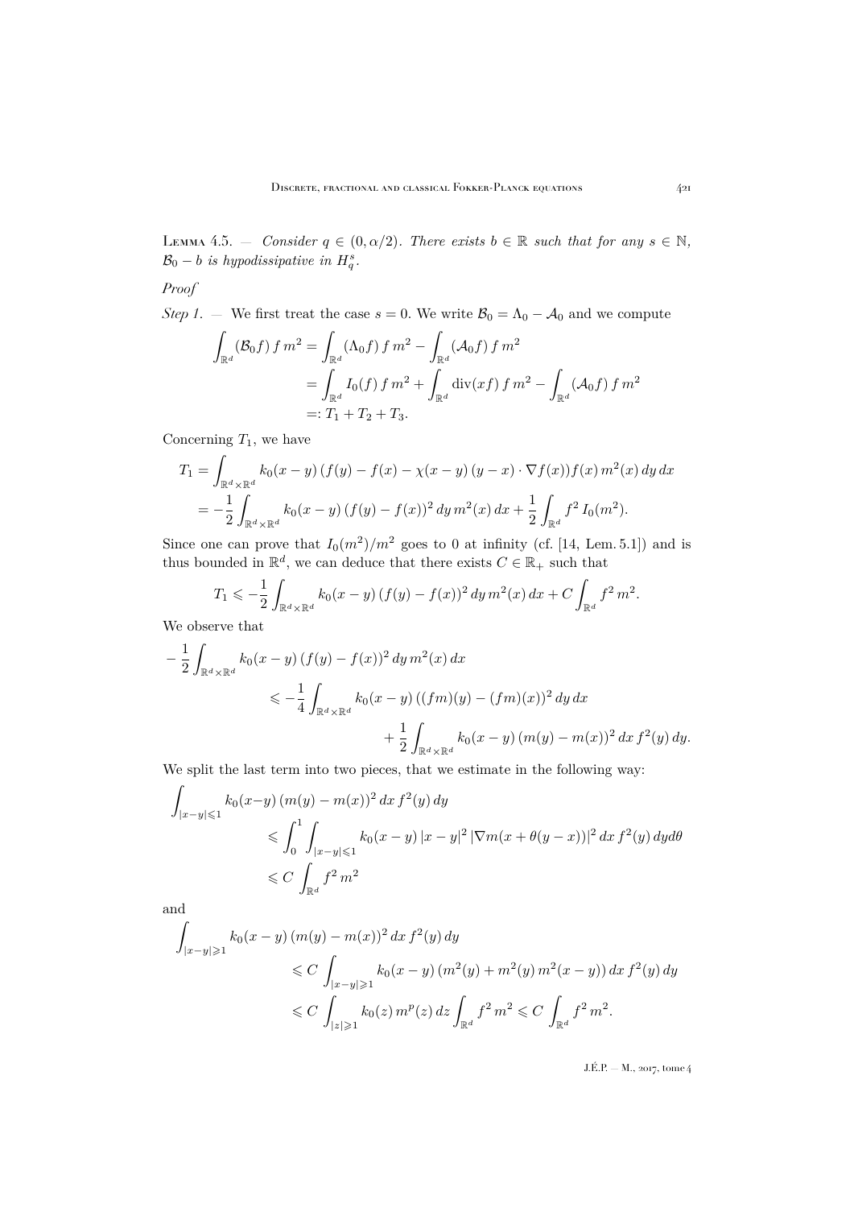Lemma 4.5. — *Consider $q \in (0, \alpha/2)$. There exists $b \in \mathbb{R}$ such that for any $s \in \mathbb{N}$, $\mathcal{B}_0 - b$ is hypodissipative in $H^s_q$.*

*Proof*

*Step 1.* — We first treat the case $s = 0$. We write $\mathcal{B}_0 = \Lambda_0 - \mathcal{A}_0$ and we compute

$$
\begin{aligned}
\int_{\mathbb{R}^d} (\mathcal{B}_0 f)\, f\, m^2 &= \int_{\mathbb{R}^d} (\Lambda_0 f)\, f\, m^2 - \int_{\mathbb{R}^d} (\mathcal{A}_0 f)\, f\, m^2 \\
&= \int_{\mathbb{R}^d} I_0(f)\, f\, m^2 + \int_{\mathbb{R}^d} \operatorname{div}(xf)\, f\, m^2 - \int_{\mathbb{R}^d} (\mathcal{A}_0 f)\, f\, m^2 \\
&=: T_1 + T_2 + T_3.
\end{aligned}
$$

Concerning $T_1$, we have

$$
\begin{aligned}
T_1 &= \int_{\mathbb{R}^d \times \mathbb{R}^d} k_0(x-y)\, (f(y) - f(x) - \chi(x-y)\,(y-x) \cdot \nabla f(x)) f(x)\, m^2(x)\, dy\, dx \\
&= -\frac{1}{2} \int_{\mathbb{R}^d \times \mathbb{R}^d} k_0(x-y)\, (f(y) - f(x))^2\, dy\, m^2(x)\, dx + \frac{1}{2} \int_{\mathbb{R}^d} f^2\, I_0(m^2).
\end{aligned}
$$

Since one can prove that $I_0(m^2)/m^2$ goes to 0 at infinity (cf. [14, Lem. 5.1]) and is thus bounded in $\mathbb{R}^d$, we can deduce that there exists $C \in \mathbb{R}_+$ such that

$$
T_1 \leqslant -\frac{1}{2} \int_{\mathbb{R}^d \times \mathbb{R}^d} k_0(x-y)\, (f(y) - f(x))^2\, dy\, m^2(x)\, dx + C \int_{\mathbb{R}^d} f^2\, m^2.
$$

We observe that

$$
\begin{aligned}
-\frac{1}{2} \int_{\mathbb{R}^d \times \mathbb{R}^d} & k_0(x-y)\, (f(y) - f(x))^2\, dy\, m^2(x)\, dx \\
&\leqslant -\frac{1}{4} \int_{\mathbb{R}^d \times \mathbb{R}^d} k_0(x-y)\, ((fm)(y) - (fm)(x))^2\, dy\, dx \\
&\qquad + \frac{1}{2} \int_{\mathbb{R}^d \times \mathbb{R}^d} k_0(x-y)\, (m(y) - m(x))^2\, dx\, f^2(y)\, dy.
\end{aligned}
$$

We split the last term into two pieces, that we estimate in the following way:

$$
\begin{aligned}
\int_{|x-y| \leqslant 1} & k_0(x-y)\, (m(y) - m(x))^2\, dx\, f^2(y)\, dy \\
&\leqslant \int_0^1 \int_{|x-y| \leqslant 1} k_0(x-y)\, |x-y|^2\, |\nabla m(x + \theta(y-x))|^2\, dx\, f^2(y)\, dy d\theta \\
&\leqslant C \int_{\mathbb{R}^d} f^2\, m^2
\end{aligned}
$$

and

$$
\begin{aligned}
\int_{|x-y| \geqslant 1} & k_0(x-y)\, (m(y) - m(x))^2\, dx\, f^2(y)\, dy \\
&\leqslant C \int_{|x-y| \geqslant 1} k_0(x-y)\, (m^2(y) + m^2(y)\, m^2(x-y))\, dx\, f^2(y)\, dy \\
&\leqslant C \int_{|z| \geqslant 1} k_0(z)\, m^p(z)\, dz \int_{\mathbb{R}^d} f^2\, m^2 \leqslant C \int_{\mathbb{R}^d} f^2\, m^2.
\end{aligned}
$$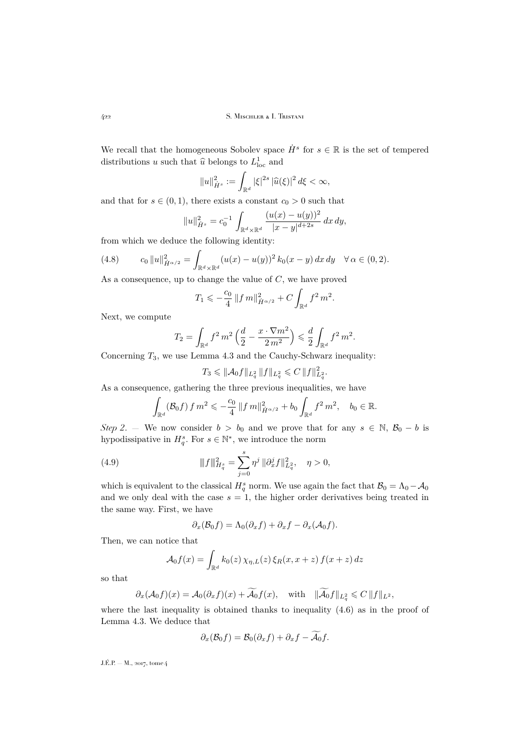We recall that the homogeneous Sobolev space $\dot H^s$ for $s \in \mathbb{R}$ is the set of tempered distributions $u$ such that $\widehat u$ belongs to $L^1_{\rm loc}$ and

$$\|u\|^2_{\dot H^s} := \int_{\mathbb{R}^d} |\xi|^{2s}\, |\widehat u(\xi)|^2\, d\xi < \infty,$$

and that for $s \in (0,1)$, there exists a constant $c_0 > 0$ such that

$$\|u\|^2_{\dot H^s} = c_0^{-1} \int_{\mathbb{R}^d \times \mathbb{R}^d} \frac{(u(x)-u(y))^2}{|x-y|^{d+2s}}\, dx\, dy,$$

from which we deduce the following identity:

$$c_0\, \|u\|^2_{\dot H^{\alpha/2}} = \int_{\mathbb{R}^d \times \mathbb{R}^d} (u(x)-u(y))^2\, k_0(x-y)\, dx\, dy \quad \forall\, \alpha \in (0,2). \tag{4.8}$$

As a consequence, up to change the value of $C$, we have proved

$$T_1 \leqslant -\frac{c_0}{4}\, \|f\, m\|^2_{\dot H^{\alpha/2}} + C \int_{\mathbb{R}^d} f^2\, m^2.$$

Next, we compute

$$T_2 = \int_{\mathbb{R}^d} f^2\, m^2 \left( \frac{d}{2} - \frac{x \cdot \nabla m^2}{2\, m^2} \right) \leqslant \frac{d}{2} \int_{\mathbb{R}^d} f^2\, m^2.$$

Concerning $T_3$, we use Lemma 4.3 and the Cauchy-Schwarz inequality:

$$T_3 \leqslant \|\mathcal{A}_0 f\|_{L^2_q}\, \|f\|_{L^2_q} \leqslant C\, \|f\|^2_{L^2_q}.$$

As a consequence, gathering the three previous inequalities, we have

$$\int_{\mathbb{R}^d} (\mathcal{B}_0 f)\, f\, m^2 \leqslant -\frac{c_0}{4}\, \|f\, m\|^2_{\dot H^{\alpha/2}} + b_0 \int_{\mathbb{R}^d} f^2\, m^2, \quad b_0 \in \mathbb{R}.$$

*Step 2.* — We now consider $b > b_0$ and we prove that for any $s \in \mathbb{N}$, $\mathcal{B}_0 - b$ is hypodissipative in $H^s_q$. For $s \in \mathbb{N}^*$, we introduce the norm

$$|\!|\!| f |\!|\!|^2_{H^s_q} = \sum_{j=0}^{s} \eta^j\, \|\partial^j_x f\|^2_{L^2_q}, \quad \eta > 0, \tag{4.9}$$

which is equivalent to the classical $H^s_q$ norm. We use again the fact that $\mathcal{B}_0 = \Lambda_0 - \mathcal{A}_0$ and we only deal with the case $s = 1$, the higher order derivatives being treated in the same way. First, we have

$$\partial_x(\mathcal{B}_0 f) = \Lambda_0(\partial_x f) + \partial_x f - \partial_x(\mathcal{A}_0 f).$$

Then, we can notice that

$$\mathcal{A}_0 f(x) = \int_{\mathbb{R}^d} k_0(z)\, \chi_{\eta,L}(z)\, \xi_R(x, x+z)\, f(x+z)\, dz$$

so that

$$\partial_x(\mathcal{A}_0 f)(x) = \mathcal{A}_0(\partial_x f)(x) + \widetilde{\mathcal{A}}_0 f(x), \quad \text{with} \quad \|\widetilde{\mathcal{A}}_0 f\|_{L^2_q} \leqslant C\, \|f\|_{L^2},$$

where the last inequality is obtained thanks to inequality (4.6) as in the proof of Lemma 4.3. We deduce that

$$\partial_x(\mathcal{B}_0 f) = \mathcal{B}_0(\partial_x f) + \partial_x f - \widetilde{\mathcal{A}}_0 f.$$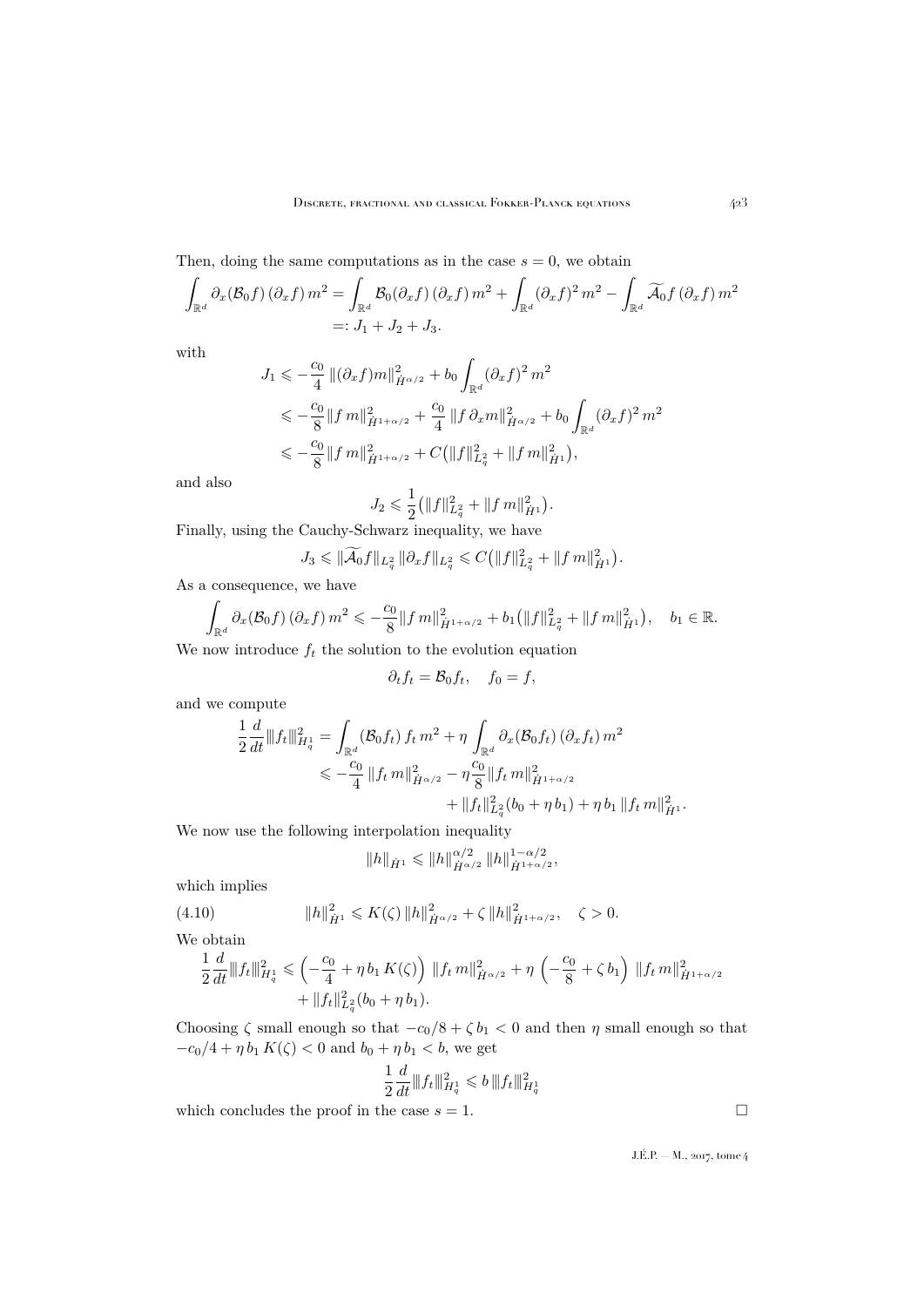Then, doing the same computations as in the case $s=0$, we obtain

$$\int_{\mathbb{R}^d} \partial_x(\mathcal{B}_0 f)\,(\partial_x f)\, m^2 = \int_{\mathbb{R}^d} \mathcal{B}_0(\partial_x f)\,(\partial_x f)\, m^2 + \int_{\mathbb{R}^d} (\partial_x f)^2\, m^2 - \int_{\mathbb{R}^d} \widetilde{\mathcal{A}}_0 f\,(\partial_x f)\, m^2 =: J_1 + J_2 + J_3.$$

with

$$\begin{aligned} J_1 &\leqslant -\frac{c_0}{4}\,\|(\partial_x f) m\|^2_{\dot H^{\alpha/2}} + b_0 \int_{\mathbb{R}^d} (\partial_x f)^2\, m^2 \\ &\leqslant -\frac{c_0}{8}\|f\, m\|^2_{\dot H^{1+\alpha/2}} + \frac{c_0}{4}\,\|f\,\partial_x m\|^2_{\dot H^{\alpha/2}} + b_0 \int_{\mathbb{R}^d} (\partial_x f)^2\, m^2 \\ &\leqslant -\frac{c_0}{8}\|f\, m\|^2_{\dot H^{1+\alpha/2}} + C\big(\|f\|^2_{L^2_q} + \|f\, m\|^2_{\dot H^1}\big), \end{aligned}$$

and also

$$J_2 \leqslant \frac{1}{2}\big(\|f\|^2_{L^2_q} + \|f\, m\|^2_{\dot H^1}\big).$$

Finally, using the Cauchy-Schwarz inequality, we have

$$J_3 \leqslant \|\widetilde{\mathcal{A}}_0 f\|_{L^2_q}\,\|\partial_x f\|_{L^2_q} \leqslant C\big(\|f\|^2_{L^2_q} + \|f\, m\|^2_{\dot H^1}\big).$$

As a consequence, we have

$$\int_{\mathbb{R}^d} \partial_x(\mathcal{B}_0 f)\,(\partial_x f)\, m^2 \leqslant -\frac{c_0}{8}\|f\, m\|^2_{\dot H^{1+\alpha/2}} + b_1\big(\|f\|^2_{L^2_q} + \|f\, m\|^2_{\dot H^1}\big), \quad b_1 \in \mathbb{R}.$$

We now introduce $f_t$ the solution to the evolution equation

$$\partial_t f_t = \mathcal{B}_0 f_t, \quad f_0 = f,$$

and we compute

$$\begin{aligned} \frac{1}{2}\frac{d}{dt}|\!|\!| f_t |\!|\!|^2_{H^1_q} &= \int_{\mathbb{R}^d} (\mathcal{B}_0 f_t)\, f_t\, m^2 + \eta \int_{\mathbb{R}^d} \partial_x(\mathcal{B}_0 f_t)\,(\partial_x f_t)\, m^2 \\ &\leqslant -\frac{c_0}{4}\,\|f_t\, m\|^2_{\dot H^{\alpha/2}} - \eta\frac{c_0}{8}\|f_t\, m\|^2_{\dot H^{1+\alpha/2}} \\ &\qquad + \|f_t\|^2_{L^2_q}(b_0 + \eta\, b_1) + \eta\, b_1\,\|f_t\, m\|^2_{\dot H^1}. \end{aligned}$$

We now use the following interpolation inequality

$$\|h\|_{\dot H^1} \leqslant \|h\|^{\alpha/2}_{\dot H^{\alpha/2}}\,\|h\|^{1-\alpha/2}_{\dot H^{1+\alpha/2}},$$

which implies

$$\|h\|^2_{\dot H^1} \leqslant K(\zeta)\,\|h\|^2_{\dot H^{\alpha/2}} + \zeta\,\|h\|^2_{\dot H^{1+\alpha/2}}, \quad \zeta > 0. \tag{4.10}$$

We obtain

$$\begin{aligned} \frac{1}{2}\frac{d}{dt}|\!|\!| f_t |\!|\!|^2_{H^1_q} &\leqslant \Big(-\frac{c_0}{4} + \eta\, b_1\, K(\zeta)\Big)\,\|f_t\, m\|^2_{\dot H^{\alpha/2}} + \eta\,\Big(-\frac{c_0}{8} + \zeta\, b_1\Big)\,\|f_t\, m\|^2_{\dot H^{1+\alpha/2}} \\ &\quad + \|f_t\|^2_{L^2_q}(b_0 + \eta\, b_1). \end{aligned}$$

Choosing $\zeta$ small enough so that $-c_0/8 + \zeta\, b_1 < 0$ and then $\eta$ small enough so that $-c_0/4 + \eta\, b_1\, K(\zeta) < 0$ and $b_0 + \eta\, b_1 < b$, we get

$$\frac{1}{2}\frac{d}{dt}|\!|\!| f_t |\!|\!|^2_{H^1_q} \leqslant b\, |\!|\!| f_t |\!|\!|^2_{H^1_q}$$

which concludes the proof in the case $s=1$. □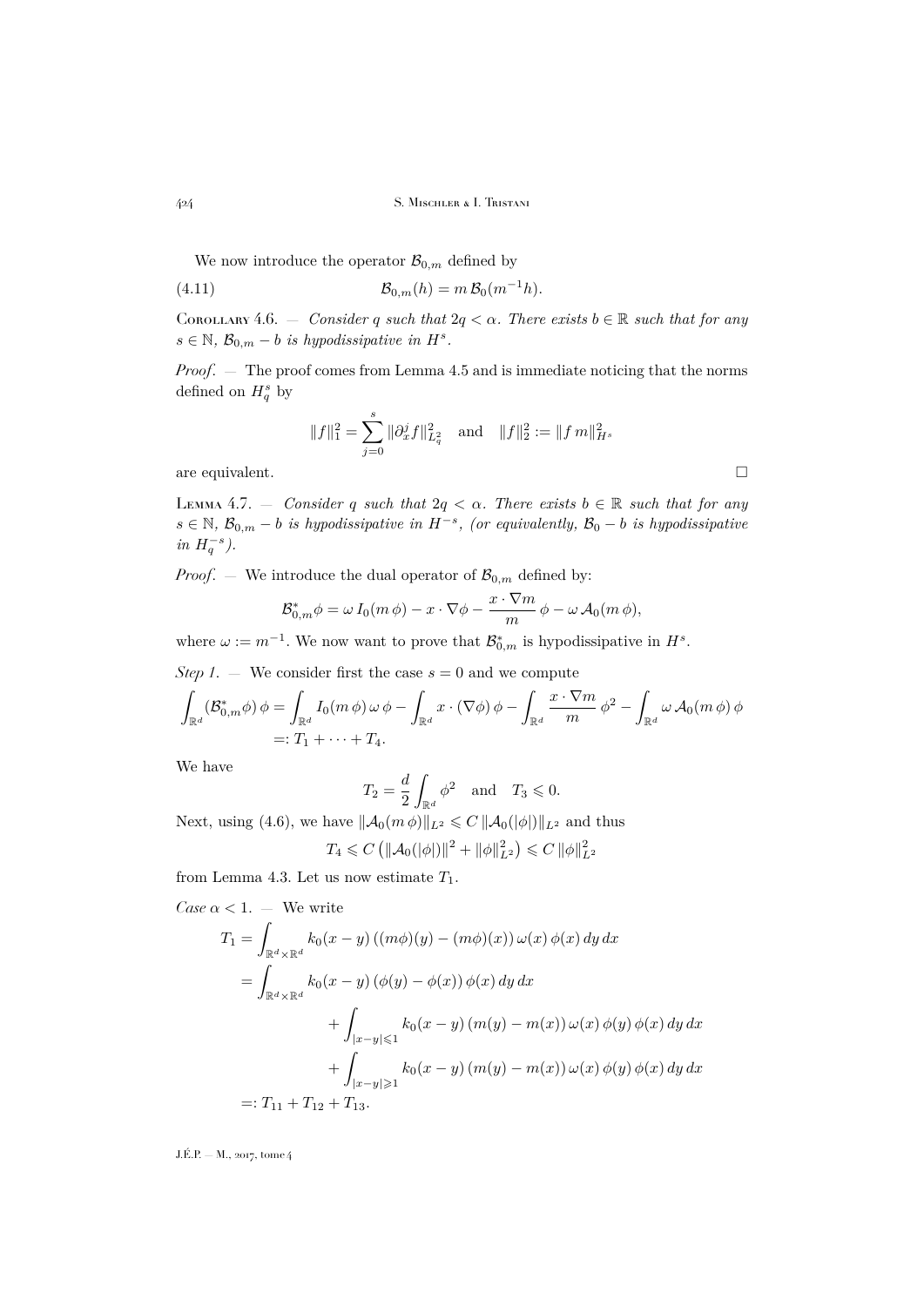We now introduce the operator $\mathcal{B}_{0,m}$ defined by

$$\mathcal{B}_{0,m}(h) = m\, \mathcal{B}_0(m^{-1}h). \tag{4.11}$$

Corollary 4.6. — *Consider $q$ such that $2q < \alpha$. There exists $b \in \mathbb{R}$ such that for any $s \in \mathbb{N}$, $\mathcal{B}_{0,m} - b$ is hypodissipative in $H^s$.*

*Proof*. — The proof comes from Lemma 4.5 and is immediate noticing that the norms defined on $H^s_q$ by

$$\|f\|_1^2 = \sum_{j=0}^{s} \|\partial_x^j f\|_{L^2_q}^2 \quad \text{and} \quad \|f\|_2^2 := \|f\, m\|_{H^s}^2$$

are equivalent. $\square$

Lemma 4.7. — *Consider $q$ such that $2q < \alpha$. There exists $b \in \mathbb{R}$ such that for any $s \in \mathbb{N}$, $\mathcal{B}_{0,m} - b$ is hypodissipative in $H^{-s}$, (or equivalently, $\mathcal{B}_0 - b$ is hypodissipative in $H^{-s}_q$).*

*Proof*. — We introduce the dual operator of $\mathcal{B}_{0,m}$ defined by:

$$\mathcal{B}^*_{0,m}\phi = \omega\, I_0(m\,\phi) - x \cdot \nabla\phi - \frac{x \cdot \nabla m}{m}\,\phi - \omega\,\mathcal{A}_0(m\,\phi),$$

where $\omega := m^{-1}$. We now want to prove that $\mathcal{B}^*_{0,m}$ is hypodissipative in $H^s$.

*Step 1*. — We consider first the case $s = 0$ and we compute

$$\begin{aligned}
\int_{\mathbb{R}^d} (\mathcal{B}^*_{0,m}\phi)\,\phi &= \int_{\mathbb{R}^d} I_0(m\,\phi)\,\omega\,\phi - \int_{\mathbb{R}^d} x \cdot (\nabla\phi)\,\phi - \int_{\mathbb{R}^d} \frac{x \cdot \nabla m}{m}\,\phi^2 - \int_{\mathbb{R}^d} \omega\,\mathcal{A}_0(m\,\phi)\,\phi \\
&=: T_1 + \cdots + T_4.
\end{aligned}$$

We have

$$T_2 = \frac{d}{2}\int_{\mathbb{R}^d} \phi^2 \quad \text{and} \quad T_3 \leqslant 0.$$

Next, using (4.6), we have $\|\mathcal{A}_0(m\,\phi)\|_{L^2} \leqslant C\,\|\mathcal{A}_0(|\phi|)\|_{L^2}$ and thus

$$T_4 \leqslant C\left(\|\mathcal{A}_0(|\phi|)\|^2 + \|\phi\|_{L^2}^2\right) \leqslant C\,\|\phi\|_{L^2}^2$$

from Lemma 4.3. Let us now estimate $T_1$.

*Case $\alpha < 1$*. — We write

$$\begin{aligned}
T_1 &= \int_{\mathbb{R}^d \times \mathbb{R}^d} k_0(x-y)\,((m\phi)(y) - (m\phi)(x))\,\omega(x)\,\phi(x)\,dy\,dx \\
&= \int_{\mathbb{R}^d \times \mathbb{R}^d} k_0(x-y)\,(\phi(y) - \phi(x))\,\phi(x)\,dy\,dx \\
&\qquad + \int_{|x-y| \leqslant 1} k_0(x-y)\,(m(y) - m(x))\,\omega(x)\,\phi(y)\,\phi(x)\,dy\,dx \\
&\qquad + \int_{|x-y| \geqslant 1} k_0(x-y)\,(m(y) - m(x))\,\omega(x)\,\phi(y)\,\phi(x)\,dy\,dx \\
&=: T_{11} + T_{12} + T_{13}.
\end{aligned}$$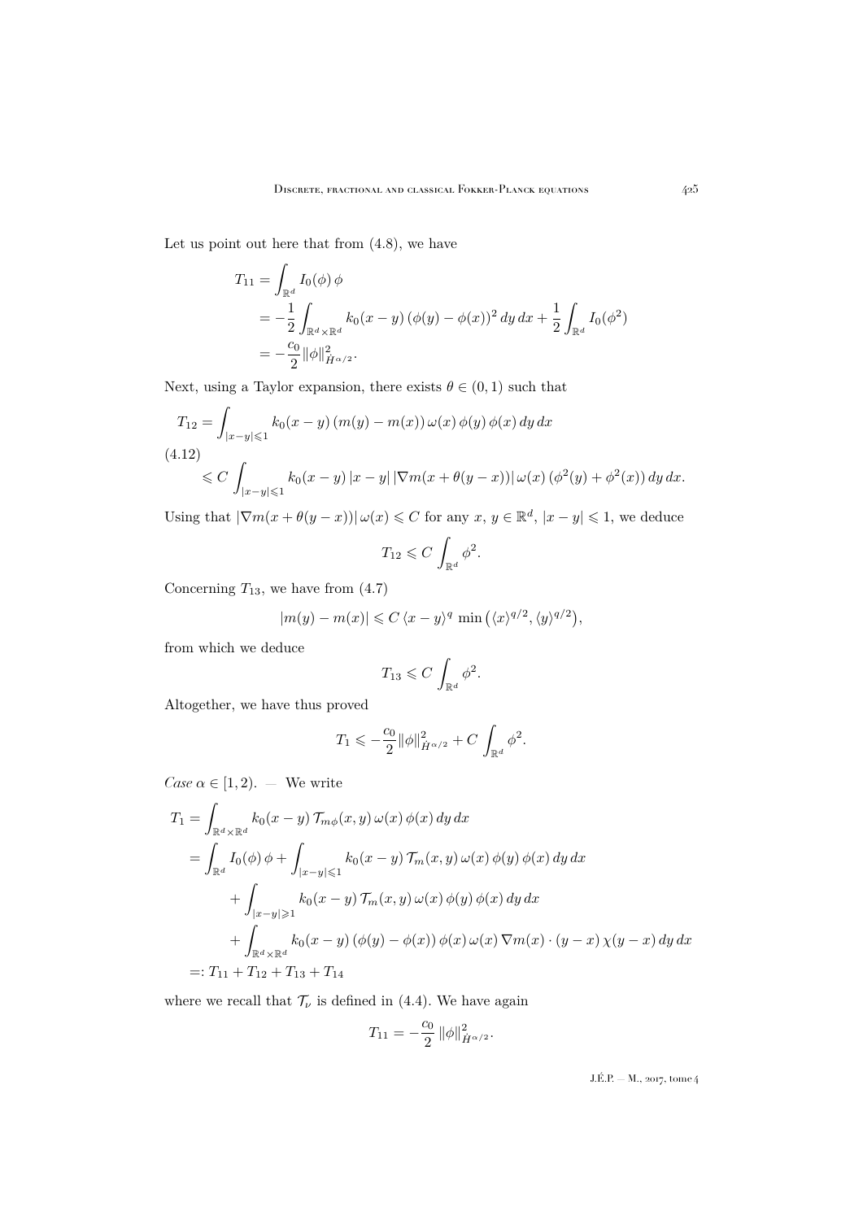Let us point out here that from (4.8), we have

$$
\begin{aligned}
T_{11} &= \int_{\mathbb{R}^d} I_0(\phi)\,\phi \\
&= -\frac{1}{2}\int_{\mathbb{R}^d\times\mathbb{R}^d} k_0(x-y)\,(\phi(y)-\phi(x))^2\,dy\,dx + \frac{1}{2}\int_{\mathbb{R}^d} I_0(\phi^2) \\
&= -\frac{c_0}{2}\|\phi\|^2_{\dot H^{\alpha/2}}.
\end{aligned}
$$

Next, using a Taylor expansion, there exists $\theta \in (0,1)$ such that

$$
\begin{aligned}
T_{12} &= \int_{|x-y|\leqslant 1} k_0(x-y)\,(m(y)-m(x))\,\omega(x)\,\phi(y)\,\phi(x)\,dy\,dx \\
&\leqslant C\int_{|x-y|\leqslant 1} k_0(x-y)\,|x-y|\,|\nabla m(x+\theta(y-x))|\,\omega(x)\,(\phi^2(y)+\phi^2(x))\,dy\,dx.
\end{aligned}
\tag{4.12}
$$

Using that $|\nabla m(x+\theta(y-x))|\,\omega(x)\leqslant C$ for any $x,\,y\in\mathbb{R}^d$, $|x-y|\leqslant 1$, we deduce

$$
T_{12} \leqslant C\int_{\mathbb{R}^d}\phi^2.
$$

Concerning $T_{13}$, we have from (4.7)

$$
|m(y)-m(x)| \leqslant C\,\langle x-y\rangle^q\,\min\big(\langle x\rangle^{q/2},\langle y\rangle^{q/2}\big),
$$

from which we deduce

$$
T_{13} \leqslant C\int_{\mathbb{R}^d}\phi^2.
$$

Altogether, we have thus proved

$$
T_1 \leqslant -\frac{c_0}{2}\|\phi\|^2_{\dot H^{\alpha/2}} + C\int_{\mathbb{R}^d}\phi^2.
$$

*Case* $\alpha\in[1,2)$. — We write

$$
\begin{aligned}
T_1 &= \int_{\mathbb{R}^d\times\mathbb{R}^d} k_0(x-y)\,\mathcal{T}_{m\phi}(x,y)\,\omega(x)\,\phi(x)\,dy\,dx \\
&= \int_{\mathbb{R}^d} I_0(\phi)\,\phi + \int_{|x-y|\leqslant 1} k_0(x-y)\,\mathcal{T}_m(x,y)\,\omega(x)\,\phi(y)\,\phi(x)\,dy\,dx \\
&\quad + \int_{|x-y|\geqslant 1} k_0(x-y)\,\mathcal{T}_m(x,y)\,\omega(x)\,\phi(y)\,\phi(x)\,dy\,dx \\
&\quad + \int_{\mathbb{R}^d\times\mathbb{R}^d} k_0(x-y)\,(\phi(y)-\phi(x))\,\phi(x)\,\omega(x)\,\nabla m(x)\cdot(y-x)\,\chi(y-x)\,dy\,dx \\
&=: T_{11}+T_{12}+T_{13}+T_{14}
\end{aligned}
$$

where we recall that $\mathcal{T}_\nu$ is defined in (4.4). We have again

$$
T_{11} = -\frac{c_0}{2}\,\|\phi\|^2_{\dot H^{\alpha/2}}.
$$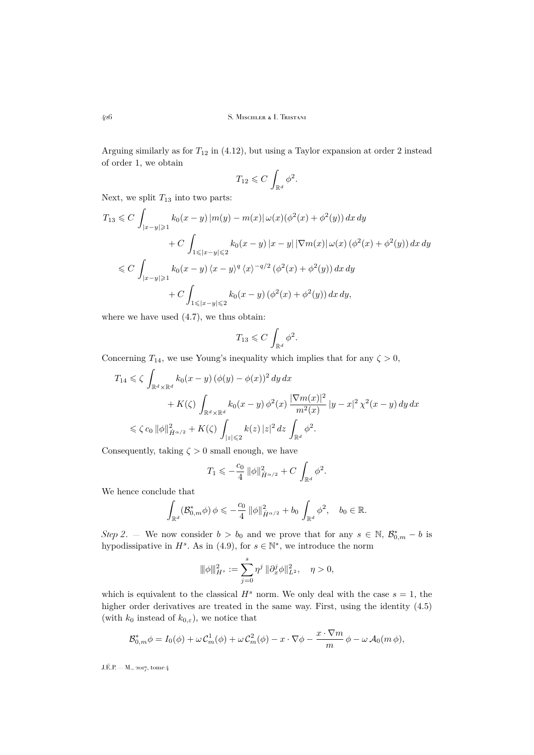Arguing similarly as for $T_{12}$ in (4.12), but using a Taylor expansion at order 2 instead of order 1, we obtain

$$T_{12} \leqslant C \int_{\mathbb{R}^d} \phi^2.$$

Next, we split $T_{13}$ into two parts:

$$\begin{aligned}
T_{13} &\leqslant C \int_{|x-y|\geqslant 1} k_0(x-y)\, |m(y)-m(x)|\, \omega(x) (\phi^2(x)+\phi^2(y))\, dx\, dy \\
&\qquad + C \int_{1\leqslant |x-y|\leqslant 2} k_0(x-y)\, |x-y|\, |\nabla m(x)|\, \omega(x)\, (\phi^2(x)+\phi^2(y))\, dx\, dy \\
&\leqslant C \int_{|x-y|\geqslant 1} k_0(x-y)\, \langle x-y\rangle^q \, \langle x\rangle^{-q/2}\, (\phi^2(x)+\phi^2(y))\, dx\, dy \\
&\qquad + C \int_{1\leqslant |x-y|\leqslant 2} k_0(x-y)\, (\phi^2(x)+\phi^2(y))\, dx\, dy,
\end{aligned}$$

where we have used (4.7), we thus obtain:

$$T_{13} \leqslant C \int_{\mathbb{R}^d} \phi^2.$$

Concerning $T_{14}$, we use Young's inequality which implies that for any $\zeta > 0$,

$$\begin{aligned}
T_{14} &\leqslant \zeta \int_{\mathbb{R}^d\times\mathbb{R}^d} k_0(x-y)\, (\phi(y)-\phi(x))^2\, dy\, dx \\
&\qquad + K(\zeta) \int_{\mathbb{R}^d\times\mathbb{R}^d} k_0(x-y)\, \phi^2(x)\, \frac{|\nabla m(x)|^2}{m^2(x)}\, |y-x|^2\, \chi^2(x-y)\, dy\, dx \\
&\leqslant \zeta\, c_0\, \|\phi\|^2_{\dot H^{\alpha/2}} + K(\zeta) \int_{|z|\leqslant 2} k(z)\, |z|^2\, dz \int_{\mathbb{R}^d} \phi^2.
\end{aligned}$$

Consequently, taking $\zeta > 0$ small enough, we have

$$T_1 \leqslant -\frac{c_0}{4}\, \|\phi\|^2_{\dot H^{\alpha/2}} + C \int_{\mathbb{R}^d} \phi^2.$$

We hence conclude that

$$\int_{\mathbb{R}^d} (\mathcal{B}^*_{0,m}\phi)\, \phi \leqslant -\frac{c_0}{4}\, \|\phi\|^2_{\dot H^{\alpha/2}} + b_0 \int_{\mathbb{R}^d} \phi^2, \quad b_0 \in \mathbb{R}.$$

*Step 2*. — We now consider $b > b_0$ and we prove that for any $s \in \mathbb{N}$, $\mathcal{B}^*_{0,m} - b$ is hypodissipative in $H^s$. As in (4.9), for $s \in \mathbb{N}^*$, we introduce the norm

$$|\!|\!|\phi|\!|\!|^2_{H^s} := \sum_{j=0}^{s} \eta^j\, \|\partial_x^j \phi\|^2_{L^2}, \quad \eta > 0,$$

which is equivalent to the classical $H^s$ norm. We only deal with the case $s = 1$, the higher order derivatives are treated in the same way. First, using the identity (4.5) (with $k_0$ instead of $k_{0,\varepsilon}$), we notice that

$$\mathcal{B}^*_{0,m}\phi = I_0(\phi) + \omega\, \mathcal{C}^1_m(\phi) + \omega\, \mathcal{C}^2_m(\phi) - x\cdot\nabla\phi - \frac{x\cdot\nabla m}{m}\, \phi - \omega\, \mathcal{A}_0(m\, \phi),$$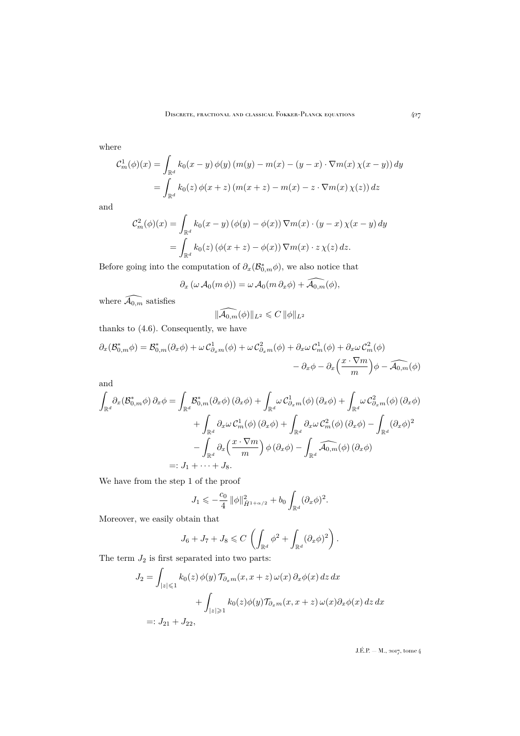where

$$
\begin{aligned}
\mathcal{C}^1_m(\phi)(x) &= \int_{\mathbb{R}^d} k_0(x-y)\,\phi(y)\,(m(y)-m(x)-(y-x)\cdot\nabla m(x)\,\chi(x-y))\,dy \\
&= \int_{\mathbb{R}^d} k_0(z)\,\phi(x+z)\,(m(x+z)-m(x)-z\cdot\nabla m(x)\,\chi(z))\,dz
\end{aligned}
$$

and

$$
\begin{aligned}
\mathcal{C}^2_m(\phi)(x) &= \int_{\mathbb{R}^d} k_0(x-y)\,(\phi(y)-\phi(x))\,\nabla m(x)\cdot(y-x)\,\chi(x-y)\,dy \\
&= \int_{\mathbb{R}^d} k_0(z)\,(\phi(x+z)-\phi(x))\,\nabla m(x)\cdot z\,\chi(z)\,dz.
\end{aligned}
$$

Before going into the computation of $\partial_x(\mathcal{B}^*_{0,m}\phi)$, we also notice that

$$
\partial_x\left(\omega\,\mathcal{A}_0(m\,\phi)\right) = \omega\,\mathcal{A}_0(m\,\partial_x\phi) + \widehat{\mathcal{A}_{0,m}}(\phi),
$$

where $\widehat{\mathcal{A}_{0,m}}$ satisfies

$$
\|\widehat{\mathcal{A}_{0,m}}(\phi)\|_{L^2} \leqslant C\,\|\phi\|_{L^2}
$$

thanks to (4.6). Consequently, we have

$$
\begin{aligned}
\partial_x(\mathcal{B}^*_{0,m}\phi) = \mathcal{B}^*_{0,m}(\partial_x\phi) + \omega\,\mathcal{C}^1_{\partial_x m}(\phi) + \omega\,\mathcal{C}^2_{\partial_x m}(\phi) + \partial_x\omega\,\mathcal{C}^1_m(\phi) + \partial_x\omega\,\mathcal{C}^2_m(\phi) \\
- \partial_x\phi - \partial_x\Big(\frac{x\cdot\nabla m}{m}\Big)\phi - \widehat{\mathcal{A}_{0,m}}(\phi)
\end{aligned}
$$

and

$$
\begin{aligned}
\int_{\mathbb{R}^d} \partial_x(\mathcal{B}^*_{0,m}\phi)\,\partial_x\phi &= \int_{\mathbb{R}^d} \mathcal{B}^*_{0,m}(\partial_x\phi)\,(\partial_x\phi) + \int_{\mathbb{R}^d} \omega\,\mathcal{C}^1_{\partial_x m}(\phi)\,(\partial_x\phi) + \int_{\mathbb{R}^d} \omega\,\mathcal{C}^2_{\partial_x m}(\phi)\,(\partial_x\phi) \\
&\quad + \int_{\mathbb{R}^d} \partial_x\omega\,\mathcal{C}^1_m(\phi)\,(\partial_x\phi) + \int_{\mathbb{R}^d} \partial_x\omega\,\mathcal{C}^2_m(\phi)\,(\partial_x\phi) - \int_{\mathbb{R}^d} (\partial_x\phi)^2 \\
&\quad - \int_{\mathbb{R}^d} \partial_x\Big(\frac{x\cdot\nabla m}{m}\Big)\,\phi\,(\partial_x\phi) - \int_{\mathbb{R}^d} \widehat{\mathcal{A}_{0,m}}(\phi)\,(\partial_x\phi) \\
&=: J_1 + \cdots + J_8.
\end{aligned}
$$

We have from the step 1 of the proof

$$
J_1 \leqslant -\frac{c_0}{4}\,\|\phi\|^2_{\dot H^{1+\alpha/2}} + b_0\int_{\mathbb{R}^d} (\partial_x\phi)^2.
$$

Moreover, we easily obtain that

$$
J_6 + J_7 + J_8 \leqslant C\,\left(\int_{\mathbb{R}^d}\phi^2 + \int_{\mathbb{R}^d}(\partial_x\phi)^2\right).
$$

The term $J_2$ is first separated into two parts:

$$
\begin{aligned}
J_2 &= \int_{|z|\leqslant 1} k_0(z)\,\phi(y)\,\mathcal{T}_{\partial_x m}(x,x+z)\,\omega(x)\,\partial_x\phi(x)\,dz\,dx \\
&\qquad + \int_{|z|\geqslant 1} k_0(z)\phi(y)\mathcal{T}_{\partial_x m}(x,x+z)\,\omega(x)\partial_x\phi(x)\,dz\,dx \\
&=: J_{21} + J_{22},
\end{aligned}
$$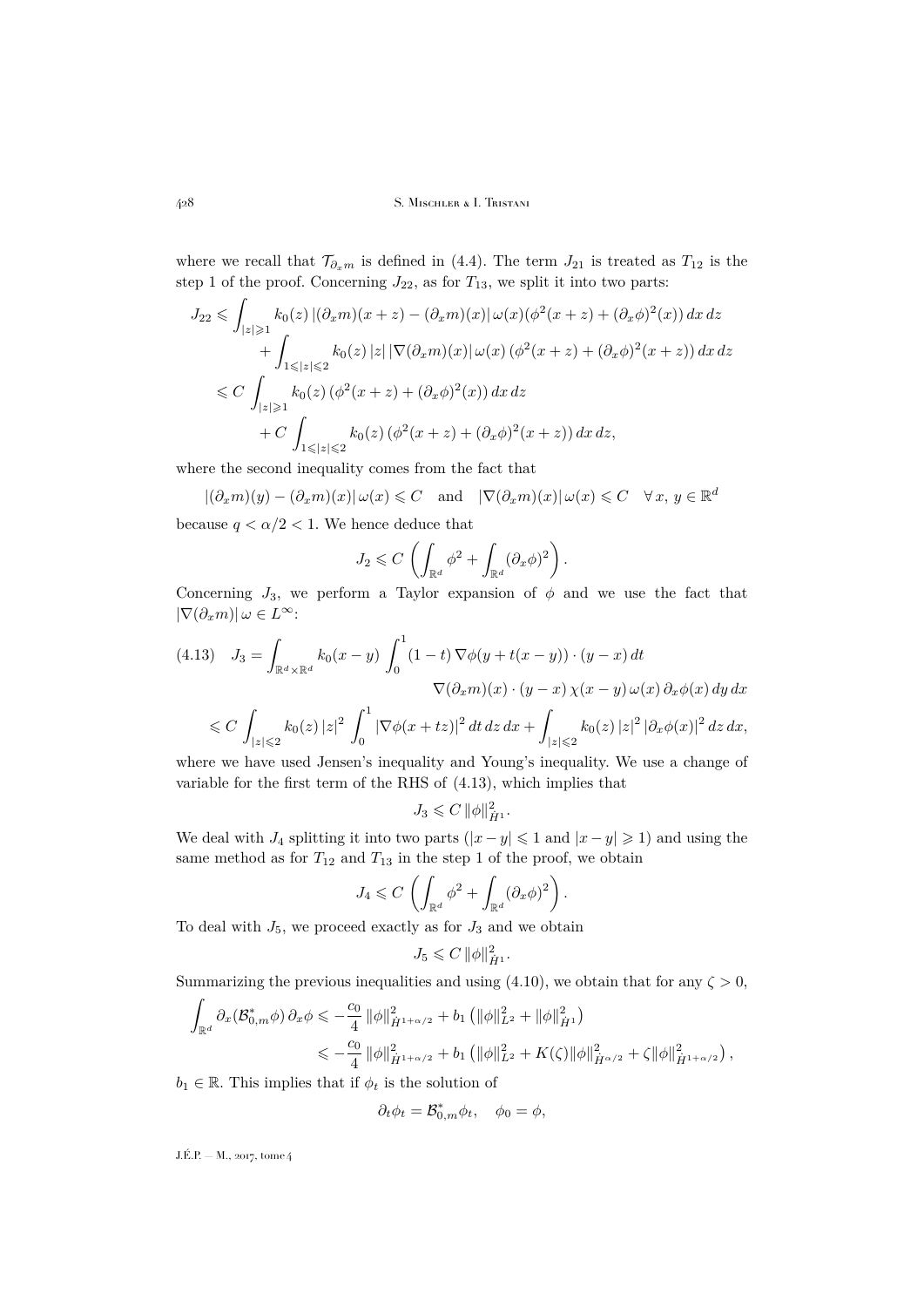where we recall that $\mathcal{T}_{\partial_x m}$ is defined in (4.4). The term $J_{21}$ is treated as $T_{12}$ is the step 1 of the proof. Concerning $J_{22}$, as for $T_{13}$, we split it into two parts:

$$
\begin{aligned}
J_{22} &\leqslant \int_{|z|\geqslant 1} k_0(z)\,|(\partial_x m)(x+z)-(\partial_x m)(x)|\,\omega(x)(\phi^2(x+z)+(\partial_x\phi)^2(x))\,dx\,dz \\
&\qquad + \int_{1\leqslant |z|\leqslant 2} k_0(z)\,|z|\,|\nabla(\partial_x m)(x)|\,\omega(x)\,(\phi^2(x+z)+(\partial_x\phi)^2(x+z))\,dx\,dz \\
&\leqslant C\int_{|z|\geqslant 1} k_0(z)\,(\phi^2(x+z)+(\partial_x\phi)^2(x))\,dx\,dz \\
&\qquad + C\int_{1\leqslant |z|\leqslant 2} k_0(z)\,(\phi^2(x+z)+(\partial_x\phi)^2(x+z))\,dx\,dz,
\end{aligned}
$$

where the second inequality comes from the fact that

$$
|(\partial_x m)(y)-(\partial_x m)(x)|\,\omega(x)\leqslant C \quad\text{and}\quad |\nabla(\partial_x m)(x)|\,\omega(x)\leqslant C \quad \forall\, x,\, y\in\mathbb{R}^d
$$

because $q<\alpha/2<1$. We hence deduce that

$$
J_2 \leqslant C\left(\int_{\mathbb{R}^d}\phi^2+\int_{\mathbb{R}^d}(\partial_x\phi)^2\right).
$$

Concerning $J_3$, we perform a Taylor expansion of $\phi$ and we use the fact that $|\nabla(\partial_x m)|\,\omega\in L^\infty$:

$$
\begin{aligned}
(4.13)\quad J_3 &= \int_{\mathbb{R}^d\times\mathbb{R}^d} k_0(x-y)\int_0^1(1-t)\,\nabla\phi(y+t(x-y))\cdot(y-x)\,dt \\
&\qquad\qquad\qquad \nabla(\partial_x m)(x)\cdot(y-x)\,\chi(x-y)\,\omega(x)\,\partial_x\phi(x)\,dy\,dx \\
&\leqslant C\int_{|z|\leqslant 2} k_0(z)\,|z|^2\int_0^1|\nabla\phi(x+tz)|^2\,dt\,dz\,dx + \int_{|z|\leqslant 2} k_0(z)\,|z|^2\,|\partial_x\phi(x)|^2\,dz\,dx,
\end{aligned}
$$

where we have used Jensen's inequality and Young's inequality. We use a change of variable for the first term of the RHS of (4.13), which implies that

$$
J_3\leqslant C\,\|\phi\|^2_{\dot H^1}.
$$

We deal with $J_4$ splitting it into two parts ($|x-y|\leqslant 1$ and $|x-y|\geqslant 1$) and using the same method as for $T_{12}$ and $T_{13}$ in the step 1 of the proof, we obtain

$$
J_4\leqslant C\left(\int_{\mathbb{R}^d}\phi^2+\int_{\mathbb{R}^d}(\partial_x\phi)^2\right).
$$

To deal with $J_5$, we proceed exactly as for $J_3$ and we obtain

$$
J_5\leqslant C\,\|\phi\|^2_{\dot H^1}.
$$

Summarizing the previous inequalities and using (4.10), we obtain that for any $\zeta>0$,

$$
\begin{aligned}
\int_{\mathbb{R}^d}\partial_x(\mathcal{B}^*_{0,m}\phi)\,\partial_x\phi &\leqslant -\frac{c_0}{4}\,\|\phi\|^2_{\dot H^{1+\alpha/2}}+b_1\left(\|\phi\|^2_{L^2}+\|\phi\|^2_{\dot H^1}\right) \\
&\leqslant -\frac{c_0}{4}\,\|\phi\|^2_{\dot H^{1+\alpha/2}}+b_1\left(\|\phi\|^2_{L^2}+K(\zeta)\|\phi\|^2_{\dot H^{\alpha/2}}+\zeta\|\phi\|^2_{\dot H^{1+\alpha/2}}\right),
\end{aligned}
$$

$b_1\in\mathbb{R}$. This implies that if $\phi_t$ is the solution of

$$
\partial_t\phi_t=\mathcal{B}^*_{0,m}\phi_t,\quad \phi_0=\phi,
$$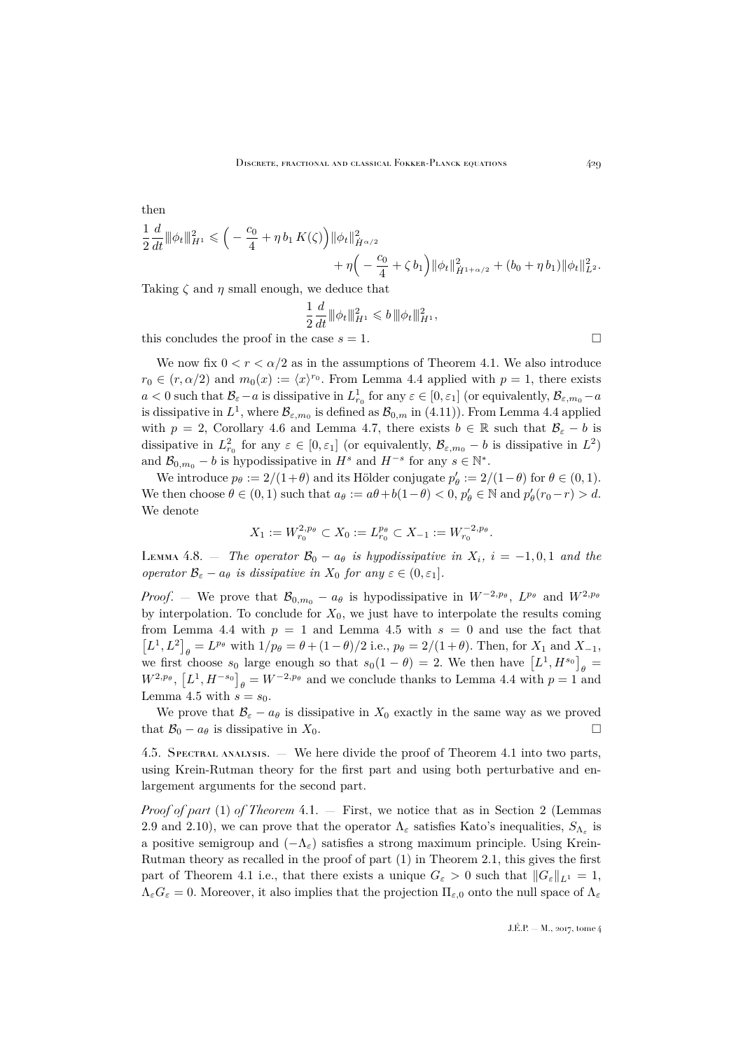then

$$\frac{1}{2}\frac{d}{dt}|\!|\!|\phi_t|\!|\!|^2_{H^1} \leqslant \Big(-\frac{c_0}{4} + \eta\, b_1\, K(\zeta)\Big)\|\phi_t\|^2_{\dot H^{\alpha/2}} + \eta\Big(-\frac{c_0}{4} + \zeta\, b_1\Big)\|\phi_t\|^2_{\dot H^{1+\alpha/2}} + (b_0 + \eta\, b_1)\|\phi_t\|^2_{L^2}.$$

Taking $\zeta$ and $\eta$ small enough, we deduce that

$$\frac{1}{2}\frac{d}{dt}|\!|\!|\phi_t|\!|\!|^2_{H^1} \leqslant b\,|\!|\!|\phi_t|\!|\!|^2_{H^1},$$

this concludes the proof in the case $s=1$. $\square$

We now fix $0 < r < \alpha/2$ as in the assumptions of Theorem 4.1. We also introduce $r_0 \in (r, \alpha/2)$ and $m_0(x) := \langle x\rangle^{r_0}$. From Lemma 4.4 applied with $p=1$, there exists $a<0$ such that $\mathcal{B}_\varepsilon - a$ is dissipative in $L^1_{r_0}$ for any $\varepsilon \in [0,\varepsilon_1]$ (or equivalently, $\mathcal{B}_{\varepsilon,m_0} - a$ is dissipative in $L^1$, where $\mathcal{B}_{\varepsilon,m_0}$ is defined as $\mathcal{B}_{0,m}$ in (4.11)). From Lemma 4.4 applied with $p=2$, Corollary 4.6 and Lemma 4.7, there exists $b\in\mathbb{R}$ such that $\mathcal{B}_\varepsilon - b$ is dissipative in $L^2_{r_0}$ for any $\varepsilon\in[0,\varepsilon_1]$ (or equivalently, $\mathcal{B}_{\varepsilon,m_0} - b$ is dissipative in $L^2$) and $\mathcal{B}_{0,m_0} - b$ is hypodissipative in $H^s$ and $H^{-s}$ for any $s\in\mathbb{N}^*$.

We introduce $p_\theta := 2/(1+\theta)$ and its Hölder conjugate $p'_\theta := 2/(1-\theta)$ for $\theta\in(0,1)$. We then choose $\theta\in(0,1)$ such that $a_\theta := a\theta + b(1-\theta) < 0$, $p'_\theta\in\mathbb{N}$ and $p'_\theta(r_0 - r) > d$. We denote

$$X_1 := W^{2,p_\theta}_{r_0} \subset X_0 := L^{p_\theta}_{r_0} \subset X_{-1} := W^{-2,p_\theta}_{r_0}.$$

Lemma 4.8. — *The operator $\mathcal{B}_0 - a_\theta$ is hypodissipative in $X_i$, $i=-1,0,1$ and the operator $\mathcal{B}_\varepsilon - a_\theta$ is dissipative in $X_0$ for any $\varepsilon\in(0,\varepsilon_1]$.*

*Proof*. — We prove that $\mathcal{B}_{0,m_0} - a_\theta$ is hypodissipative in $W^{-2,p_\theta}$, $L^{p_\theta}$ and $W^{2,p_\theta}$ by interpolation. To conclude for $X_0$, we just have to interpolate the results coming from Lemma 4.4 with $p=1$ and Lemma 4.5 with $s=0$ and use the fact that $\big[L^1, L^2\big]_\theta = L^{p_\theta}$ with $1/p_\theta = \theta + (1-\theta)/2$ i.e., $p_\theta = 2/(1+\theta)$. Then, for $X_1$ and $X_{-1}$, we first choose $s_0$ large enough so that $s_0(1-\theta) = 2$. We then have $\big[L^1, H^{s_0}\big]_\theta = W^{2,p_\theta}$, $\big[L^1, H^{-s_0}\big]_\theta = W^{-2,p_\theta}$ and we conclude thanks to Lemma 4.4 with $p=1$ and Lemma 4.5 with $s=s_0$.

We prove that $\mathcal{B}_\varepsilon - a_\theta$ is dissipative in $X_0$ exactly in the same way as we proved that $\mathcal{B}_0 - a_\theta$ is dissipative in $X_0$. $\square$

4.5. Spectral analysis. — We here divide the proof of Theorem 4.1 into two parts, using Krein-Rutman theory for the first part and using both perturbative and enlargement arguments for the second part.

*Proof of part* (1) *of Theorem* 4.1. — First, we notice that as in Section 2 (Lemmas 2.9 and 2.10), we can prove that the operator $\Lambda_\varepsilon$ satisfies Kato's inequalities, $S_{\Lambda_\varepsilon}$ is a positive semigroup and $(-\Lambda_\varepsilon)$ satisfies a strong maximum principle. Using Krein-Rutman theory as recalled in the proof of part (1) in Theorem 2.1, this gives the first part of Theorem 4.1 i.e., that there exists a unique $G_\varepsilon > 0$ such that $\|G_\varepsilon\|_{L^1} = 1$, $\Lambda_\varepsilon G_\varepsilon = 0$. Moreover, it also implies that the projection $\Pi_{\varepsilon,0}$ onto the null space of $\Lambda_\varepsilon$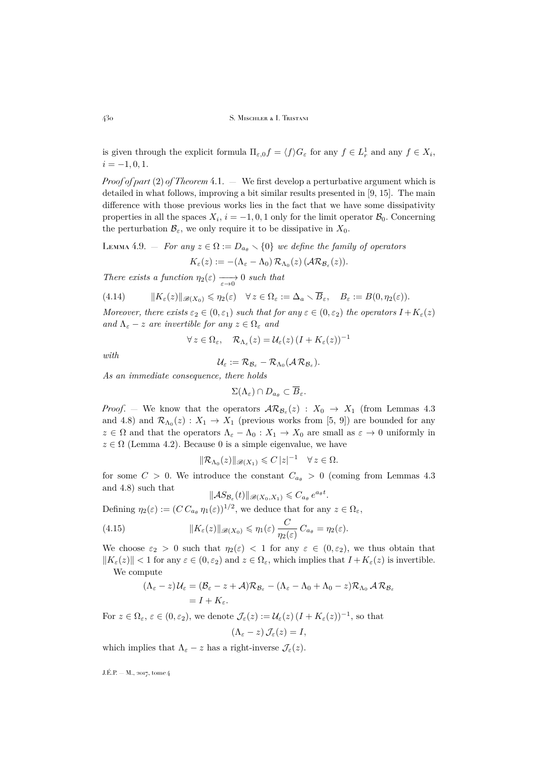is given through the explicit formula $\Pi_{\varepsilon,0} f = \langle f \rangle G_\varepsilon$ for any $f \in L^1_r$ and any $f \in X_i$, $i = -1, 0, 1$.

*Proof of part* (2) *of Theorem* 4.1. — We first develop a perturbative argument which is detailed in what follows, improving a bit similar results presented in [9, 15]. The main difference with those previous works lies in the fact that we have some dissipativity properties in all the spaces $X_i$, $i = -1, 0, 1$ only for the limit operator $\mathcal{B}_0$. Concerning the perturbation $\mathcal{B}_\varepsilon$, we only require it to be dissipative in $X_0$.

Lemma 4.9. — *For any $z \in \Omega := D_{a_\theta} \smallsetminus \{0\}$ we define the family of operators*

$$K_\varepsilon(z) := -(\Lambda_\varepsilon - \Lambda_0)\, \mathcal{R}_{\Lambda_0}(z)\, (\mathcal{A}\mathcal{R}_{\mathcal{B}_\varepsilon}(z)).$$

*There exists a function $\eta_2(\varepsilon) \xrightarrow[\varepsilon \to 0]{} 0$ such that*

$$\|K_\varepsilon(z)\|_{\mathscr{B}(X_0)} \leqslant \eta_2(\varepsilon) \quad \forall\, z \in \Omega_\varepsilon := \Delta_a \smallsetminus \overline{B}_\varepsilon, \quad B_\varepsilon := B(0, \eta_2(\varepsilon)). \tag{4.14}$$

*Moreover, there exists $\varepsilon_2 \in (0, \varepsilon_1)$ such that for any $\varepsilon \in (0, \varepsilon_2)$ the operators $I + K_\varepsilon(z)$ and $\Lambda_\varepsilon - z$ are invertible for any $z \in \Omega_\varepsilon$ and*

$$\forall\, z \in \Omega_\varepsilon, \quad \mathcal{R}_{\Lambda_\varepsilon}(z) = \mathcal{U}_\varepsilon(z)\, (I + K_\varepsilon(z))^{-1}$$

*with*

$$\mathcal{U}_\varepsilon := \mathcal{R}_{\mathcal{B}_\varepsilon} - \mathcal{R}_{\Lambda_0}(\mathcal{A}\,\mathcal{R}_{\mathcal{B}_\varepsilon}).$$

*As an immediate consequence, there holds*

$$\Sigma(\Lambda_\varepsilon) \cap D_{a_\theta} \subset \overline{B}_\varepsilon.$$

*Proof*. — We know that the operators $\mathcal{A}\mathcal{R}_{\mathcal{B}_\varepsilon}(z) : X_0 \to X_1$ (from Lemmas 4.3 and 4.8) and $\mathcal{R}_{\Lambda_0}(z) : X_1 \to X_1$ (previous works from [5, 9]) are bounded for any $z \in \Omega$ and that the operators $\Lambda_\varepsilon - \Lambda_0 : X_1 \to X_0$ are small as $\varepsilon \to 0$ uniformly in $z \in \Omega$ (Lemma 4.2). Because 0 is a simple eigenvalue, we have

$$\|\mathcal{R}_{\Lambda_0}(z)\|_{\mathscr{B}(X_1)} \leqslant C\, |z|^{-1} \quad \forall\, z \in \Omega.$$

for some $C > 0$. We introduce the constant $C_{a_\theta} > 0$ (coming from Lemmas 4.3 and 4.8) such that

$$\|\mathcal{A}S_{\mathcal{B}_\varepsilon}(t)\|_{\mathscr{B}(X_0, X_1)} \leqslant C_{a_\theta}\, e^{a_\theta t}.$$

Defining $\eta_2(\varepsilon) := (C\, C_{a_\theta}\, \eta_1(\varepsilon))^{1/2}$, we deduce that for any $z \in \Omega_\varepsilon$,

$$\|K_\varepsilon(z)\|_{\mathscr{B}(X_0)} \leqslant \eta_1(\varepsilon)\, \frac{C}{\eta_2(\varepsilon)}\, C_{a_\theta} = \eta_2(\varepsilon). \tag{4.15}$$

We choose $\varepsilon_2 > 0$ such that $\eta_2(\varepsilon) < 1$ for any $\varepsilon \in (0, \varepsilon_2)$, we thus obtain that $\|K_\varepsilon(z)\| < 1$ for any $\varepsilon \in (0, \varepsilon_2)$ and $z \in \Omega_\varepsilon$, which implies that $I + K_\varepsilon(z)$ is invertible.

We compute

$$\begin{aligned}
(\Lambda_\varepsilon - z)\, \mathcal{U}_\varepsilon &= (\mathcal{B}_\varepsilon - z + \mathcal{A})\mathcal{R}_{\mathcal{B}_\varepsilon} - (\Lambda_\varepsilon - \Lambda_0 + \Lambda_0 - z)\mathcal{R}_{\Lambda_0}\, \mathcal{A}\,\mathcal{R}_{\mathcal{B}_\varepsilon} \\
&= I + K_\varepsilon.
\end{aligned}$$

For $z \in \Omega_\varepsilon$, $\varepsilon \in (0, \varepsilon_2)$, we denote $\mathcal{J}_\varepsilon(z) := \mathcal{U}_\varepsilon(z)\, (I + K_\varepsilon(z))^{-1}$, so that

$$(\Lambda_\varepsilon - z)\, \mathcal{J}_\varepsilon(z) = I,$$

which implies that $\Lambda_\varepsilon - z$ has a right-inverse $\mathcal{J}_\varepsilon(z)$.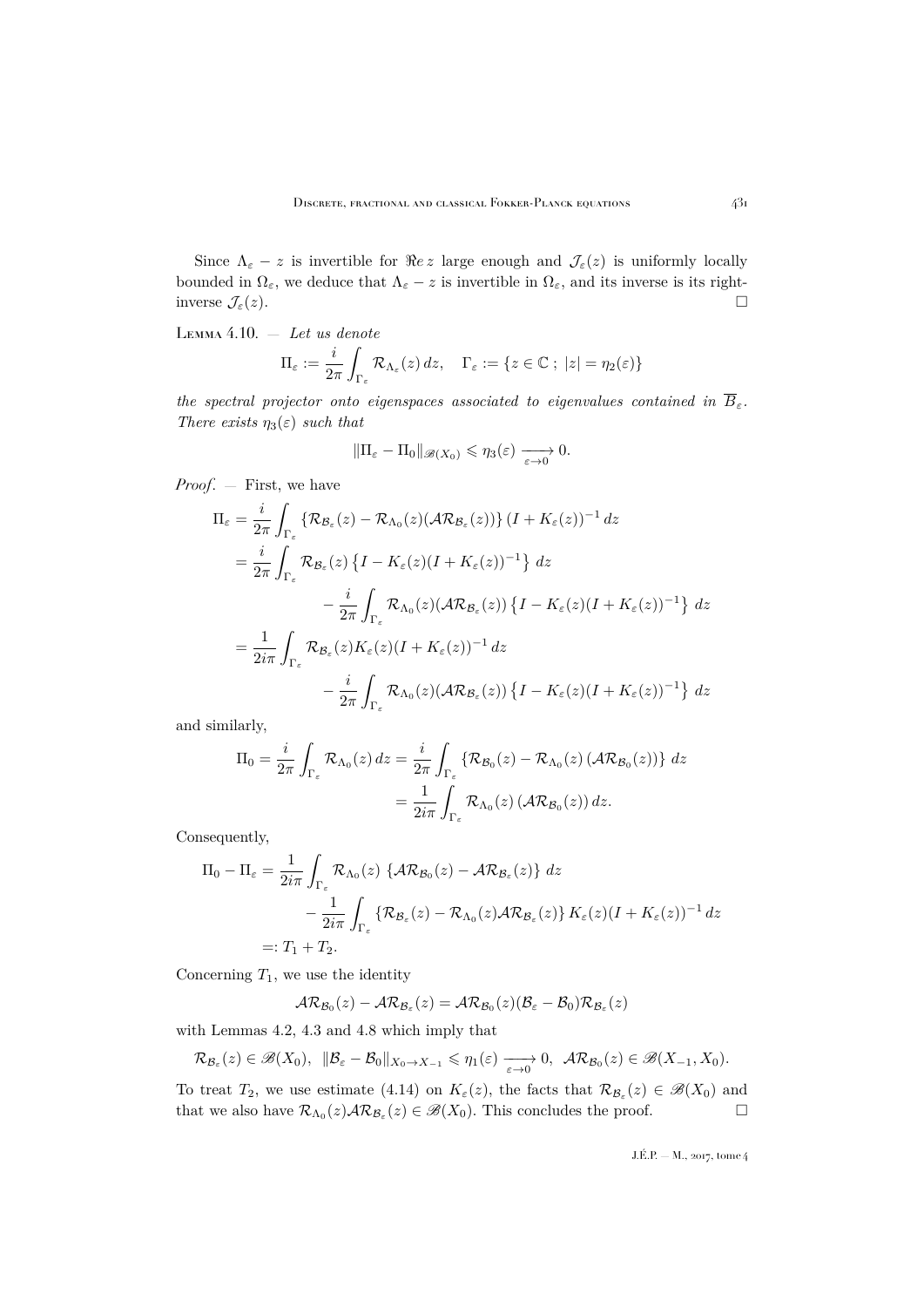Since $\Lambda_\varepsilon - z$ is invertible for $\Re e\, z$ large enough and $\mathcal{J}_\varepsilon(z)$ is uniformly locally bounded in $\Omega_\varepsilon$, we deduce that $\Lambda_\varepsilon - z$ is invertible in $\Omega_\varepsilon$, and its inverse is its right-inverse $\mathcal{J}_\varepsilon(z)$. □

Lemma 4.10. — *Let us denote*

$$\Pi_\varepsilon := \frac{i}{2\pi}\int_{\Gamma_\varepsilon} \mathcal{R}_{\Lambda_\varepsilon}(z)\, dz, \quad \Gamma_\varepsilon := \{z \in \mathbb{C}\,;\, |z| = \eta_2(\varepsilon)\}$$

*the spectral projector onto eigenspaces associated to eigenvalues contained in $\overline{B}_\varepsilon$. There exists $\eta_3(\varepsilon)$ such that*

$$\|\Pi_\varepsilon - \Pi_0\|_{\mathscr{B}(X_0)} \leqslant \eta_3(\varepsilon) \xrightarrow[\varepsilon\to 0]{} 0.$$

*Proof*. — First, we have

$$\begin{aligned}
\Pi_\varepsilon &= \frac{i}{2\pi}\int_{\Gamma_\varepsilon} \{\mathcal{R}_{\mathcal{B}_\varepsilon}(z) - \mathcal{R}_{\Lambda_0}(z)(\mathcal{A}\mathcal{R}_{\mathcal{B}_\varepsilon}(z))\}\,(I + K_\varepsilon(z))^{-1}\, dz \\
&= \frac{i}{2\pi}\int_{\Gamma_\varepsilon} \mathcal{R}_{\mathcal{B}_\varepsilon}(z)\left\{I - K_\varepsilon(z)(I + K_\varepsilon(z))^{-1}\right\}\, dz \\
&\qquad\qquad - \frac{i}{2\pi}\int_{\Gamma_\varepsilon} \mathcal{R}_{\Lambda_0}(z)(\mathcal{A}\mathcal{R}_{\mathcal{B}_\varepsilon}(z))\left\{I - K_\varepsilon(z)(I + K_\varepsilon(z))^{-1}\right\}\, dz \\
&= \frac{1}{2i\pi}\int_{\Gamma_\varepsilon} \mathcal{R}_{\mathcal{B}_\varepsilon}(z) K_\varepsilon(z)(I + K_\varepsilon(z))^{-1}\, dz \\
&\qquad\qquad - \frac{i}{2\pi}\int_{\Gamma_\varepsilon} \mathcal{R}_{\Lambda_0}(z)(\mathcal{A}\mathcal{R}_{\mathcal{B}_\varepsilon}(z))\left\{I - K_\varepsilon(z)(I + K_\varepsilon(z))^{-1}\right\}\, dz
\end{aligned}$$

and similarly,

$$\begin{aligned}
\Pi_0 = \frac{i}{2\pi}\int_{\Gamma_\varepsilon} \mathcal{R}_{\Lambda_0}(z)\, dz &= \frac{i}{2\pi}\int_{\Gamma_\varepsilon} \{\mathcal{R}_{\mathcal{B}_0}(z) - \mathcal{R}_{\Lambda_0}(z)\,(\mathcal{A}\mathcal{R}_{\mathcal{B}_0}(z))\}\, dz \\
&= \frac{1}{2i\pi}\int_{\Gamma_\varepsilon} \mathcal{R}_{\Lambda_0}(z)\,(\mathcal{A}\mathcal{R}_{\mathcal{B}_0}(z))\, dz.
\end{aligned}$$

Consequently,

$$\begin{aligned}
\Pi_0 - \Pi_\varepsilon &= \frac{1}{2i\pi}\int_{\Gamma_\varepsilon} \mathcal{R}_{\Lambda_0}(z)\,\{\mathcal{A}\mathcal{R}_{\mathcal{B}_0}(z) - \mathcal{A}\mathcal{R}_{\mathcal{B}_\varepsilon}(z)\}\, dz \\
&\qquad\qquad - \frac{1}{2i\pi}\int_{\Gamma_\varepsilon} \{\mathcal{R}_{\mathcal{B}_\varepsilon}(z) - \mathcal{R}_{\Lambda_0}(z)\mathcal{A}\mathcal{R}_{\mathcal{B}_\varepsilon}(z)\}\, K_\varepsilon(z)(I + K_\varepsilon(z))^{-1}\, dz \\
&=: T_1 + T_2.
\end{aligned}$$

Concerning $T_1$, we use the identity

$$\mathcal{A}\mathcal{R}_{\mathcal{B}_0}(z) - \mathcal{A}\mathcal{R}_{\mathcal{B}_\varepsilon}(z) = \mathcal{A}\mathcal{R}_{\mathcal{B}_0}(z)(\mathcal{B}_\varepsilon - \mathcal{B}_0)\mathcal{R}_{\mathcal{B}_\varepsilon}(z)$$

with Lemmas 4.2, 4.3 and 4.8 which imply that

$$\mathcal{R}_{\mathcal{B}_\varepsilon}(z) \in \mathscr{B}(X_0), \ \ \|\mathcal{B}_\varepsilon - \mathcal{B}_0\|_{X_0 \to X_{-1}} \leqslant \eta_1(\varepsilon) \xrightarrow[\varepsilon\to 0]{} 0, \ \ \mathcal{A}\mathcal{R}_{\mathcal{B}_0}(z) \in \mathscr{B}(X_{-1}, X_0).$$

To treat $T_2$, we use estimate (4.14) on $K_\varepsilon(z)$, the facts that $\mathcal{R}_{\mathcal{B}_\varepsilon}(z) \in \mathscr{B}(X_0)$ and that we also have $\mathcal{R}_{\Lambda_0}(z)\mathcal{A}\mathcal{R}_{\mathcal{B}_\varepsilon}(z) \in \mathscr{B}(X_0)$. This concludes the proof. □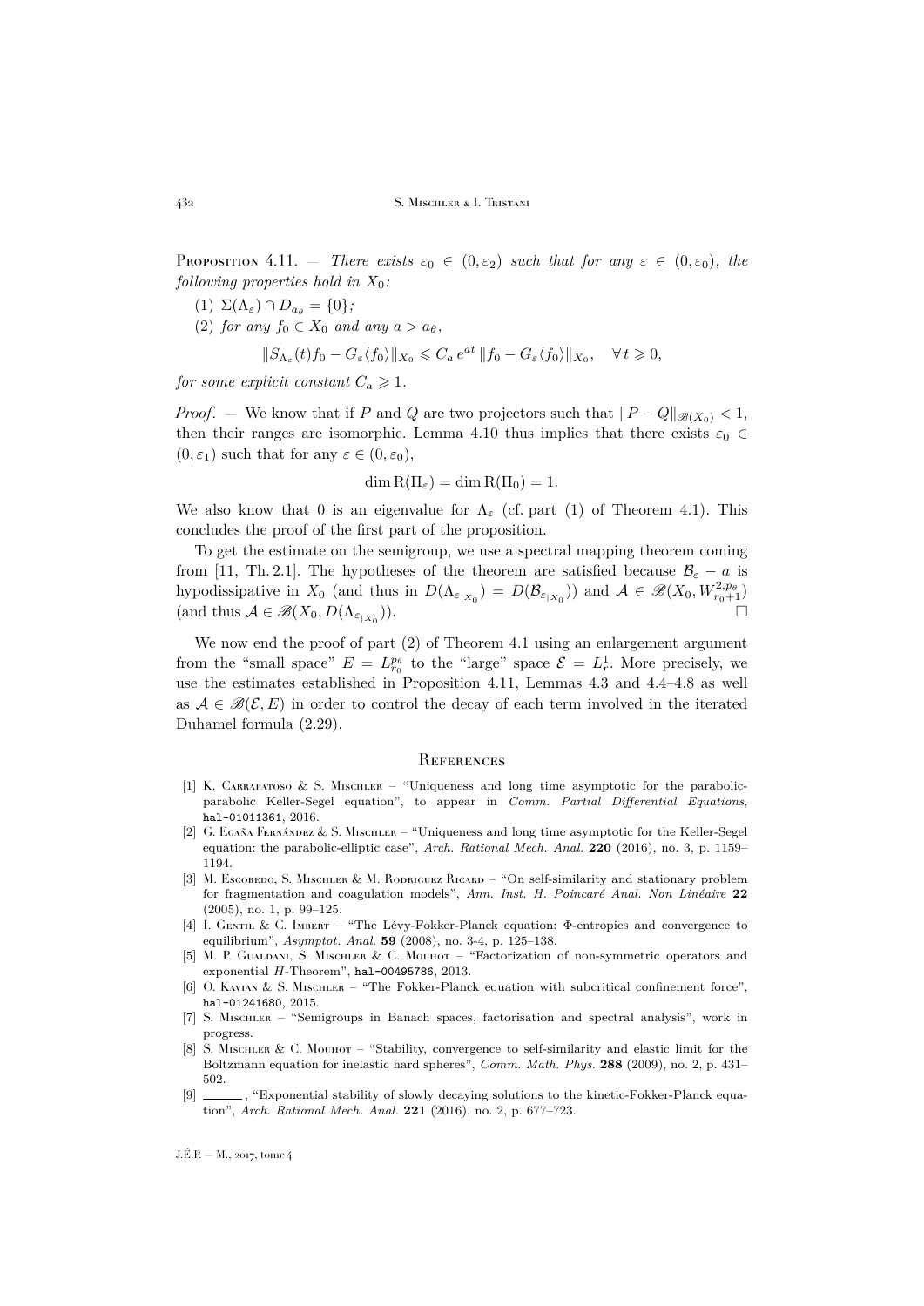Proposition 4.11. — *There exists $\varepsilon_0 \in (0, \varepsilon_2)$ such that for any $\varepsilon \in (0, \varepsilon_0)$, the following properties hold in $X_0$:*

(1) $\Sigma(\Lambda_\varepsilon) \cap D_{a_\theta} = \{0\}$;

(2) *for any $f_0 \in X_0$ and any $a > a_\theta$,*

$$\|S_{\Lambda_\varepsilon}(t) f_0 - G_\varepsilon \langle f_0 \rangle\|_{X_0} \leqslant C_a \, e^{at} \, \|f_0 - G_\varepsilon \langle f_0 \rangle\|_{X_0}, \quad \forall \, t \geqslant 0,$$

*for some explicit constant $C_a \geqslant 1$.*

*Proof*. — We know that if $P$ and $Q$ are two projectors such that $\|P - Q\|_{\mathscr{B}(X_0)} < 1$, then their ranges are isomorphic. Lemma 4.10 thus implies that there exists $\varepsilon_0 \in (0, \varepsilon_1)$ such that for any $\varepsilon \in (0, \varepsilon_0)$,

$$\dim \mathrm{R}(\Pi_\varepsilon) = \dim \mathrm{R}(\Pi_0) = 1.$$

We also know that 0 is an eigenvalue for $\Lambda_\varepsilon$ (cf. part (1) of Theorem 4.1). This concludes the proof of the first part of the proposition.

To get the estimate on the semigroup, we use a spectral mapping theorem coming from [11, Th. 2.1]. The hypotheses of the theorem are satisfied because $\mathcal{B}_\varepsilon - a$ is hypodissipative in $X_0$ (and thus in $D(\Lambda_{\varepsilon_{|X_0}}) = D(\mathcal{B}_{\varepsilon_{|X_0}})$) and $\mathcal{A} \in \mathscr{B}(X_0, W^{2,p_\theta}_{r_0+1})$ (and thus $\mathcal{A} \in \mathscr{B}(X_0, D(\Lambda_{\varepsilon_{|X_0}}))$. $\square$

We now end the proof of part (2) of Theorem 4.1 using an enlargement argument from the "small space" $E = L^{p_\theta}_{r_0}$ to the "large" space $\mathcal{E} = L^1_r$. More precisely, we use the estimates established in Proposition 4.11, Lemmas 4.3 and 4.4–4.8 as well as $\mathcal{A} \in \mathscr{B}(\mathcal{E}, E)$ in order to control the decay of each term involved in the iterated Duhamel formula (2.29).

## References

[1] K. Carrapatoso & S. Mischler – "Uniqueness and long time asymptotic for the parabolic-parabolic Keller-Segel equation", to appear in *Comm. Partial Differential Equations*, hal-01011361, 2016.

[2] G. Egaña Fernández & S. Mischler – "Uniqueness and long time asymptotic for the Keller-Segel equation: the parabolic-elliptic case", *Arch. Rational Mech. Anal.* **220** (2016), no. 3, p. 1159–1194.

[3] M. Escobedo, S. Mischler & M. Rodriguez Ricard – "On self-similarity and stationary problem for fragmentation and coagulation models", *Ann. Inst. H. Poincaré Anal. Non Linéaire* **22** (2005), no. 1, p. 99–125.

[4] I. Gentil & C. Imbert – "The Lévy-Fokker-Planck equation: Φ-entropies and convergence to equilibrium", *Asymptot. Anal.* **59** (2008), no. 3-4, p. 125–138.

[5] M. P. Gualdani, S. Mischler & C. Mouhot – "Factorization of non-symmetric operators and exponential H-Theorem", hal-00495786, 2013.

[6] O. Kavian & S. Mischler – "The Fokker-Planck equation with subcritical confinement force", hal-01241680, 2015.

[7] S. Mischler – "Semigroups in Banach spaces, factorisation and spectral analysis", work in progress.

[8] S. Mischler & C. Mouhot – "Stability, convergence to self-similarity and elastic limit for the Boltzmann equation for inelastic hard spheres", *Comm. Math. Phys.* **288** (2009), no. 2, p. 431–502.

[9] ______, "Exponential stability of slowly decaying solutions to the kinetic-Fokker-Planck equation", *Arch. Rational Mech. Anal.* **221** (2016), no. 2, p. 677–723.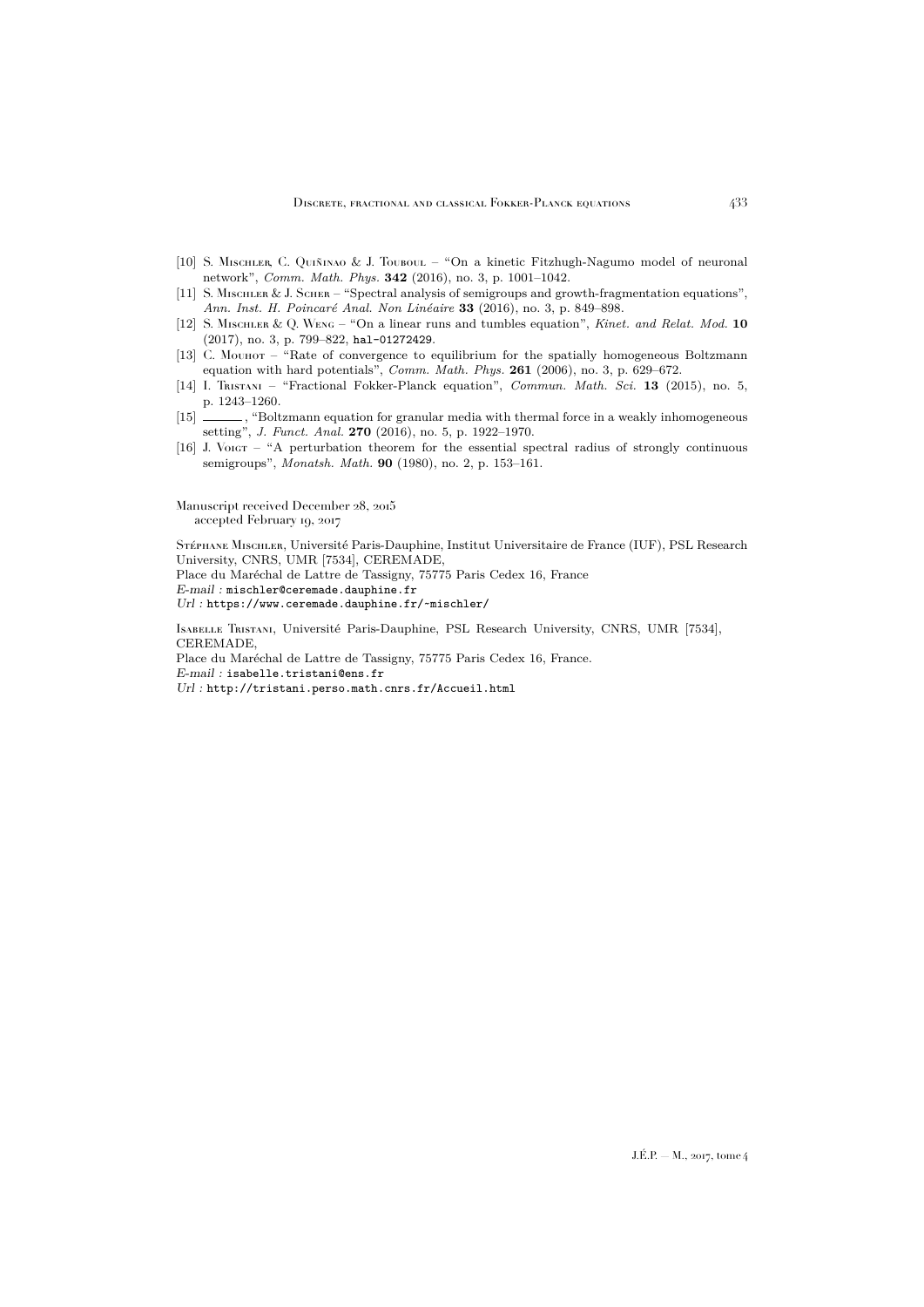[10] S. Mischler, C. Quiñinao & J. Touboul – "On a kinetic Fitzhugh-Nagumo model of neuronal network", *Comm. Math. Phys.* **342** (2016), no. 3, p. 1001–1042.

[11] S. Mischler & J. Scher – "Spectral analysis of semigroups and growth-fragmentation equations", *Ann. Inst. H. Poincaré Anal. Non Linéaire* **33** (2016), no. 3, p. 849–898.

[12] S. Mischler & Q. Weng – "On a linear runs and tumbles equation", *Kinet. and Relat. Mod.* **10** (2017), no. 3, p. 799–822, hal-01272429.

[13] C. Mouhot – "Rate of convergence to equilibrium for the spatially homogeneous Boltzmann equation with hard potentials", *Comm. Math. Phys.* **261** (2006), no. 3, p. 629–672.

[14] I. Tristani – "Fractional Fokker-Planck equation", *Commun. Math. Sci.* **13** (2015), no. 5, p. 1243–1260.

[15] ______, "Boltzmann equation for granular media with thermal force in a weakly inhomogeneous setting", *J. Funct. Anal.* **270** (2016), no. 5, p. 1922–1970.

[16] J. Voigt – "A perturbation theorem for the essential spectral radius of strongly continuous semigroups", *Monatsh. Math.* **90** (1980), no. 2, p. 153–161.

Manuscript received December 28, 2015
accepted February 19, 2017

Stéphane Mischler, Université Paris-Dauphine, Institut Universitaire de France (IUF), PSL Research University, CNRS, UMR [7534], CEREMADE,
Place du Maréchal de Lattre de Tassigny, 75775 Paris Cedex 16, France
*E-mail :* mischler@ceremade.dauphine.fr
*Url :* https://www.ceremade.dauphine.fr/~mischler/

Isabelle Tristani, Université Paris-Dauphine, PSL Research University, CNRS, UMR [7534], CEREMADE,
Place du Maréchal de Lattre de Tassigny, 75775 Paris Cedex 16, France.
*E-mail :* isabelle.tristani@ens.fr
*Url :* http://tristani.perso.math.cnrs.fr/Accueil.html